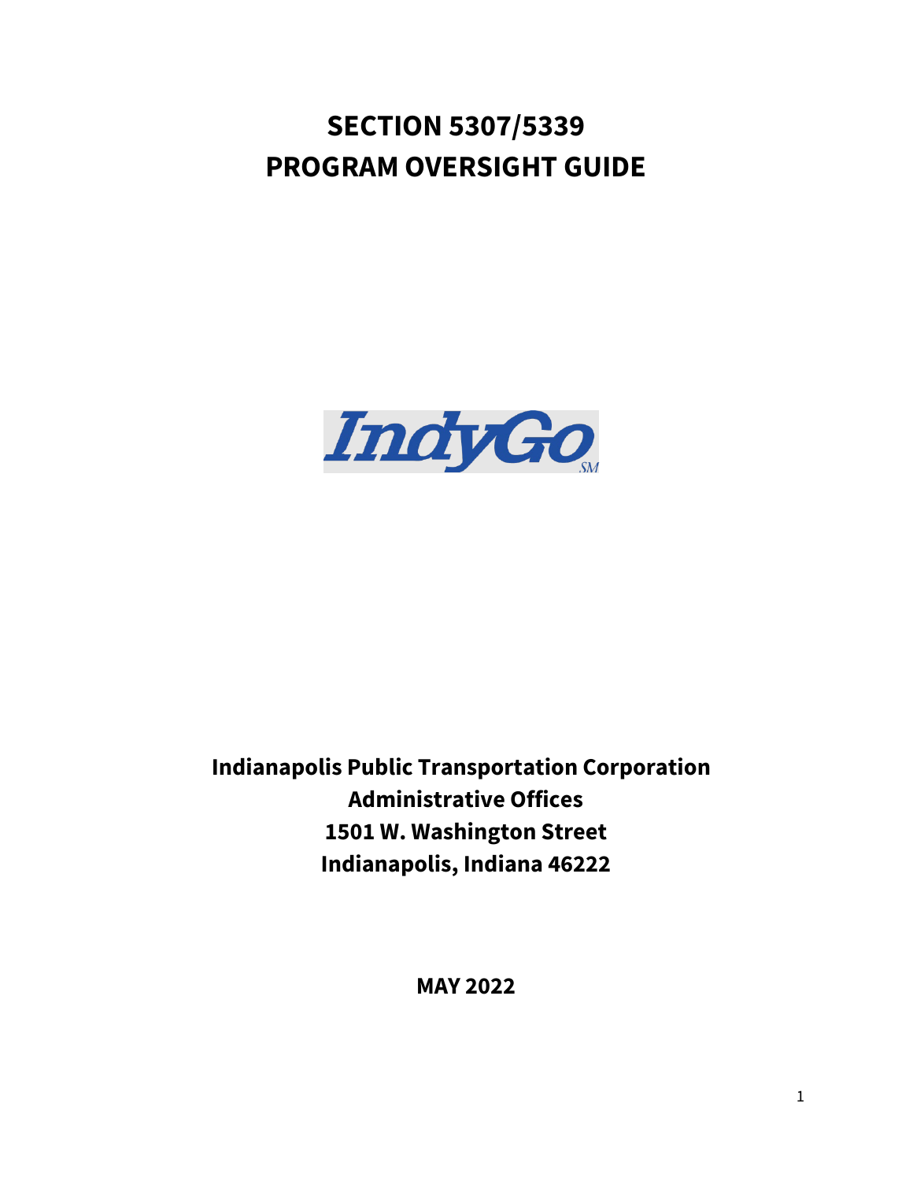# SECTION 5307/5339 PROGRAM OVERSIGHT GUIDE

IndyGo℠

**Indianapolis Public Transportation Corporation**
**Administrative Offices**
**1501 W. Washington Street**
**Indianapolis, Indiana 46222**

**MAY 2022**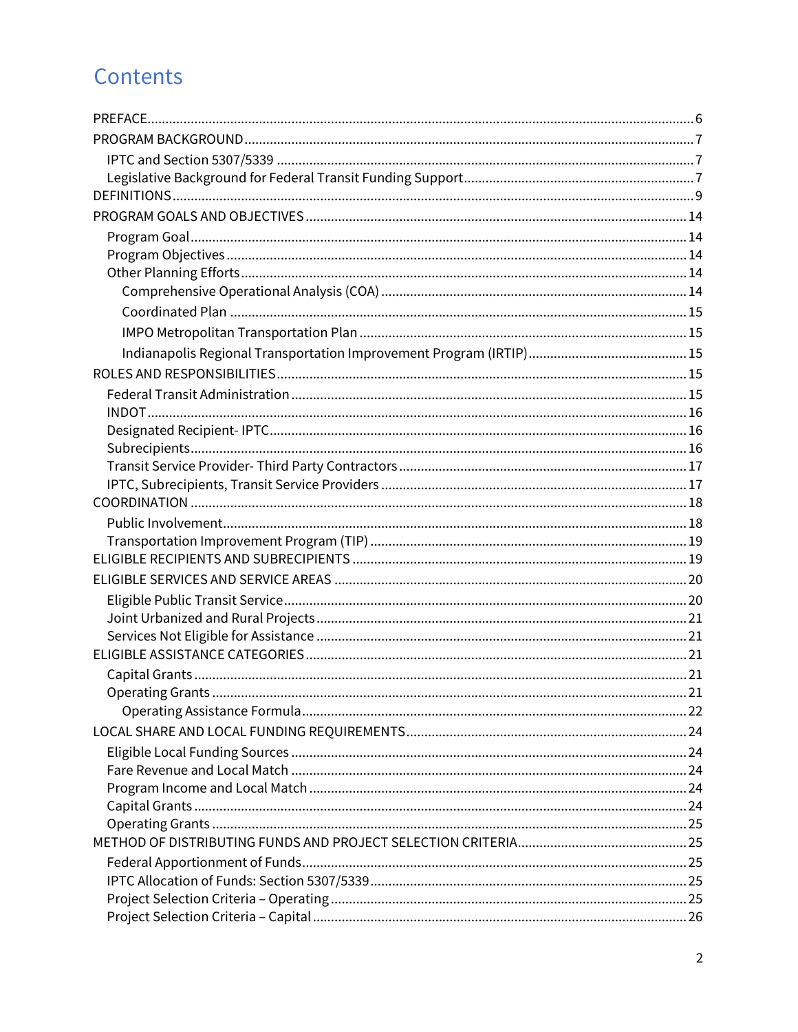# Contents

PREFACE......6

PROGRAM BACKGROUND......7

- IPTC and Section 5307/5339......7
- Legislative Background for Federal Transit Funding Support......7

DEFINITIONS......9

PROGRAM GOALS AND OBJECTIVES......14

- Program Goal......14
- Program Objectives......14
- Other Planning Efforts......14
  - Comprehensive Operational Analysis (COA)......14
  - Coordinated Plan......15
  - IMPO Metropolitan Transportation Plan......15
  - Indianapolis Regional Transportation Improvement Program (IRTIP)......15

ROLES AND RESPONSIBILITIES......15

- Federal Transit Administration......15
- INDOT......16
- Designated Recipient- IPTC......16
- Subrecipients......16
- Transit Service Provider- Third Party Contractors......17
- IPTC, Subrecipients, Transit Service Providers......17

COORDINATION......18

- Public Involvement......18
- Transportation Improvement Program (TIP)......19

ELIGIBLE RECIPIENTS AND SUBRECIPIENTS......19

ELIGIBLE SERVICES AND SERVICE AREAS......20

- Eligible Public Transit Service......20
- Joint Urbanized and Rural Projects......21
- Services Not Eligible for Assistance......21

ELIGIBLE ASSISTANCE CATEGORIES......21

- Capital Grants......21
- Operating Grants......21
  - Operating Assistance Formula......22

LOCAL SHARE AND LOCAL FUNDING REQUIREMENTS......24

- Eligible Local Funding Sources......24
- Fare Revenue and Local Match......24
- Program Income and Local Match......24
- Capital Grants......24
- Operating Grants......25

METHOD OF DISTRIBUTING FUNDS AND PROJECT SELECTION CRITERIA......25

- Federal Apportionment of Funds......25
- IPTC Allocation of Funds: Section 5307/5339......25
- Project Selection Criteria – Operating......25
- Project Selection Criteria – Capital......26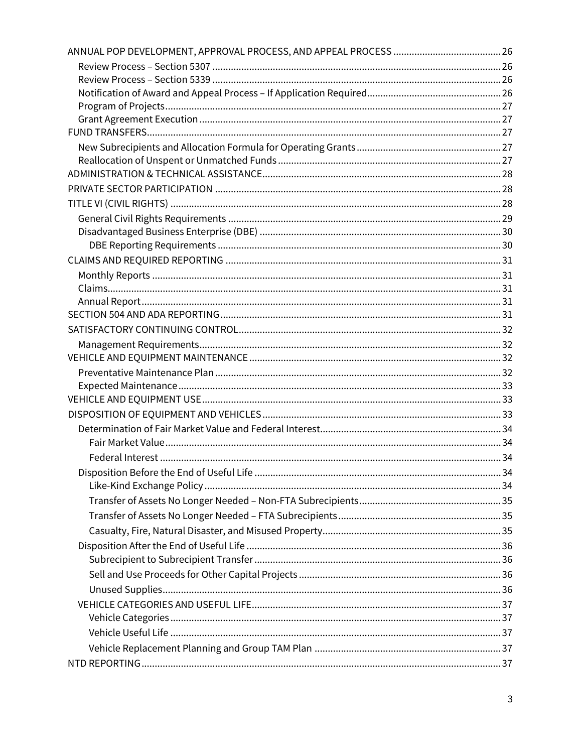ANNUAL POP DEVELOPMENT, APPROVAL PROCESS, AND APPEAL PROCESS ......................................... 26

- Review Process – Section 5307 ......................................................................................................... 26
- Review Process – Section 5339 ......................................................................................................... 26
- Notification of Award and Appeal Process – If Application Required................................................... 26
- Program of Projects............................................................................................................................. 27
- Grant Agreement Execution ................................................................................................................. 27

FUND TRANSFERS.................................................................................................................................. 27

- New Subrecipients and Allocation Formula for Operating Grants ....................................................... 27
- Reallocation of Unspent or Unmatched Funds .................................................................................... 27

ADMINISTRATION & TECHNICAL ASSISTANCE.......................................................................................... 28

PRIVATE SECTOR PARTICIPATION ............................................................................................................ 28

TITLE VI (CIVIL RIGHTS) .............................................................................................................................. 28

- General Civil Rights Requirements ....................................................................................................... 29
- Disadvantaged Business Enterprise (DBE) ........................................................................................... 30
    - DBE Reporting Requirements ........................................................................................................... 30

CLAIMS AND REQUIRED REPORTING ......................................................................................................... 31

- Monthly Reports .................................................................................................................................... 31
- Claims..................................................................................................................................................... 31
- Annual Report......................................................................................................................................... 31

SECTION 504 AND ADA REPORTING........................................................................................................... 31

SATISFACTORY CONTINUING CONTROL...................................................................................................... 32

- Management Requirements.................................................................................................................. 32

VEHICLE AND EQUIPMENT MAINTENANCE ................................................................................................ 32

- Preventative Maintenance Plan ............................................................................................................ 32
- Expected Maintenance .......................................................................................................................... 33

VEHICLE AND EQUIPMENT USE ................................................................................................................... 33

DISPOSITION OF EQUIPMENT AND VEHICLES ............................................................................................. 33

- Determination of Fair Market Value and Federal Interest..................................................................... 34
    - Fair Market Value............................................................................................................................... 34
    - Federal Interest ................................................................................................................................. 34
- Disposition Before the End of Useful Life .............................................................................................. 34
    - Like-Kind Exchange Policy ................................................................................................................ 34
    - Transfer of Assets No Longer Needed – Non-FTA Subrecipients...................................................... 35
    - Transfer of Assets No Longer Needed – FTA Subrecipients .............................................................. 35
    - Casualty, Fire, Natural Disaster, and Misused Property.................................................................... 35
- Disposition After the End of Useful Life ................................................................................................. 36
    - Subrecipient to Subrecipient Transfer .............................................................................................. 36
    - Sell and Use Proceeds for Other Capital Projects ............................................................................. 36
    - Unused Supplies................................................................................................................................. 36
- VEHICLE CATEGORIES AND USEFUL LIFE............................................................................................... 37
    - Vehicle Categories ............................................................................................................................. 37
    - Vehicle Useful Life ............................................................................................................................. 37
    - Vehicle Replacement Planning and Group TAM Plan ....................................................................... 37

NTD REPORTING......................................................................................................................................... 37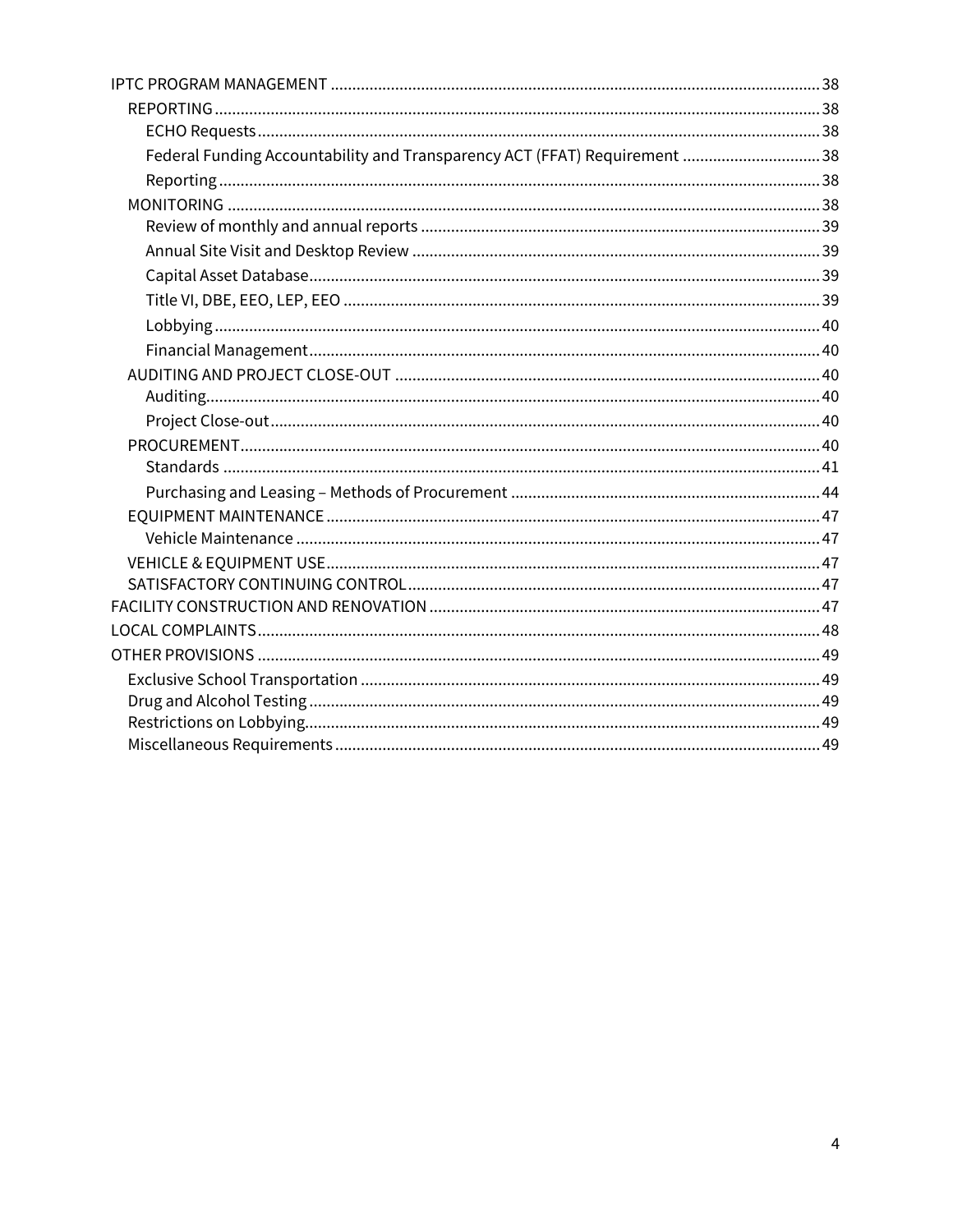- IPTC PROGRAM MANAGEMENT ..... 38
  - REPORTING ..... 38
    - ECHO Requests ..... 38
    - Federal Funding Accountability and Transparency ACT (FFAT) Requirement ..... 38
    - Reporting ..... 38
  - MONITORING ..... 38
    - Review of monthly and annual reports ..... 39
    - Annual Site Visit and Desktop Review ..... 39
    - Capital Asset Database ..... 39
    - Title VI, DBE, EEO, LEP, EEO ..... 39
    - Lobbying ..... 40
    - Financial Management ..... 40
  - AUDITING AND PROJECT CLOSE-OUT ..... 40
    - Auditing ..... 40
    - Project Close-out ..... 40
  - PROCUREMENT ..... 40
    - Standards ..... 41
    - Purchasing and Leasing – Methods of Procurement ..... 44
  - EQUIPMENT MAINTENANCE ..... 47
    - Vehicle Maintenance ..... 47
  - VEHICLE & EQUIPMENT USE ..... 47
  - SATISFACTORY CONTINUING CONTROL ..... 47
- FACILITY CONSTRUCTION AND RENOVATION ..... 47
- LOCAL COMPLAINTS ..... 48
- OTHER PROVISIONS ..... 49
  - Exclusive School Transportation ..... 49
  - Drug and Alcohol Testing ..... 49
  - Restrictions on Lobbying ..... 49
  - Miscellaneous Requirements ..... 49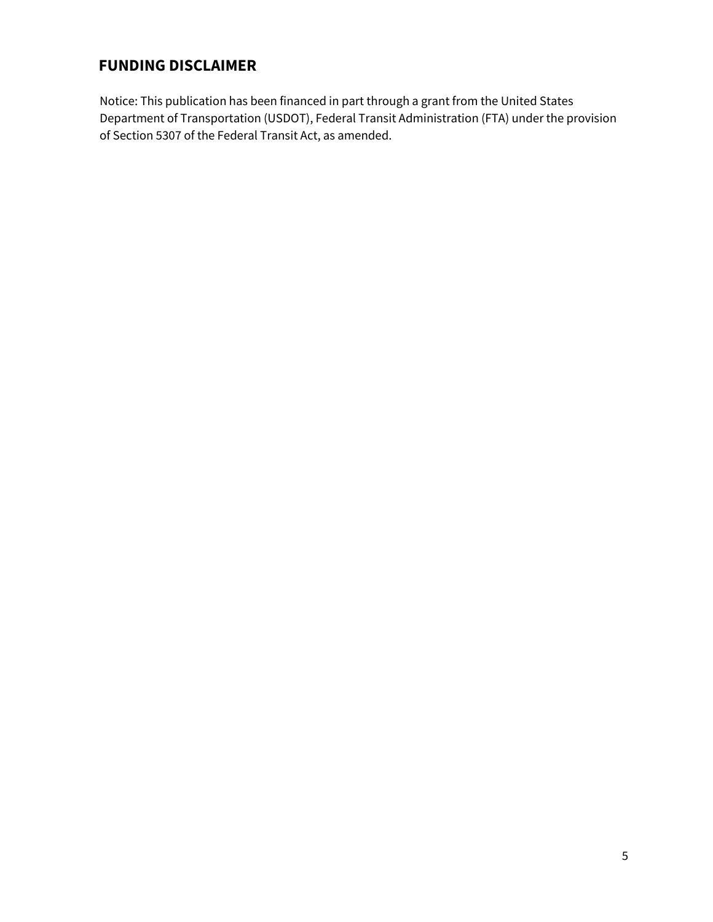## FUNDING DISCLAIMER

Notice: This publication has been financed in part through a grant from the United States Department of Transportation (USDOT), Federal Transit Administration (FTA) under the provision of Section 5307 of the Federal Transit Act, as amended.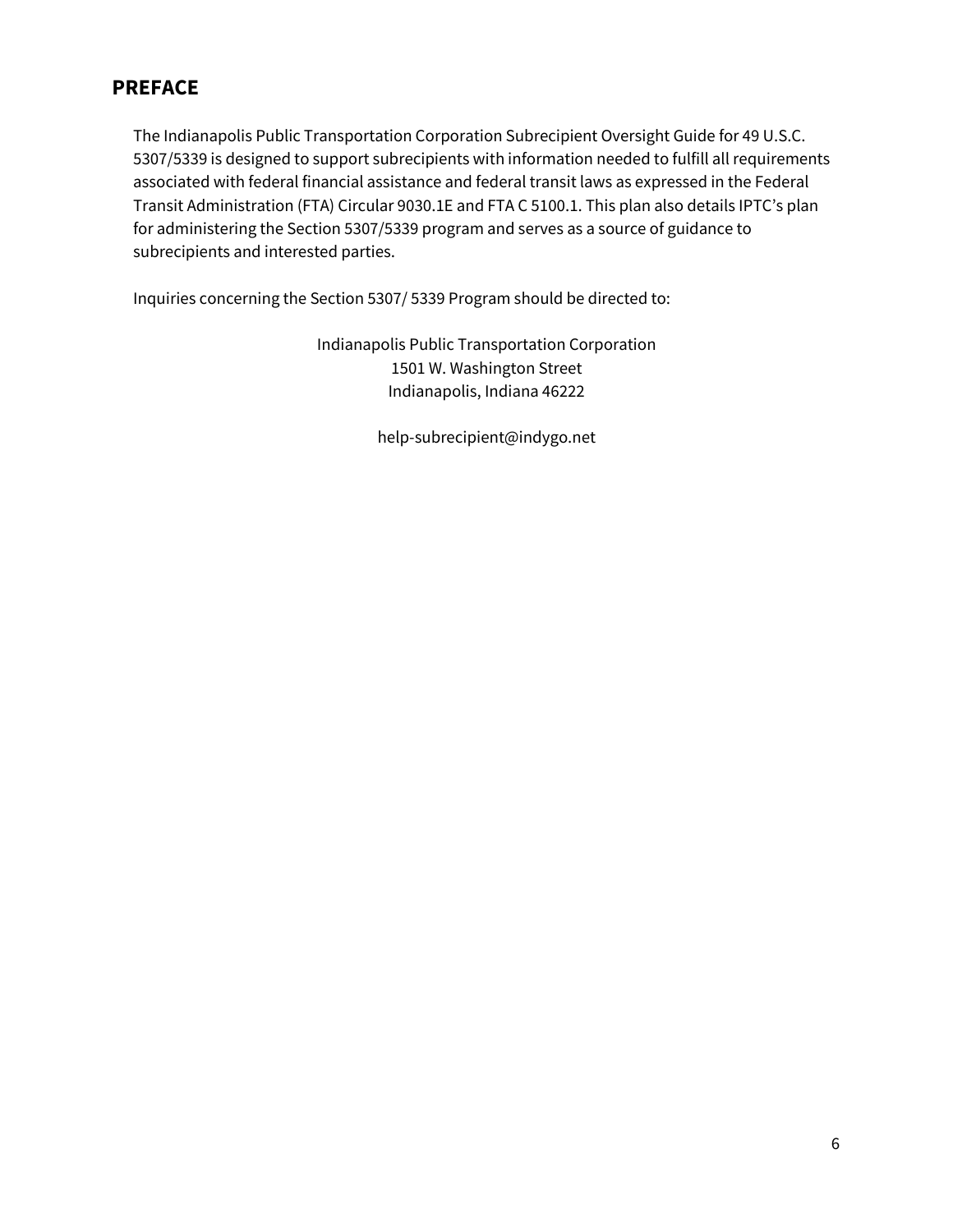## PREFACE

The Indianapolis Public Transportation Corporation Subrecipient Oversight Guide for 49 U.S.C. 5307/5339 is designed to support subrecipients with information needed to fulfill all requirements associated with federal financial assistance and federal transit laws as expressed in the Federal Transit Administration (FTA) Circular 9030.1E and FTA C 5100.1. This plan also details IPTC's plan for administering the Section 5307/5339 program and serves as a source of guidance to subrecipients and interested parties.

Inquiries concerning the Section 5307/ 5339 Program should be directed to:

Indianapolis Public Transportation Corporation
1501 W. Washington Street
Indianapolis, Indiana 46222

help-subrecipient@indygo.net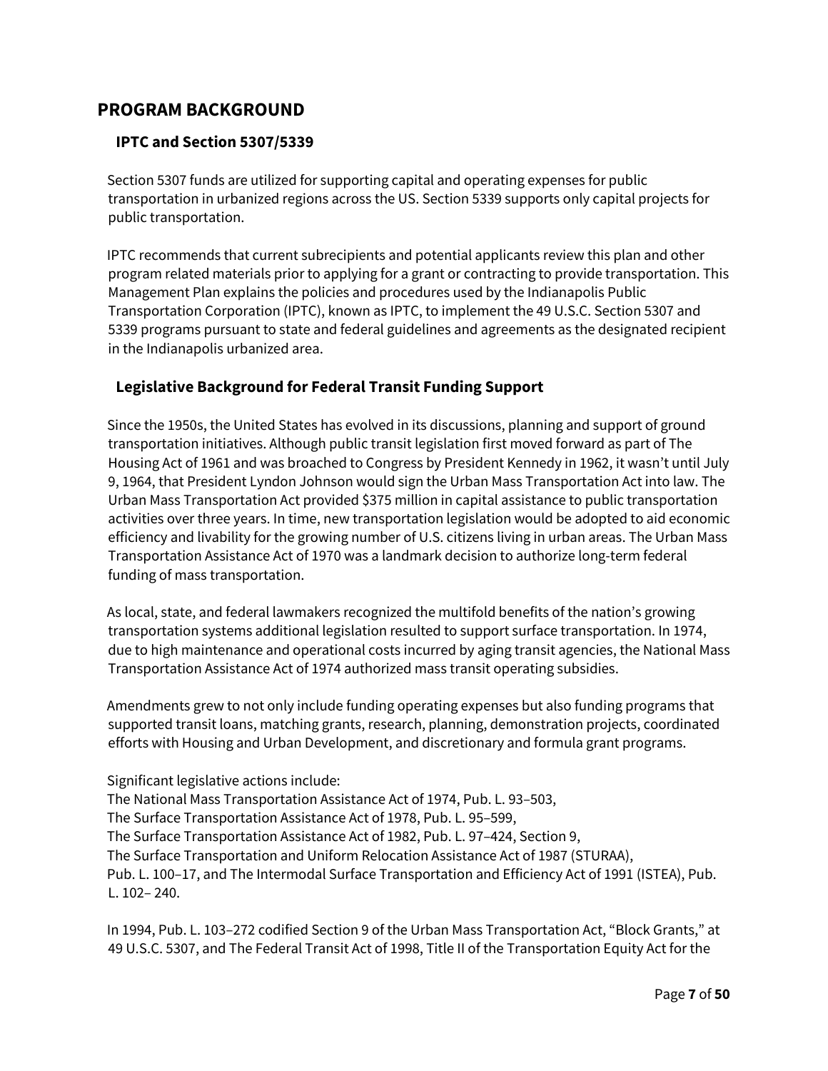# PROGRAM BACKGROUND

## IPTC and Section 5307/5339

Section 5307 funds are utilized for supporting capital and operating expenses for public transportation in urbanized regions across the US. Section 5339 supports only capital projects for public transportation.

IPTC recommends that current subrecipients and potential applicants review this plan and other program related materials prior to applying for a grant or contracting to provide transportation. This Management Plan explains the policies and procedures used by the Indianapolis Public Transportation Corporation (IPTC), known as IPTC, to implement the 49 U.S.C. Section 5307 and 5339 programs pursuant to state and federal guidelines and agreements as the designated recipient in the Indianapolis urbanized area.

## Legislative Background for Federal Transit Funding Support

Since the 1950s, the United States has evolved in its discussions, planning and support of ground transportation initiatives. Although public transit legislation first moved forward as part of The Housing Act of 1961 and was broached to Congress by President Kennedy in 1962, it wasn't until July 9, 1964, that President Lyndon Johnson would sign the Urban Mass Transportation Act into law. The Urban Mass Transportation Act provided $375 million in capital assistance to public transportation activities over three years. In time, new transportation legislation would be adopted to aid economic efficiency and livability for the growing number of U.S. citizens living in urban areas. The Urban Mass Transportation Assistance Act of 1970 was a landmark decision to authorize long-term federal funding of mass transportation.

As local, state, and federal lawmakers recognized the multifold benefits of the nation's growing transportation systems additional legislation resulted to support surface transportation. In 1974, due to high maintenance and operational costs incurred by aging transit agencies, the National Mass Transportation Assistance Act of 1974 authorized mass transit operating subsidies.

Amendments grew to not only include funding operating expenses but also funding programs that supported transit loans, matching grants, research, planning, demonstration projects, coordinated efforts with Housing and Urban Development, and discretionary and formula grant programs.

Significant legislative actions include:
The National Mass Transportation Assistance Act of 1974, Pub. L. 93–503,
The Surface Transportation Assistance Act of 1978, Pub. L. 95–599,
The Surface Transportation Assistance Act of 1982, Pub. L. 97–424, Section 9,
The Surface Transportation and Uniform Relocation Assistance Act of 1987 (STURAA), Pub. L. 100–17, and The Intermodal Surface Transportation and Efficiency Act of 1991 (ISTEA), Pub. L. 102– 240.

In 1994, Pub. L. 103–272 codified Section 9 of the Urban Mass Transportation Act, "Block Grants," at 49 U.S.C. 5307, and The Federal Transit Act of 1998, Title II of the Transportation Equity Act for the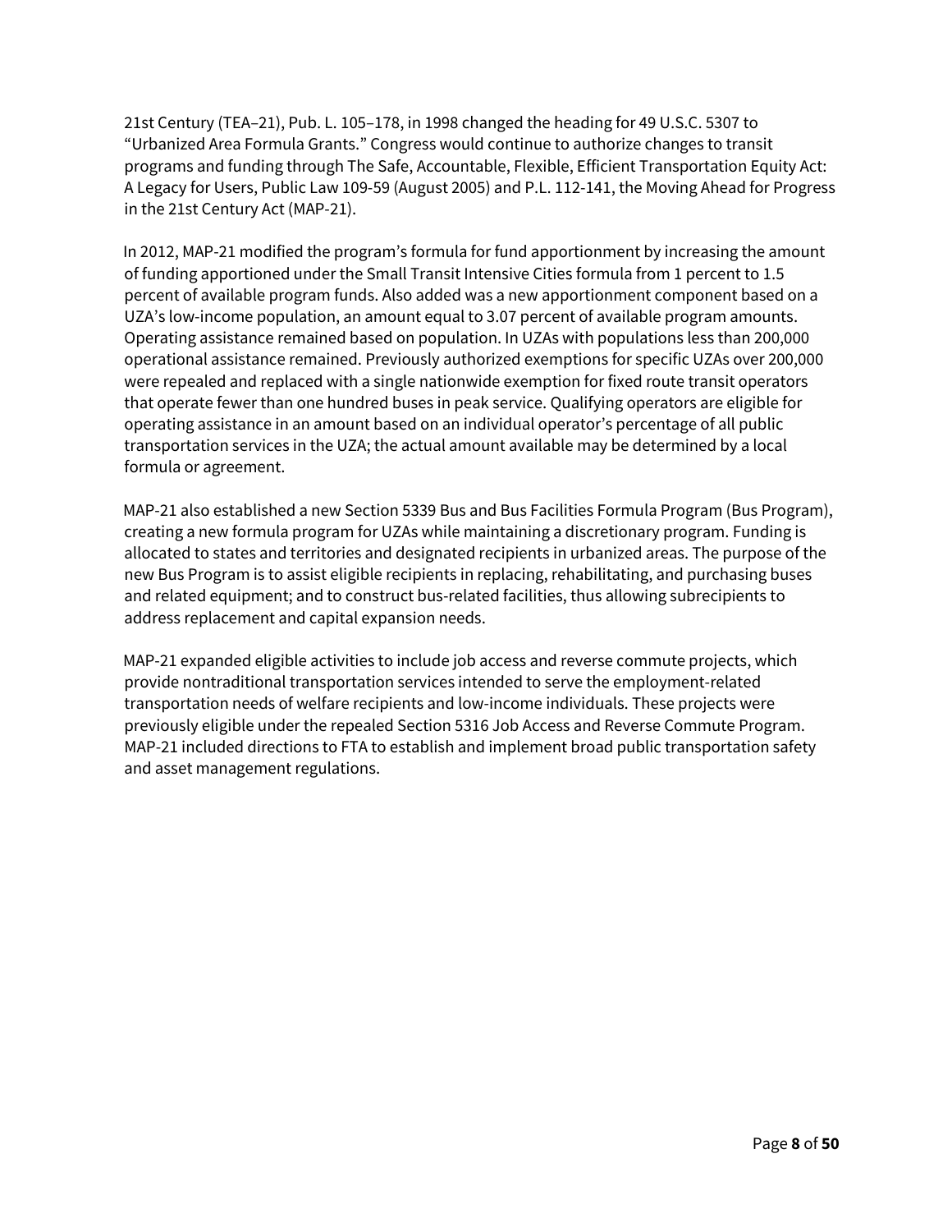21st Century (TEA–21), Pub. L. 105–178, in 1998 changed the heading for 49 U.S.C. 5307 to "Urbanized Area Formula Grants." Congress would continue to authorize changes to transit programs and funding through The Safe, Accountable, Flexible, Efficient Transportation Equity Act: A Legacy for Users, Public Law 109-59 (August 2005) and P.L. 112-141, the Moving Ahead for Progress in the 21st Century Act (MAP-21).

In 2012, MAP-21 modified the program's formula for fund apportionment by increasing the amount of funding apportioned under the Small Transit Intensive Cities formula from 1 percent to 1.5 percent of available program funds. Also added was a new apportionment component based on a UZA's low-income population, an amount equal to 3.07 percent of available program amounts. Operating assistance remained based on population. In UZAs with populations less than 200,000 operational assistance remained. Previously authorized exemptions for specific UZAs over 200,000 were repealed and replaced with a single nationwide exemption for fixed route transit operators that operate fewer than one hundred buses in peak service. Qualifying operators are eligible for operating assistance in an amount based on an individual operator's percentage of all public transportation services in the UZA; the actual amount available may be determined by a local formula or agreement.

MAP-21 also established a new Section 5339 Bus and Bus Facilities Formula Program (Bus Program), creating a new formula program for UZAs while maintaining a discretionary program. Funding is allocated to states and territories and designated recipients in urbanized areas. The purpose of the new Bus Program is to assist eligible recipients in replacing, rehabilitating, and purchasing buses and related equipment; and to construct bus-related facilities, thus allowing subrecipients to address replacement and capital expansion needs.

MAP-21 expanded eligible activities to include job access and reverse commute projects, which provide nontraditional transportation services intended to serve the employment-related transportation needs of welfare recipients and low-income individuals. These projects were previously eligible under the repealed Section 5316 Job Access and Reverse Commute Program. MAP-21 included directions to FTA to establish and implement broad public transportation safety and asset management regulations.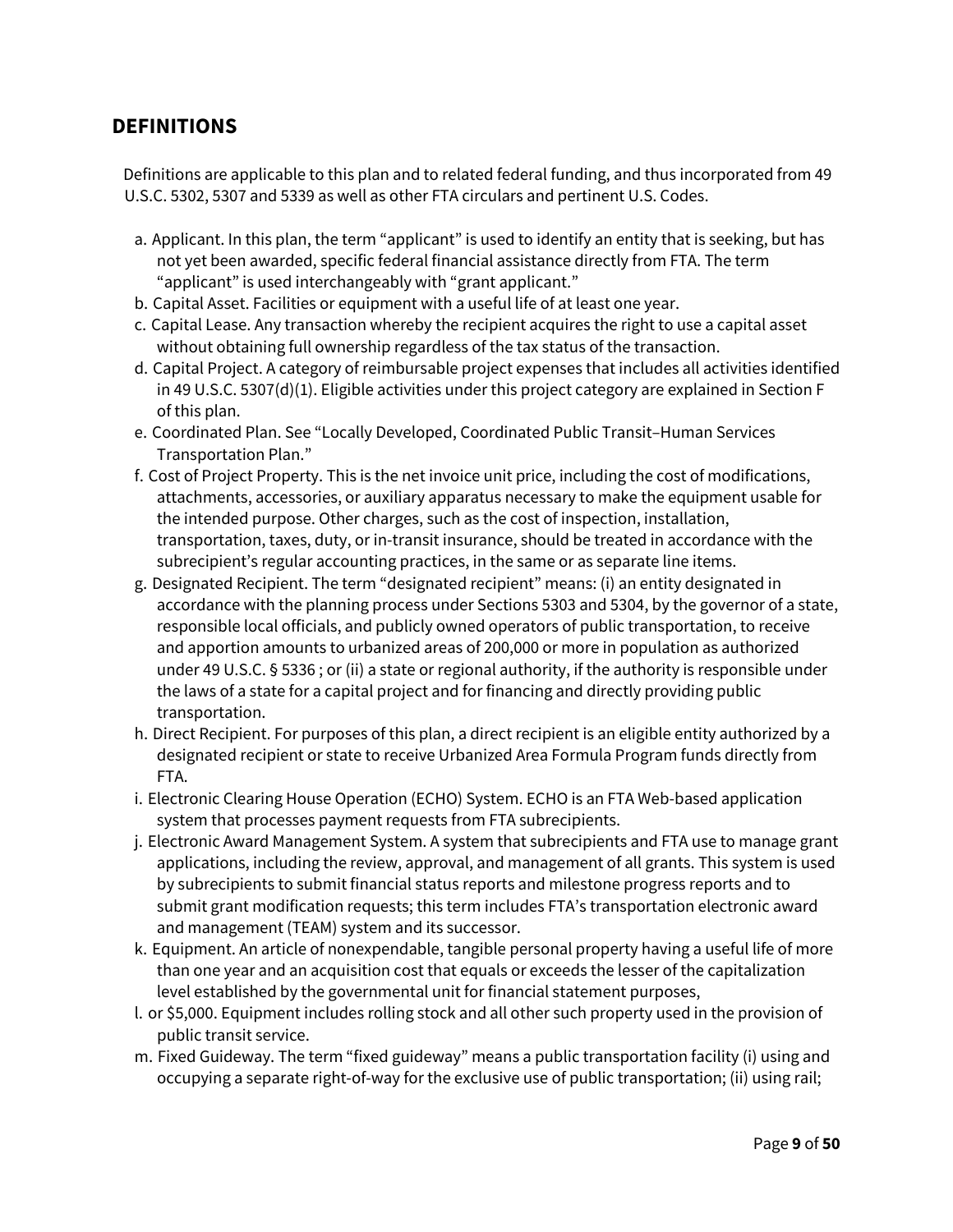## DEFINITIONS

Definitions are applicable to this plan and to related federal funding, and thus incorporated from 49 U.S.C. 5302, 5307 and 5339 as well as other FTA circulars and pertinent U.S. Codes.

a. Applicant. In this plan, the term "applicant" is used to identify an entity that is seeking, but has not yet been awarded, specific federal financial assistance directly from FTA. The term "applicant" is used interchangeably with "grant applicant."
b. Capital Asset. Facilities or equipment with a useful life of at least one year.
c. Capital Lease. Any transaction whereby the recipient acquires the right to use a capital asset without obtaining full ownership regardless of the tax status of the transaction.
d. Capital Project. A category of reimbursable project expenses that includes all activities identified in 49 U.S.C. 5307(d)(1). Eligible activities under this project category are explained in Section F of this plan.
e. Coordinated Plan. See "Locally Developed, Coordinated Public Transit–Human Services Transportation Plan."
f. Cost of Project Property. This is the net invoice unit price, including the cost of modifications, attachments, accessories, or auxiliary apparatus necessary to make the equipment usable for the intended purpose. Other charges, such as the cost of inspection, installation, transportation, taxes, duty, or in-transit insurance, should be treated in accordance with the subrecipient's regular accounting practices, in the same or as separate line items.
g. Designated Recipient. The term "designated recipient" means: (i) an entity designated in accordance with the planning process under Sections 5303 and 5304, by the governor of a state, responsible local officials, and publicly owned operators of public transportation, to receive and apportion amounts to urbanized areas of 200,000 or more in population as authorized under 49 U.S.C. § 5336 ; or (ii) a state or regional authority, if the authority is responsible under the laws of a state for a capital project and for financing and directly providing public transportation.
h. Direct Recipient. For purposes of this plan, a direct recipient is an eligible entity authorized by a designated recipient or state to receive Urbanized Area Formula Program funds directly from FTA.
i. Electronic Clearing House Operation (ECHO) System. ECHO is an FTA Web-based application system that processes payment requests from FTA subrecipients.
j. Electronic Award Management System. A system that subrecipients and FTA use to manage grant applications, including the review, approval, and management of all grants. This system is used by subrecipients to submit financial status reports and milestone progress reports and to submit grant modification requests; this term includes FTA's transportation electronic award and management (TEAM) system and its successor.
k. Equipment. An article of nonexpendable, tangible personal property having a useful life of more than one year and an acquisition cost that equals or exceeds the lesser of the capitalization level established by the governmental unit for financial statement purposes,
l. or $5,000. Equipment includes rolling stock and all other such property used in the provision of public transit service.
m. Fixed Guideway. The term "fixed guideway" means a public transportation facility (i) using and occupying a separate right-of-way for the exclusive use of public transportation; (ii) using rail;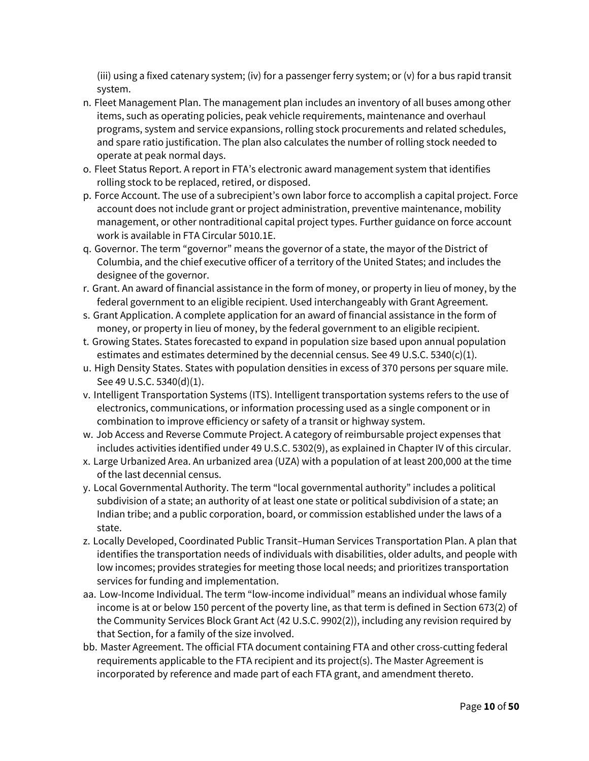(iii) using a fixed catenary system; (iv) for a passenger ferry system; or (v) for a bus rapid transit system.

n. Fleet Management Plan. The management plan includes an inventory of all buses among other items, such as operating policies, peak vehicle requirements, maintenance and overhaul programs, system and service expansions, rolling stock procurements and related schedules, and spare ratio justification. The plan also calculates the number of rolling stock needed to operate at peak normal days.

o. Fleet Status Report. A report in FTA's electronic award management system that identifies rolling stock to be replaced, retired, or disposed.

p. Force Account. The use of a subrecipient's own labor force to accomplish a capital project. Force account does not include grant or project administration, preventive maintenance, mobility management, or other nontraditional capital project types. Further guidance on force account work is available in FTA Circular 5010.1E.

q. Governor. The term "governor" means the governor of a state, the mayor of the District of Columbia, and the chief executive officer of a territory of the United States; and includes the designee of the governor.

r. Grant. An award of financial assistance in the form of money, or property in lieu of money, by the federal government to an eligible recipient. Used interchangeably with Grant Agreement.

s. Grant Application. A complete application for an award of financial assistance in the form of money, or property in lieu of money, by the federal government to an eligible recipient.

t. Growing States. States forecasted to expand in population size based upon annual population estimates and estimates determined by the decennial census. See 49 U.S.C. 5340(c)(1).

u. High Density States. States with population densities in excess of 370 persons per square mile. See 49 U.S.C. 5340(d)(1).

v. Intelligent Transportation Systems (ITS). Intelligent transportation systems refers to the use of electronics, communications, or information processing used as a single component or in combination to improve efficiency or safety of a transit or highway system.

w. Job Access and Reverse Commute Project. A category of reimbursable project expenses that includes activities identified under 49 U.S.C. 5302(9), as explained in Chapter IV of this circular.

x. Large Urbanized Area. An urbanized area (UZA) with a population of at least 200,000 at the time of the last decennial census.

y. Local Governmental Authority. The term "local governmental authority" includes a political subdivision of a state; an authority of at least one state or political subdivision of a state; an Indian tribe; and a public corporation, board, or commission established under the laws of a state.

z. Locally Developed, Coordinated Public Transit–Human Services Transportation Plan. A plan that identifies the transportation needs of individuals with disabilities, older adults, and people with low incomes; provides strategies for meeting those local needs; and prioritizes transportation services for funding and implementation.

aa. Low-Income Individual. The term "low-income individual" means an individual whose family income is at or below 150 percent of the poverty line, as that term is defined in Section 673(2) of the Community Services Block Grant Act (42 U.S.C. 9902(2)), including any revision required by that Section, for a family of the size involved.

bb. Master Agreement. The official FTA document containing FTA and other cross-cutting federal requirements applicable to the FTA recipient and its project(s). The Master Agreement is incorporated by reference and made part of each FTA grant, and amendment thereto.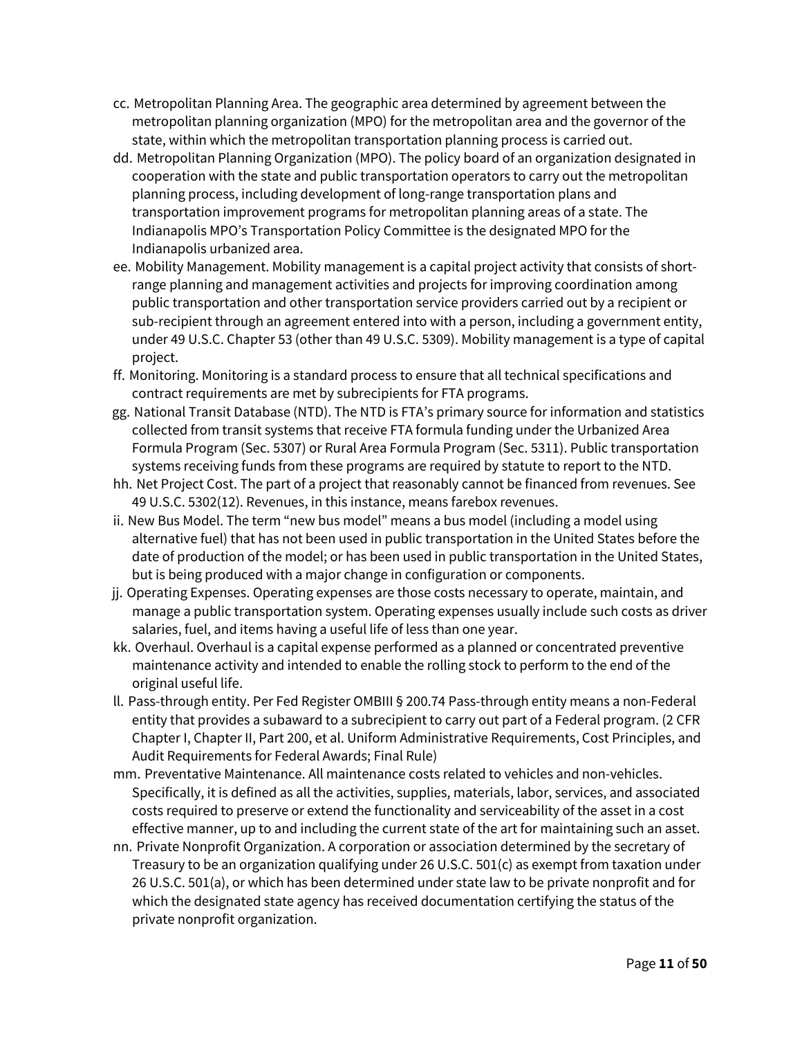cc. Metropolitan Planning Area. The geographic area determined by agreement between the metropolitan planning organization (MPO) for the metropolitan area and the governor of the state, within which the metropolitan transportation planning process is carried out.

dd. Metropolitan Planning Organization (MPO). The policy board of an organization designated in cooperation with the state and public transportation operators to carry out the metropolitan planning process, including development of long-range transportation plans and transportation improvement programs for metropolitan planning areas of a state. The Indianapolis MPO's Transportation Policy Committee is the designated MPO for the Indianapolis urbanized area.

ee. Mobility Management. Mobility management is a capital project activity that consists of short-range planning and management activities and projects for improving coordination among public transportation and other transportation service providers carried out by a recipient or sub-recipient through an agreement entered into with a person, including a government entity, under 49 U.S.C. Chapter 53 (other than 49 U.S.C. 5309). Mobility management is a type of capital project.

ff. Monitoring. Monitoring is a standard process to ensure that all technical specifications and contract requirements are met by subrecipients for FTA programs.

gg. National Transit Database (NTD). The NTD is FTA's primary source for information and statistics collected from transit systems that receive FTA formula funding under the Urbanized Area Formula Program (Sec. 5307) or Rural Area Formula Program (Sec. 5311). Public transportation systems receiving funds from these programs are required by statute to report to the NTD.

hh. Net Project Cost. The part of a project that reasonably cannot be financed from revenues. See 49 U.S.C. 5302(12). Revenues, in this instance, means farebox revenues.

ii. New Bus Model. The term "new bus model" means a bus model (including a model using alternative fuel) that has not been used in public transportation in the United States before the date of production of the model; or has been used in public transportation in the United States, but is being produced with a major change in configuration or components.

jj. Operating Expenses. Operating expenses are those costs necessary to operate, maintain, and manage a public transportation system. Operating expenses usually include such costs as driver salaries, fuel, and items having a useful life of less than one year.

kk. Overhaul. Overhaul is a capital expense performed as a planned or concentrated preventive maintenance activity and intended to enable the rolling stock to perform to the end of the original useful life.

ll. Pass-through entity. Per Fed Register OMBIII § 200.74 Pass-through entity means a non-Federal entity that provides a subaward to a subrecipient to carry out part of a Federal program. (2 CFR Chapter I, Chapter II, Part 200, et al. Uniform Administrative Requirements, Cost Principles, and Audit Requirements for Federal Awards; Final Rule)

mm. Preventative Maintenance. All maintenance costs related to vehicles and non-vehicles. Specifically, it is defined as all the activities, supplies, materials, labor, services, and associated costs required to preserve or extend the functionality and serviceability of the asset in a cost effective manner, up to and including the current state of the art for maintaining such an asset.

nn. Private Nonprofit Organization. A corporation or association determined by the secretary of Treasury to be an organization qualifying under 26 U.S.C. 501(c) as exempt from taxation under 26 U.S.C. 501(a), or which has been determined under state law to be private nonprofit and for which the designated state agency has received documentation certifying the status of the private nonprofit organization.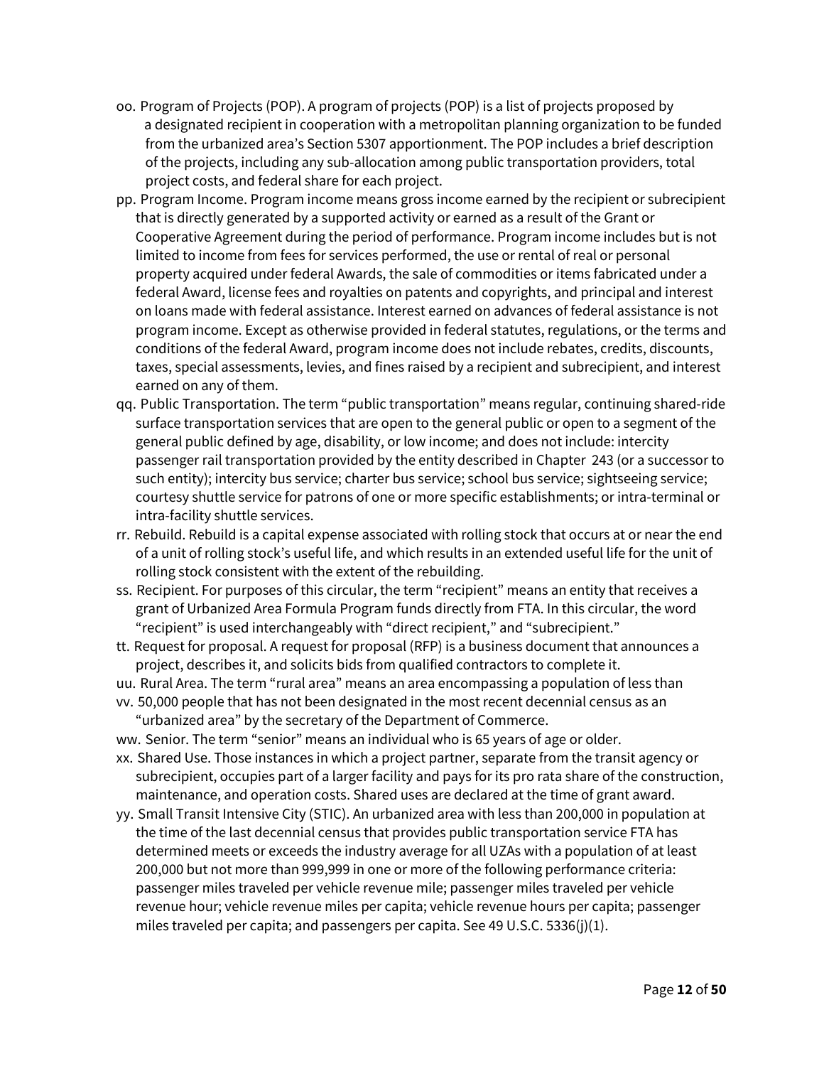oo. Program of Projects (POP). A program of projects (POP) is a list of projects proposed by a designated recipient in cooperation with a metropolitan planning organization to be funded from the urbanized area's Section 5307 apportionment. The POP includes a brief description of the projects, including any sub-allocation among public transportation providers, total project costs, and federal share for each project.

pp. Program Income. Program income means gross income earned by the recipient or subrecipient that is directly generated by a supported activity or earned as a result of the Grant or Cooperative Agreement during the period of performance. Program income includes but is not limited to income from fees for services performed, the use or rental of real or personal property acquired under federal Awards, the sale of commodities or items fabricated under a federal Award, license fees and royalties on patents and copyrights, and principal and interest on loans made with federal assistance. Interest earned on advances of federal assistance is not program income. Except as otherwise provided in federal statutes, regulations, or the terms and conditions of the federal Award, program income does not include rebates, credits, discounts, taxes, special assessments, levies, and fines raised by a recipient and subrecipient, and interest earned on any of them.

qq. Public Transportation. The term "public transportation" means regular, continuing shared-ride surface transportation services that are open to the general public or open to a segment of the general public defined by age, disability, or low income; and does not include: intercity passenger rail transportation provided by the entity described in Chapter 243 (or a successor to such entity); intercity bus service; charter bus service; school bus service; sightseeing service; courtesy shuttle service for patrons of one or more specific establishments; or intra-terminal or intra-facility shuttle services.

rr. Rebuild. Rebuild is a capital expense associated with rolling stock that occurs at or near the end of a unit of rolling stock's useful life, and which results in an extended useful life for the unit of rolling stock consistent with the extent of the rebuilding.

ss. Recipient. For purposes of this circular, the term "recipient" means an entity that receives a grant of Urbanized Area Formula Program funds directly from FTA. In this circular, the word "recipient" is used interchangeably with "direct recipient," and "subrecipient."

tt. Request for proposal. A request for proposal (RFP) is a business document that announces a project, describes it, and solicits bids from qualified contractors to complete it.

uu. Rural Area. The term "rural area" means an area encompassing a population of less than

vv. 50,000 people that has not been designated in the most recent decennial census as an "urbanized area" by the secretary of the Department of Commerce.

ww. Senior. The term "senior" means an individual who is 65 years of age or older.

xx. Shared Use. Those instances in which a project partner, separate from the transit agency or subrecipient, occupies part of a larger facility and pays for its pro rata share of the construction, maintenance, and operation costs. Shared uses are declared at the time of grant award.

yy. Small Transit Intensive City (STIC). An urbanized area with less than 200,000 in population at the time of the last decennial census that provides public transportation service FTA has determined meets or exceeds the industry average for all UZAs with a population of at least 200,000 but not more than 999,999 in one or more of the following performance criteria: passenger miles traveled per vehicle revenue mile; passenger miles traveled per vehicle revenue hour; vehicle revenue miles per capita; vehicle revenue hours per capita; passenger miles traveled per capita; and passengers per capita. See 49 U.S.C. 5336(j)(1).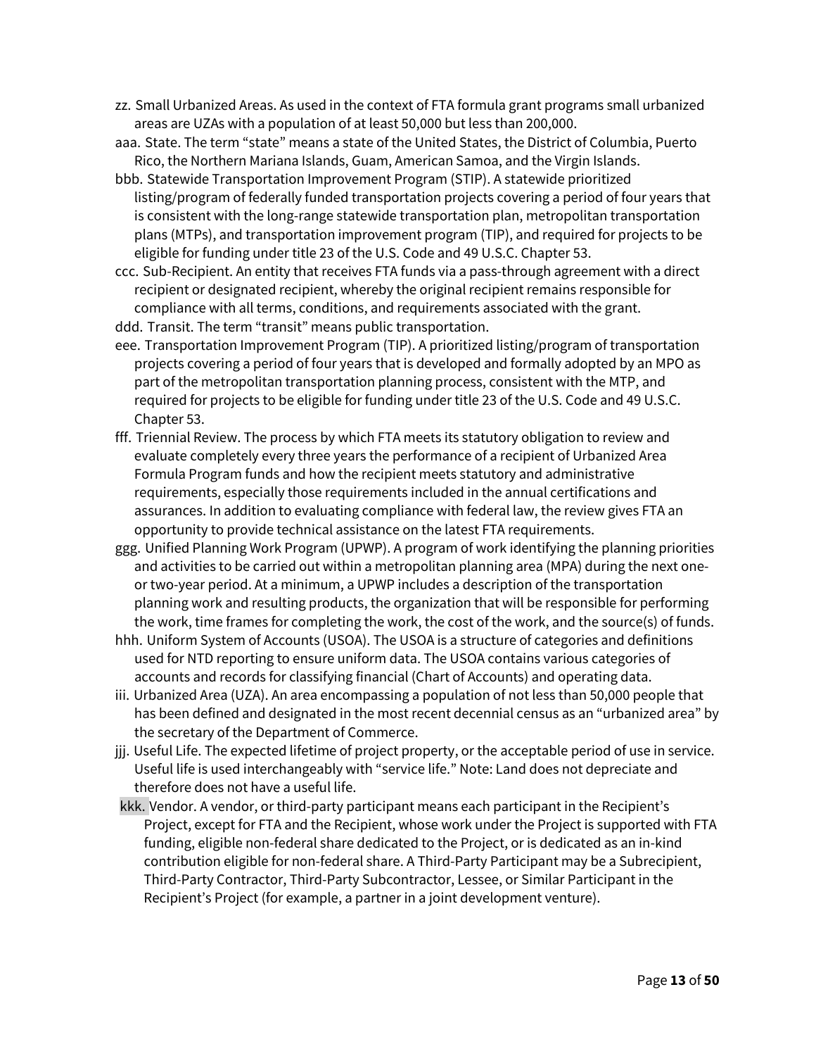zz. Small Urbanized Areas. As used in the context of FTA formula grant programs small urbanized areas are UZAs with a population of at least 50,000 but less than 200,000.

aaa. State. The term “state” means a state of the United States, the District of Columbia, Puerto Rico, the Northern Mariana Islands, Guam, American Samoa, and the Virgin Islands.

bbb. Statewide Transportation Improvement Program (STIP). A statewide prioritized listing/program of federally funded transportation projects covering a period of four years that is consistent with the long-range statewide transportation plan, metropolitan transportation plans (MTPs), and transportation improvement program (TIP), and required for projects to be eligible for funding under title 23 of the U.S. Code and 49 U.S.C. Chapter 53.

ccc. Sub-Recipient. An entity that receives FTA funds via a pass-through agreement with a direct recipient or designated recipient, whereby the original recipient remains responsible for compliance with all terms, conditions, and requirements associated with the grant.

ddd. Transit. The term “transit” means public transportation.

eee. Transportation Improvement Program (TIP). A prioritized listing/program of transportation projects covering a period of four years that is developed and formally adopted by an MPO as part of the metropolitan transportation planning process, consistent with the MTP, and required for projects to be eligible for funding under title 23 of the U.S. Code and 49 U.S.C. Chapter 53.

fff. Triennial Review. The process by which FTA meets its statutory obligation to review and evaluate completely every three years the performance of a recipient of Urbanized Area Formula Program funds and how the recipient meets statutory and administrative requirements, especially those requirements included in the annual certifications and assurances. In addition to evaluating compliance with federal law, the review gives FTA an opportunity to provide technical assistance on the latest FTA requirements.

ggg. Unified Planning Work Program (UPWP). A program of work identifying the planning priorities and activities to be carried out within a metropolitan planning area (MPA) during the next one- or two-year period. At a minimum, a UPWP includes a description of the transportation planning work and resulting products, the organization that will be responsible for performing the work, time frames for completing the work, the cost of the work, and the source(s) of funds.

hhh. Uniform System of Accounts (USOA). The USOA is a structure of categories and definitions used for NTD reporting to ensure uniform data. The USOA contains various categories of accounts and records for classifying financial (Chart of Accounts) and operating data.

iii. Urbanized Area (UZA). An area encompassing a population of not less than 50,000 people that has been defined and designated in the most recent decennial census as an “urbanized area” by the secretary of the Department of Commerce.

jjj. Useful Life. The expected lifetime of project property, or the acceptable period of use in service. Useful life is used interchangeably with “service life.” Note: Land does not depreciate and therefore does not have a useful life.

kkk. Vendor. A vendor, or third-party participant means each participant in the Recipient’s Project, except for FTA and the Recipient, whose work under the Project is supported with FTA funding, eligible non-federal share dedicated to the Project, or is dedicated as an in-kind contribution eligible for non-federal share. A Third-Party Participant may be a Subrecipient, Third-Party Contractor, Third-Party Subcontractor, Lessee, or Similar Participant in the Recipient’s Project (for example, a partner in a joint development venture).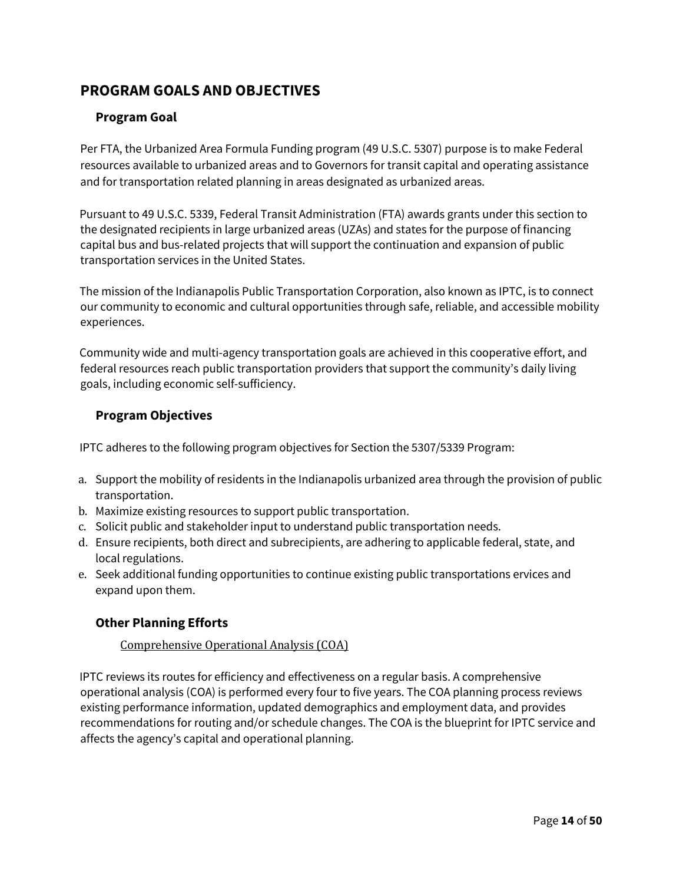## PROGRAM GOALS AND OBJECTIVES

### Program Goal

Per FTA, the Urbanized Area Formula Funding program (49 U.S.C. 5307) purpose is to make Federal resources available to urbanized areas and to Governors for transit capital and operating assistance and for transportation related planning in areas designated as urbanized areas.

Pursuant to 49 U.S.C. 5339, Federal Transit Administration (FTA) awards grants under this section to the designated recipients in large urbanized areas (UZAs) and states for the purpose of financing capital bus and bus-related projects that will support the continuation and expansion of public transportation services in the United States.

The mission of the Indianapolis Public Transportation Corporation, also known as IPTC, is to connect our community to economic and cultural opportunities through safe, reliable, and accessible mobility experiences.

Community wide and multi-agency transportation goals are achieved in this cooperative effort, and federal resources reach public transportation providers that support the community's daily living goals, including economic self-sufficiency.

### Program Objectives

IPTC adheres to the following program objectives for Section the 5307/5339 Program:

a. Support the mobility of residents in the Indianapolis urbanized area through the provision of public transportation.
b. Maximize existing resources to support public transportation.
c. Solicit public and stakeholder input to understand public transportation needs.
d. Ensure recipients, both direct and subrecipients, are adhering to applicable federal, state, and local regulations.
e. Seek additional funding opportunities to continue existing public transportations ervices and expand upon them.

### Other Planning Efforts

#### Comprehensive Operational Analysis (COA)

IPTC reviews its routes for efficiency and effectiveness on a regular basis. A comprehensive operational analysis (COA) is performed every four to five years. The COA planning process reviews existing performance information, updated demographics and employment data, and provides recommendations for routing and/or schedule changes. The COA is the blueprint for IPTC service and affects the agency's capital and operational planning.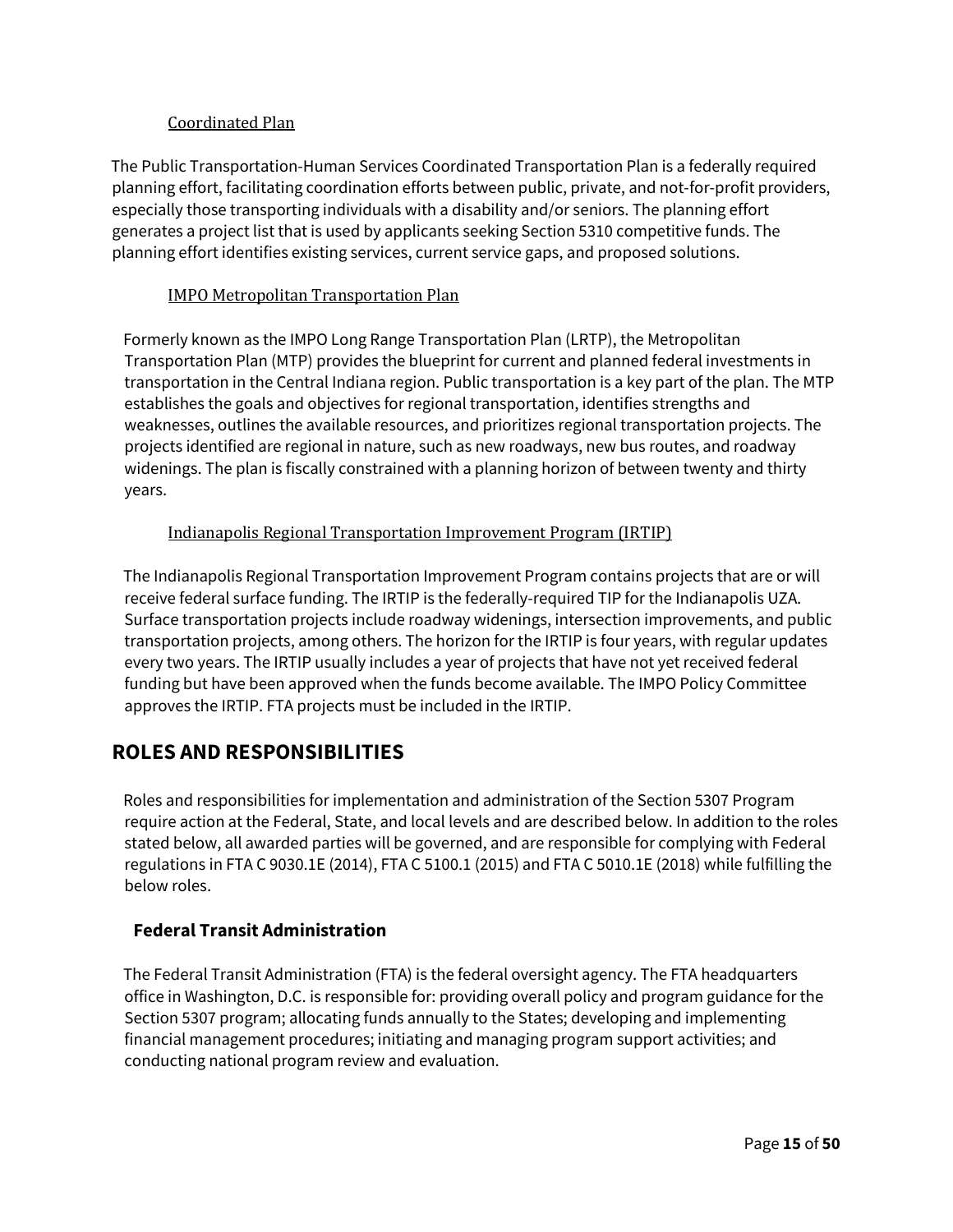### Coordinated Plan

The Public Transportation-Human Services Coordinated Transportation Plan is a federally required planning effort, facilitating coordination efforts between public, private, and not-for-profit providers, especially those transporting individuals with a disability and/or seniors. The planning effort generates a project list that is used by applicants seeking Section 5310 competitive funds. The planning effort identifies existing services, current service gaps, and proposed solutions.

### IMPO Metropolitan Transportation Plan

Formerly known as the IMPO Long Range Transportation Plan (LRTP), the Metropolitan Transportation Plan (MTP) provides the blueprint for current and planned federal investments in transportation in the Central Indiana region. Public transportation is a key part of the plan. The MTP establishes the goals and objectives for regional transportation, identifies strengths and weaknesses, outlines the available resources, and prioritizes regional transportation projects. The projects identified are regional in nature, such as new roadways, new bus routes, and roadway widenings. The plan is fiscally constrained with a planning horizon of between twenty and thirty years.

### Indianapolis Regional Transportation Improvement Program (IRTIP)

The Indianapolis Regional Transportation Improvement Program contains projects that are or will receive federal surface funding. The IRTIP is the federally-required TIP for the Indianapolis UZA. Surface transportation projects include roadway widenings, intersection improvements, and public transportation projects, among others. The horizon for the IRTIP is four years, with regular updates every two years. The IRTIP usually includes a year of projects that have not yet received federal funding but have been approved when the funds become available. The IMPO Policy Committee approves the IRTIP. FTA projects must be included in the IRTIP.

## ROLES AND RESPONSIBILITIES

Roles and responsibilities for implementation and administration of the Section 5307 Program require action at the Federal, State, and local levels and are described below. In addition to the roles stated below, all awarded parties will be governed, and are responsible for complying with Federal regulations in FTA C 9030.1E (2014), FTA C 5100.1 (2015) and FTA C 5010.1E (2018) while fulfilling the below roles.

### Federal Transit Administration

The Federal Transit Administration (FTA) is the federal oversight agency. The FTA headquarters office in Washington, D.C. is responsible for: providing overall policy and program guidance for the Section 5307 program; allocating funds annually to the States; developing and implementing financial management procedures; initiating and managing program support activities; and conducting national program review and evaluation.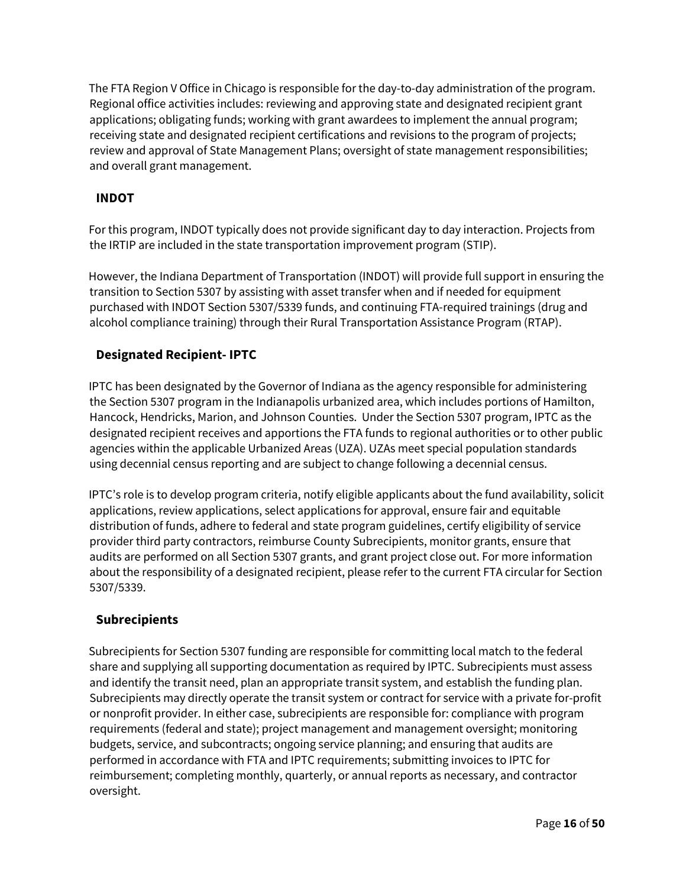The FTA Region V Office in Chicago is responsible for the day-to-day administration of the program. Regional office activities includes: reviewing and approving state and designated recipient grant applications; obligating funds; working with grant awardees to implement the annual program; receiving state and designated recipient certifications and revisions to the program of projects; review and approval of State Management Plans; oversight of state management responsibilities; and overall grant management.

### INDOT

For this program, INDOT typically does not provide significant day to day interaction. Projects from the IRTIP are included in the state transportation improvement program (STIP).

However, the Indiana Department of Transportation (INDOT) will provide full support in ensuring the transition to Section 5307 by assisting with asset transfer when and if needed for equipment purchased with INDOT Section 5307/5339 funds, and continuing FTA-required trainings (drug and alcohol compliance training) through their Rural Transportation Assistance Program (RTAP).

### Designated Recipient- IPTC

IPTC has been designated by the Governor of Indiana as the agency responsible for administering the Section 5307 program in the Indianapolis urbanized area, which includes portions of Hamilton, Hancock, Hendricks, Marion, and Johnson Counties. Under the Section 5307 program, IPTC as the designated recipient receives and apportions the FTA funds to regional authorities or to other public agencies within the applicable Urbanized Areas (UZA). UZAs meet special population standards using decennial census reporting and are subject to change following a decennial census.

IPTC's role is to develop program criteria, notify eligible applicants about the fund availability, solicit applications, review applications, select applications for approval, ensure fair and equitable distribution of funds, adhere to federal and state program guidelines, certify eligibility of service provider third party contractors, reimburse County Subrecipients, monitor grants, ensure that audits are performed on all Section 5307 grants, and grant project close out. For more information about the responsibility of a designated recipient, please refer to the current FTA circular for Section 5307/5339.

### Subrecipients

Subrecipients for Section 5307 funding are responsible for committing local match to the federal share and supplying all supporting documentation as required by IPTC. Subrecipients must assess and identify the transit need, plan an appropriate transit system, and establish the funding plan. Subrecipients may directly operate the transit system or contract for service with a private for-profit or nonprofit provider. In either case, subrecipients are responsible for: compliance with program requirements (federal and state); project management and management oversight; monitoring budgets, service, and subcontracts; ongoing service planning; and ensuring that audits are performed in accordance with FTA and IPTC requirements; submitting invoices to IPTC for reimbursement; completing monthly, quarterly, or annual reports as necessary, and contractor oversight.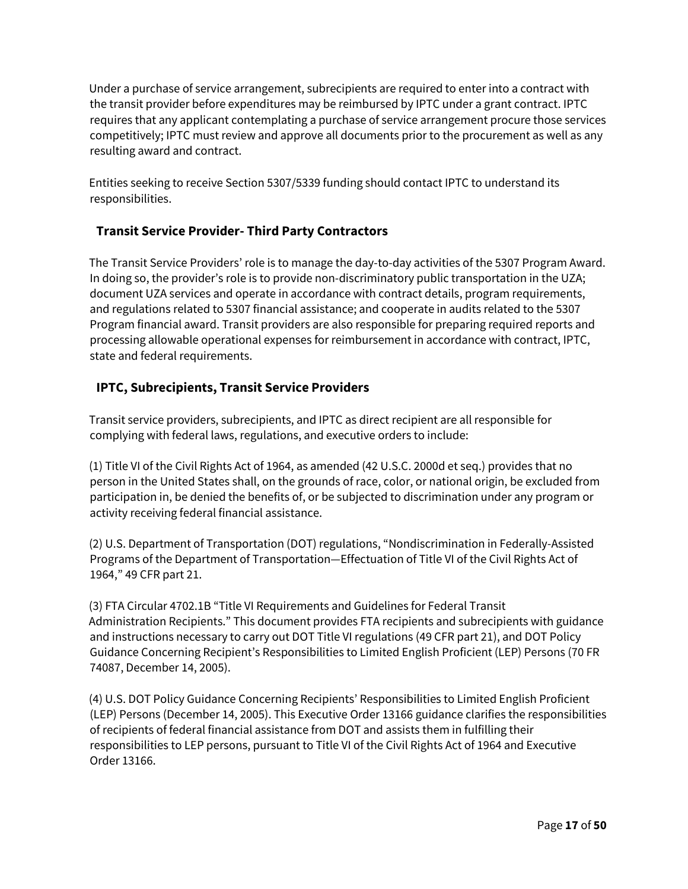Under a purchase of service arrangement, subrecipients are required to enter into a contract with the transit provider before expenditures may be reimbursed by IPTC under a grant contract. IPTC requires that any applicant contemplating a purchase of service arrangement procure those services competitively; IPTC must review and approve all documents prior to the procurement as well as any resulting award and contract.

Entities seeking to receive Section 5307/5339 funding should contact IPTC to understand its responsibilities.

### Transit Service Provider- Third Party Contractors

The Transit Service Providers' role is to manage the day-to-day activities of the 5307 Program Award. In doing so, the provider's role is to provide non-discriminatory public transportation in the UZA; document UZA services and operate in accordance with contract details, program requirements, and regulations related to 5307 financial assistance; and cooperate in audits related to the 5307 Program financial award. Transit providers are also responsible for preparing required reports and processing allowable operational expenses for reimbursement in accordance with contract, IPTC, state and federal requirements.

### IPTC, Subrecipients, Transit Service Providers

Transit service providers, subrecipients, and IPTC as direct recipient are all responsible for complying with federal laws, regulations, and executive orders to include:

(1) Title VI of the Civil Rights Act of 1964, as amended (42 U.S.C. 2000d et seq.) provides that no person in the United States shall, on the grounds of race, color, or national origin, be excluded from participation in, be denied the benefits of, or be subjected to discrimination under any program or activity receiving federal financial assistance.

(2) U.S. Department of Transportation (DOT) regulations, "Nondiscrimination in Federally-Assisted Programs of the Department of Transportation—Effectuation of Title VI of the Civil Rights Act of 1964," 49 CFR part 21.

(3) FTA Circular 4702.1B "Title VI Requirements and Guidelines for Federal Transit Administration Recipients." This document provides FTA recipients and subrecipients with guidance and instructions necessary to carry out DOT Title VI regulations (49 CFR part 21), and DOT Policy Guidance Concerning Recipient's Responsibilities to Limited English Proficient (LEP) Persons (70 FR 74087, December 14, 2005).

(4) U.S. DOT Policy Guidance Concerning Recipients' Responsibilities to Limited English Proficient (LEP) Persons (December 14, 2005). This Executive Order 13166 guidance clarifies the responsibilities of recipients of federal financial assistance from DOT and assists them in fulfilling their responsibilities to LEP persons, pursuant to Title VI of the Civil Rights Act of 1964 and Executive Order 13166.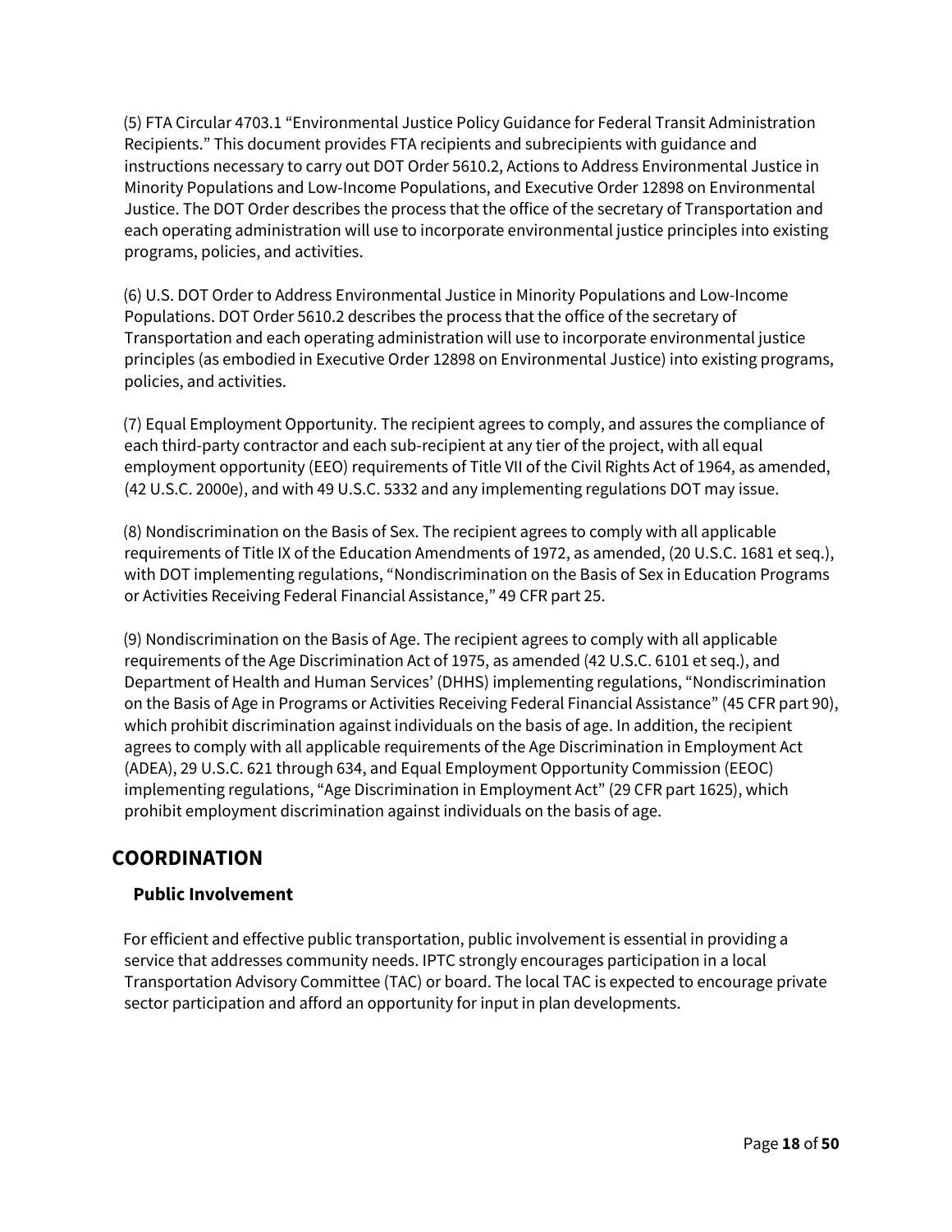(5) FTA Circular 4703.1 "Environmental Justice Policy Guidance for Federal Transit Administration Recipients." This document provides FTA recipients and subrecipients with guidance and instructions necessary to carry out DOT Order 5610.2, Actions to Address Environmental Justice in Minority Populations and Low-Income Populations, and Executive Order 12898 on Environmental Justice. The DOT Order describes the process that the office of the secretary of Transportation and each operating administration will use to incorporate environmental justice principles into existing programs, policies, and activities.

(6) U.S. DOT Order to Address Environmental Justice in Minority Populations and Low-Income Populations. DOT Order 5610.2 describes the process that the office of the secretary of Transportation and each operating administration will use to incorporate environmental justice principles (as embodied in Executive Order 12898 on Environmental Justice) into existing programs, policies, and activities.

(7) Equal Employment Opportunity. The recipient agrees to comply, and assures the compliance of each third-party contractor and each sub-recipient at any tier of the project, with all equal employment opportunity (EEO) requirements of Title VII of the Civil Rights Act of 1964, as amended, (42 U.S.C. 2000e), and with 49 U.S.C. 5332 and any implementing regulations DOT may issue.

(8) Nondiscrimination on the Basis of Sex. The recipient agrees to comply with all applicable requirements of Title IX of the Education Amendments of 1972, as amended, (20 U.S.C. 1681 et seq.), with DOT implementing regulations, "Nondiscrimination on the Basis of Sex in Education Programs or Activities Receiving Federal Financial Assistance," 49 CFR part 25.

(9) Nondiscrimination on the Basis of Age. The recipient agrees to comply with all applicable requirements of the Age Discrimination Act of 1975, as amended (42 U.S.C. 6101 et seq.), and Department of Health and Human Services' (DHHS) implementing regulations, "Nondiscrimination on the Basis of Age in Programs or Activities Receiving Federal Financial Assistance" (45 CFR part 90), which prohibit discrimination against individuals on the basis of age. In addition, the recipient agrees to comply with all applicable requirements of the Age Discrimination in Employment Act (ADEA), 29 U.S.C. 621 through 634, and Equal Employment Opportunity Commission (EEOC) implementing regulations, "Age Discrimination in Employment Act" (29 CFR part 1625), which prohibit employment discrimination against individuals on the basis of age.

## COORDINATION

### Public Involvement

For efficient and effective public transportation, public involvement is essential in providing a service that addresses community needs. IPTC strongly encourages participation in a local Transportation Advisory Committee (TAC) or board. The local TAC is expected to encourage private sector participation and afford an opportunity for input in plan developments.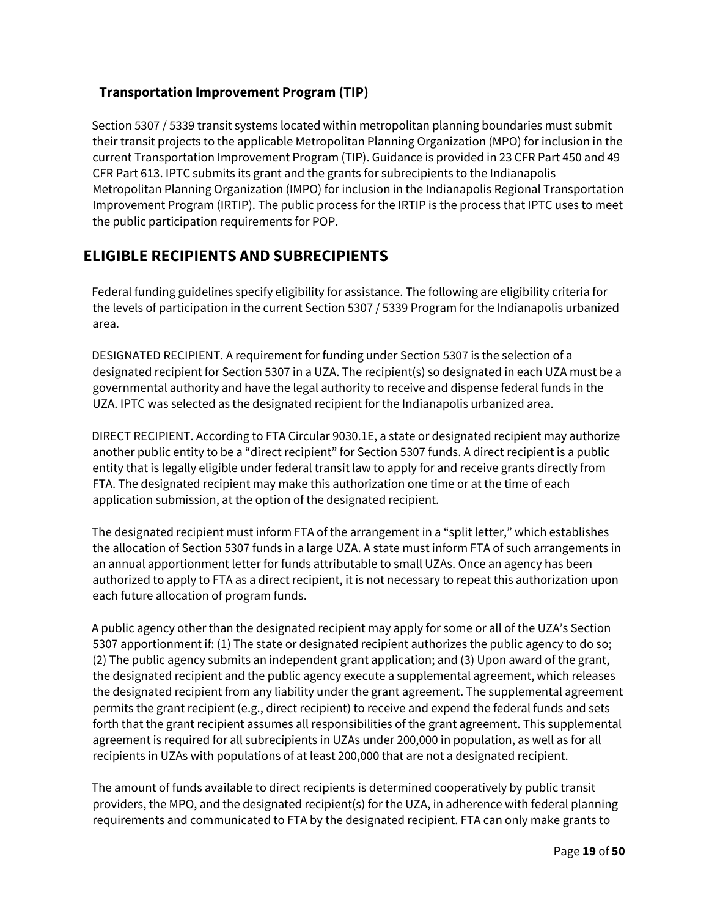### Transportation Improvement Program (TIP)

Section 5307 / 5339 transit systems located within metropolitan planning boundaries must submit their transit projects to the applicable Metropolitan Planning Organization (MPO) for inclusion in the current Transportation Improvement Program (TIP). Guidance is provided in 23 CFR Part 450 and 49 CFR Part 613. IPTC submits its grant and the grants for subrecipients to the Indianapolis Metropolitan Planning Organization (IMPO) for inclusion in the Indianapolis Regional Transportation Improvement Program (IRTIP). The public process for the IRTIP is the process that IPTC uses to meet the public participation requirements for POP.

## ELIGIBLE RECIPIENTS AND SUBRECIPIENTS

Federal funding guidelines specify eligibility for assistance. The following are eligibility criteria for the levels of participation in the current Section 5307 / 5339 Program for the Indianapolis urbanized area.

DESIGNATED RECIPIENT. A requirement for funding under Section 5307 is the selection of a designated recipient for Section 5307 in a UZA. The recipient(s) so designated in each UZA must be a governmental authority and have the legal authority to receive and dispense federal funds in the UZA. IPTC was selected as the designated recipient for the Indianapolis urbanized area.

DIRECT RECIPIENT. According to FTA Circular 9030.1E, a state or designated recipient may authorize another public entity to be a "direct recipient" for Section 5307 funds. A direct recipient is a public entity that is legally eligible under federal transit law to apply for and receive grants directly from FTA. The designated recipient may make this authorization one time or at the time of each application submission, at the option of the designated recipient.

The designated recipient must inform FTA of the arrangement in a "split letter," which establishes the allocation of Section 5307 funds in a large UZA. A state must inform FTA of such arrangements in an annual apportionment letter for funds attributable to small UZAs. Once an agency has been authorized to apply to FTA as a direct recipient, it is not necessary to repeat this authorization upon each future allocation of program funds.

A public agency other than the designated recipient may apply for some or all of the UZA's Section 5307 apportionment if: (1) The state or designated recipient authorizes the public agency to do so; (2) The public agency submits an independent grant application; and (3) Upon award of the grant, the designated recipient and the public agency execute a supplemental agreement, which releases the designated recipient from any liability under the grant agreement. The supplemental agreement permits the grant recipient (e.g., direct recipient) to receive and expend the federal funds and sets forth that the grant recipient assumes all responsibilities of the grant agreement. This supplemental agreement is required for all subrecipients in UZAs under 200,000 in population, as well as for all recipients in UZAs with populations of at least 200,000 that are not a designated recipient.

The amount of funds available to direct recipients is determined cooperatively by public transit providers, the MPO, and the designated recipient(s) for the UZA, in adherence with federal planning requirements and communicated to FTA by the designated recipient. FTA can only make grants to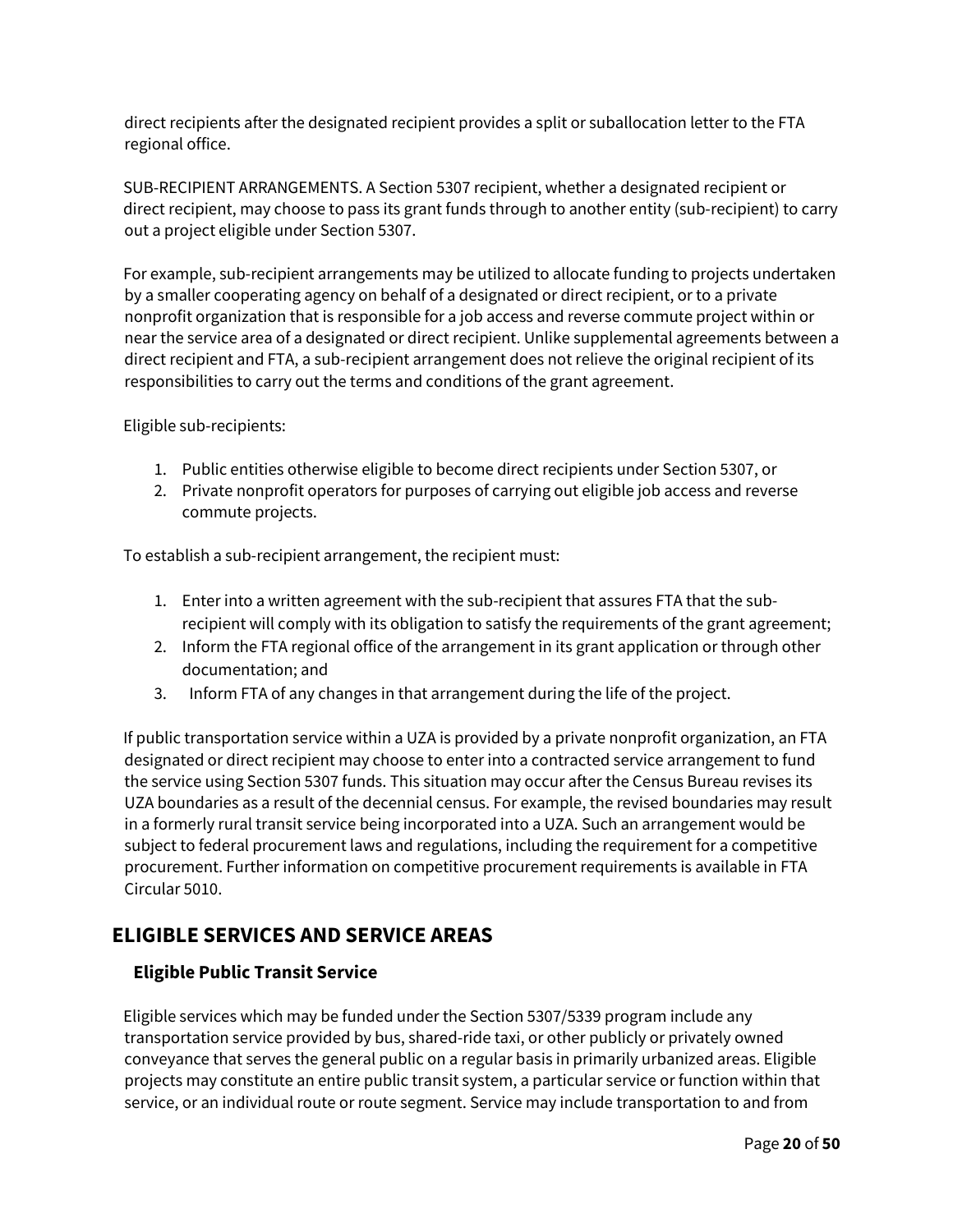direct recipients after the designated recipient provides a split or suballocation letter to the FTA regional office.

SUB-RECIPIENT ARRANGEMENTS. A Section 5307 recipient, whether a designated recipient or direct recipient, may choose to pass its grant funds through to another entity (sub-recipient) to carry out a project eligible under Section 5307.

For example, sub-recipient arrangements may be utilized to allocate funding to projects undertaken by a smaller cooperating agency on behalf of a designated or direct recipient, or to a private nonprofit organization that is responsible for a job access and reverse commute project within or near the service area of a designated or direct recipient. Unlike supplemental agreements between a direct recipient and FTA, a sub-recipient arrangement does not relieve the original recipient of its responsibilities to carry out the terms and conditions of the grant agreement.

Eligible sub-recipients:

1. Public entities otherwise eligible to become direct recipients under Section 5307, or
2. Private nonprofit operators for purposes of carrying out eligible job access and reverse commute projects.

To establish a sub-recipient arrangement, the recipient must:

1. Enter into a written agreement with the sub-recipient that assures FTA that the sub-recipient will comply with its obligation to satisfy the requirements of the grant agreement;
2. Inform the FTA regional office of the arrangement in its grant application or through other documentation; and
3. Inform FTA of any changes in that arrangement during the life of the project.

If public transportation service within a UZA is provided by a private nonprofit organization, an FTA designated or direct recipient may choose to enter into a contracted service arrangement to fund the service using Section 5307 funds. This situation may occur after the Census Bureau revises its UZA boundaries as a result of the decennial census. For example, the revised boundaries may result in a formerly rural transit service being incorporated into a UZA. Such an arrangement would be subject to federal procurement laws and regulations, including the requirement for a competitive procurement. Further information on competitive procurement requirements is available in FTA Circular 5010.

## ELIGIBLE SERVICES AND SERVICE AREAS

### Eligible Public Transit Service

Eligible services which may be funded under the Section 5307/5339 program include any transportation service provided by bus, shared-ride taxi, or other publicly or privately owned conveyance that serves the general public on a regular basis in primarily urbanized areas. Eligible projects may constitute an entire public transit system, a particular service or function within that service, or an individual route or route segment. Service may include transportation to and from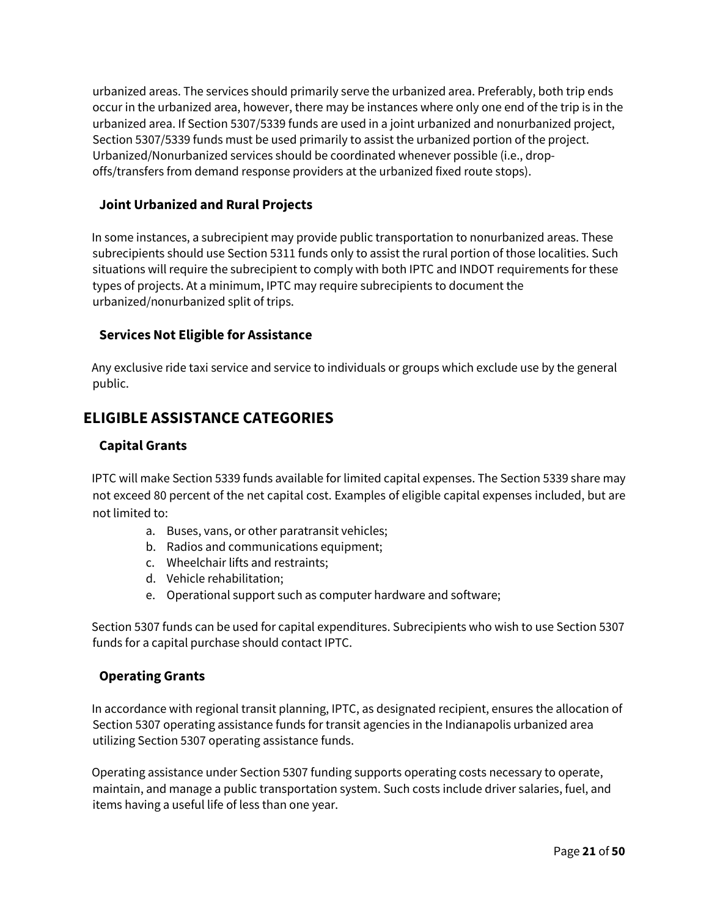urbanized areas. The services should primarily serve the urbanized area. Preferably, both trip ends occur in the urbanized area, however, there may be instances where only one end of the trip is in the urbanized area. If Section 5307/5339 funds are used in a joint urbanized and nonurbanized project, Section 5307/5339 funds must be used primarily to assist the urbanized portion of the project. Urbanized/Nonurbanized services should be coordinated whenever possible (i.e., drop-offs/transfers from demand response providers at the urbanized fixed route stops).

### Joint Urbanized and Rural Projects

In some instances, a subrecipient may provide public transportation to nonurbanized areas. These subrecipients should use Section 5311 funds only to assist the rural portion of those localities. Such situations will require the subrecipient to comply with both IPTC and INDOT requirements for these types of projects. At a minimum, IPTC may require subrecipients to document the urbanized/nonurbanized split of trips.

### Services Not Eligible for Assistance

Any exclusive ride taxi service and service to individuals or groups which exclude use by the general public.

## ELIGIBLE ASSISTANCE CATEGORIES

### Capital Grants

IPTC will make Section 5339 funds available for limited capital expenses. The Section 5339 share may not exceed 80 percent of the net capital cost. Examples of eligible capital expenses included, but are not limited to:

a. Buses, vans, or other paratransit vehicles;
b. Radios and communications equipment;
c. Wheelchair lifts and restraints;
d. Vehicle rehabilitation;
e. Operational support such as computer hardware and software;

Section 5307 funds can be used for capital expenditures. Subrecipients who wish to use Section 5307 funds for a capital purchase should contact IPTC.

### Operating Grants

In accordance with regional transit planning, IPTC, as designated recipient, ensures the allocation of Section 5307 operating assistance funds for transit agencies in the Indianapolis urbanized area utilizing Section 5307 operating assistance funds.

Operating assistance under Section 5307 funding supports operating costs necessary to operate, maintain, and manage a public transportation system. Such costs include driver salaries, fuel, and items having a useful life of less than one year.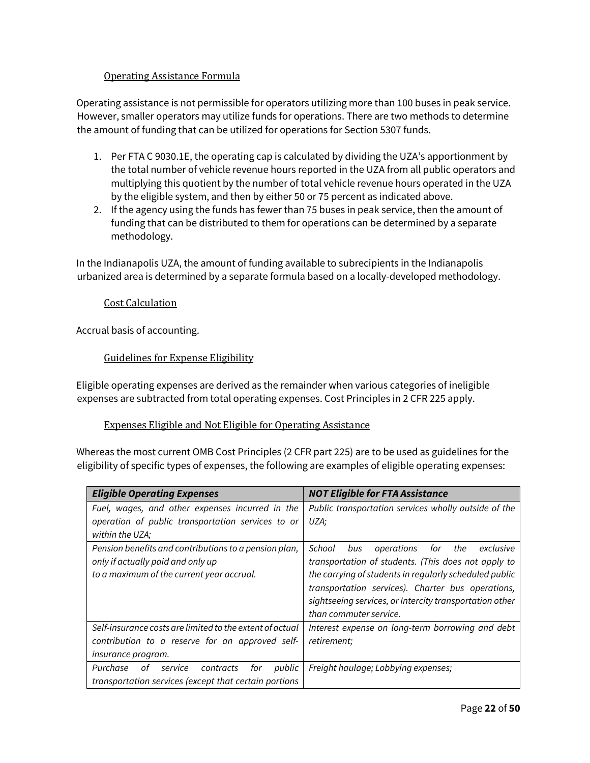### Operating Assistance Formula

Operating assistance is not permissible for operators utilizing more than 100 buses in peak service. However, smaller operators may utilize funds for operations. There are two methods to determine the amount of funding that can be utilized for operations for Section 5307 funds.

1. Per FTA C 9030.1E, the operating cap is calculated by dividing the UZA's apportionment by the total number of vehicle revenue hours reported in the UZA from all public operators and multiplying this quotient by the number of total vehicle revenue hours operated in the UZA by the eligible system, and then by either 50 or 75 percent as indicated above.
2. If the agency using the funds has fewer than 75 buses in peak service, then the amount of funding that can be distributed to them for operations can be determined by a separate methodology.

In the Indianapolis UZA, the amount of funding available to subrecipients in the Indianapolis urbanized area is determined by a separate formula based on a locally-developed methodology.

### Cost Calculation

Accrual basis of accounting.

### Guidelines for Expense Eligibility

Eligible operating expenses are derived as the remainder when various categories of ineligible expenses are subtracted from total operating expenses. Cost Principles in 2 CFR 225 apply.

### Expenses Eligible and Not Eligible for Operating Assistance

Whereas the most current OMB Cost Principles (2 CFR part 225) are to be used as guidelines for the eligibility of specific types of expenses, the following are examples of eligible operating expenses:

| ***Eligible Operating Expenses*** | ***NOT Eligible for FTA Assistance*** |
| --- | --- |
| *Fuel, wages, and other expenses incurred in the operation of public transportation services to or within the UZA;* | *Public transportation services wholly outside of the UZA;* |
| *Pension benefits and contributions to a pension plan, only if actually paid and only up to a maximum of the current year accrual.* | *School bus operations for the exclusive transportation of students. (This does not apply to the carrying of students in regularly scheduled public transportation services). Charter bus operations, sightseeing services, or Intercity transportation other than commuter service.* |
| *Self-insurance costs are limited to the extent of actual contribution to a reserve for an approved self-insurance program.* | *Interest expense on long-term borrowing and debt retirement;* |
| *Purchase of service contracts for public transportation services (except that certain portions* | *Freight haulage; Lobbying expenses;* |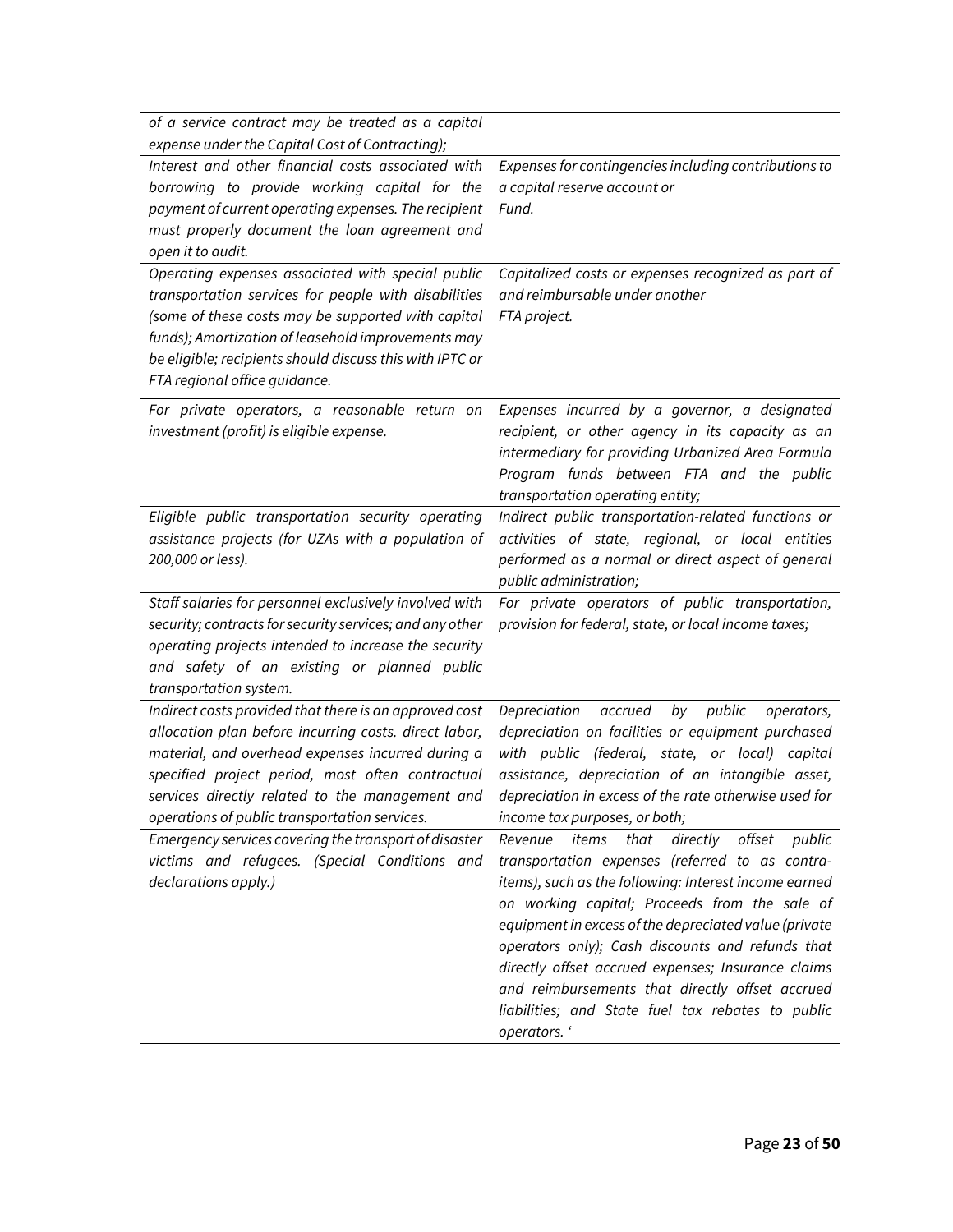| | |
|---|---|
| *of a service contract may be treated as a capital expense under the Capital Cost of Contracting);* | |
| *Interest and other financial costs associated with borrowing to provide working capital for the payment of current operating expenses. The recipient must properly document the loan agreement and open it to audit.* | *Expenses for contingencies including contributions to a capital reserve account or Fund.* |
| *Operating expenses associated with special public transportation services for people with disabilities (some of these costs may be supported with capital funds); Amortization of leasehold improvements may be eligible; recipients should discuss this with IPTC or FTA regional office guidance.* | *Capitalized costs or expenses recognized as part of and reimbursable under another FTA project.* |
| *For private operators, a reasonable return on investment (profit) is eligible expense.* | *Expenses incurred by a governor, a designated recipient, or other agency in its capacity as an intermediary for providing Urbanized Area Formula Program funds between FTA and the public transportation operating entity;* |
| *Eligible public transportation security operating assistance projects (for UZAs with a population of 200,000 or less).* | *Indirect public transportation-related functions or activities of state, regional, or local entities performed as a normal or direct aspect of general public administration;* |
| *Staff salaries for personnel exclusively involved with security; contracts for security services; and any other operating projects intended to increase the security and safety of an existing or planned public transportation system.* | *For private operators of public transportation, provision for federal, state, or local income taxes;* |
| *Indirect costs provided that there is an approved cost allocation plan before incurring costs. direct labor, material, and overhead expenses incurred during a specified project period, most often contractual services directly related to the management and operations of public transportation services.* | *Depreciation accrued by public operators, depreciation on facilities or equipment purchased with public (federal, state, or local) capital assistance, depreciation of an intangible asset, depreciation in excess of the rate otherwise used for income tax purposes, or both;* |
| *Emergency services covering the transport of disaster victims and refugees. (Special Conditions and declarations apply.)* | *Revenue items that directly offset public transportation expenses (referred to as contra-items), such as the following: Interest income earned on working capital; Proceeds from the sale of equipment in excess of the depreciated value (private operators only); Cash discounts and refunds that directly offset accrued expenses; Insurance claims and reimbursements that directly offset accrued liabilities; and State fuel tax rebates to public operators. '* |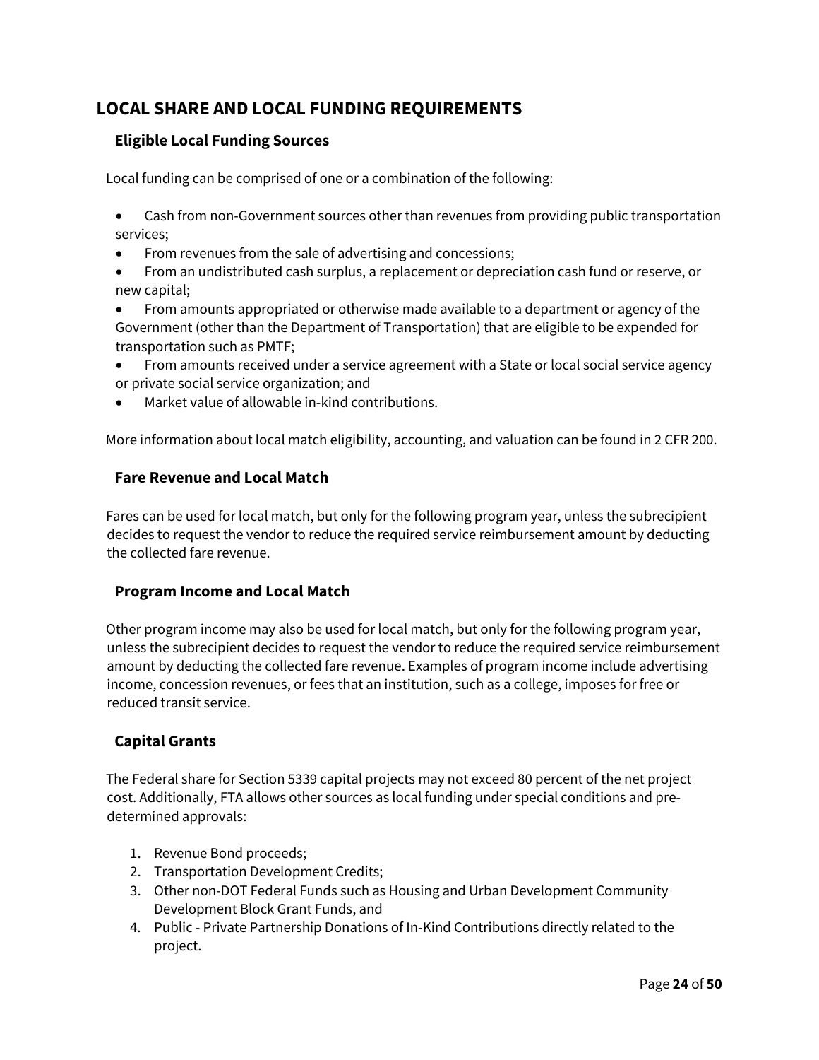## LOCAL SHARE AND LOCAL FUNDING REQUIREMENTS

### Eligible Local Funding Sources

Local funding can be comprised of one or a combination of the following:

- Cash from non-Government sources other than revenues from providing public transportation services;
- From revenues from the sale of advertising and concessions;
- From an undistributed cash surplus, a replacement or depreciation cash fund or reserve, or new capital;
- From amounts appropriated or otherwise made available to a department or agency of the Government (other than the Department of Transportation) that are eligible to be expended for transportation such as PMTF;
- From amounts received under a service agreement with a State or local social service agency or private social service organization; and
- Market value of allowable in-kind contributions.

More information about local match eligibility, accounting, and valuation can be found in 2 CFR 200.

### Fare Revenue and Local Match

Fares can be used for local match, but only for the following program year, unless the subrecipient decides to request the vendor to reduce the required service reimbursement amount by deducting the collected fare revenue.

### Program Income and Local Match

Other program income may also be used for local match, but only for the following program year, unless the subrecipient decides to request the vendor to reduce the required service reimbursement amount by deducting the collected fare revenue. Examples of program income include advertising income, concession revenues, or fees that an institution, such as a college, imposes for free or reduced transit service.

### Capital Grants

The Federal share for Section 5339 capital projects may not exceed 80 percent of the net project cost. Additionally, FTA allows other sources as local funding under special conditions and pre-determined approvals:

1. Revenue Bond proceeds;
2. Transportation Development Credits;
3. Other non-DOT Federal Funds such as Housing and Urban Development Community Development Block Grant Funds, and
4. Public - Private Partnership Donations of In-Kind Contributions directly related to the project.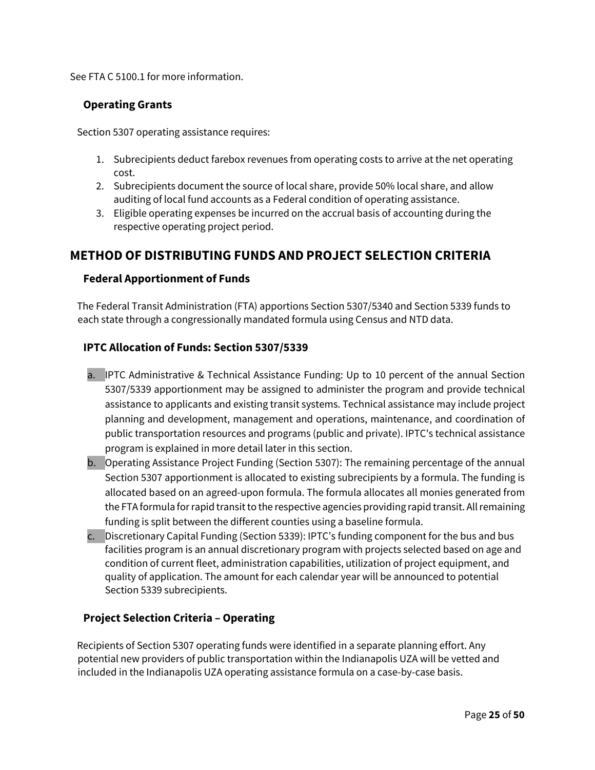See FTA C 5100.1 for more information.

### Operating Grants

Section 5307 operating assistance requires:

1. Subrecipients deduct farebox revenues from operating costs to arrive at the net operating cost.
2. Subrecipients document the source of local share, provide 50% local share, and allow auditing of local fund accounts as a Federal condition of operating assistance.
3. Eligible operating expenses be incurred on the accrual basis of accounting during the respective operating project period.

## METHOD OF DISTRIBUTING FUNDS AND PROJECT SELECTION CRITERIA

### Federal Apportionment of Funds

The Federal Transit Administration (FTA) apportions Section 5307/5340 and Section 5339 funds to each state through a congressionally mandated formula using Census and NTD data.

### IPTC Allocation of Funds: Section 5307/5339

a. IPTC Administrative & Technical Assistance Funding: Up to 10 percent of the annual Section 5307/5339 apportionment may be assigned to administer the program and provide technical assistance to applicants and existing transit systems. Technical assistance may include project planning and development, management and operations, maintenance, and coordination of public transportation resources and programs (public and private). IPTC's technical assistance program is explained in more detail later in this section.
b. Operating Assistance Project Funding (Section 5307): The remaining percentage of the annual Section 5307 apportionment is allocated to existing subrecipients by a formula. The funding is allocated based on an agreed-upon formula. The formula allocates all monies generated from the FTA formula for rapid transit to the respective agencies providing rapid transit. All remaining funding is split between the different counties using a baseline formula.
c. Discretionary Capital Funding (Section 5339): IPTC's funding component for the bus and bus facilities program is an annual discretionary program with projects selected based on age and condition of current fleet, administration capabilities, utilization of project equipment, and quality of application. The amount for each calendar year will be announced to potential Section 5339 subrecipients.

### Project Selection Criteria – Operating

Recipients of Section 5307 operating funds were identified in a separate planning effort. Any potential new providers of public transportation within the Indianapolis UZA will be vetted and included in the Indianapolis UZA operating assistance formula on a case-by-case basis.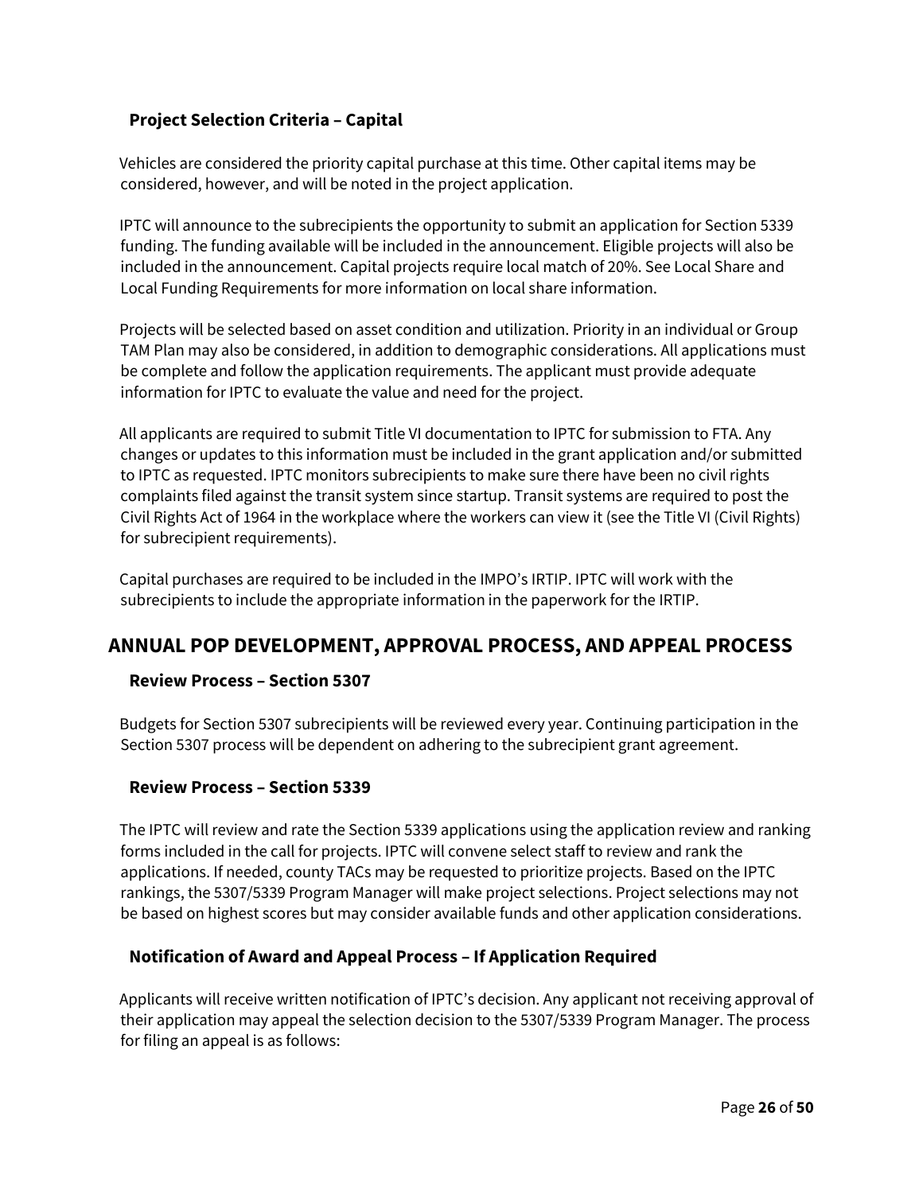### Project Selection Criteria – Capital

Vehicles are considered the priority capital purchase at this time. Other capital items may be considered, however, and will be noted in the project application.

IPTC will announce to the subrecipients the opportunity to submit an application for Section 5339 funding. The funding available will be included in the announcement. Eligible projects will also be included in the announcement. Capital projects require local match of 20%. See Local Share and Local Funding Requirements for more information on local share information.

Projects will be selected based on asset condition and utilization. Priority in an individual or Group TAM Plan may also be considered, in addition to demographic considerations. All applications must be complete and follow the application requirements. The applicant must provide adequate information for IPTC to evaluate the value and need for the project.

All applicants are required to submit Title VI documentation to IPTC for submission to FTA. Any changes or updates to this information must be included in the grant application and/or submitted to IPTC as requested. IPTC monitors subrecipients to make sure there have been no civil rights complaints filed against the transit system since startup. Transit systems are required to post the Civil Rights Act of 1964 in the workplace where the workers can view it (see the Title VI (Civil Rights) for subrecipient requirements).

Capital purchases are required to be included in the IMPO's IRTIP. IPTC will work with the subrecipients to include the appropriate information in the paperwork for the IRTIP.

## ANNUAL POP DEVELOPMENT, APPROVAL PROCESS, AND APPEAL PROCESS

### Review Process – Section 5307

Budgets for Section 5307 subrecipients will be reviewed every year. Continuing participation in the Section 5307 process will be dependent on adhering to the subrecipient grant agreement.

### Review Process – Section 5339

The IPTC will review and rate the Section 5339 applications using the application review and ranking forms included in the call for projects. IPTC will convene select staff to review and rank the applications. If needed, county TACs may be requested to prioritize projects. Based on the IPTC rankings, the 5307/5339 Program Manager will make project selections. Project selections may not be based on highest scores but may consider available funds and other application considerations.

### Notification of Award and Appeal Process – If Application Required

Applicants will receive written notification of IPTC's decision. Any applicant not receiving approval of their application may appeal the selection decision to the 5307/5339 Program Manager. The process for filing an appeal is as follows: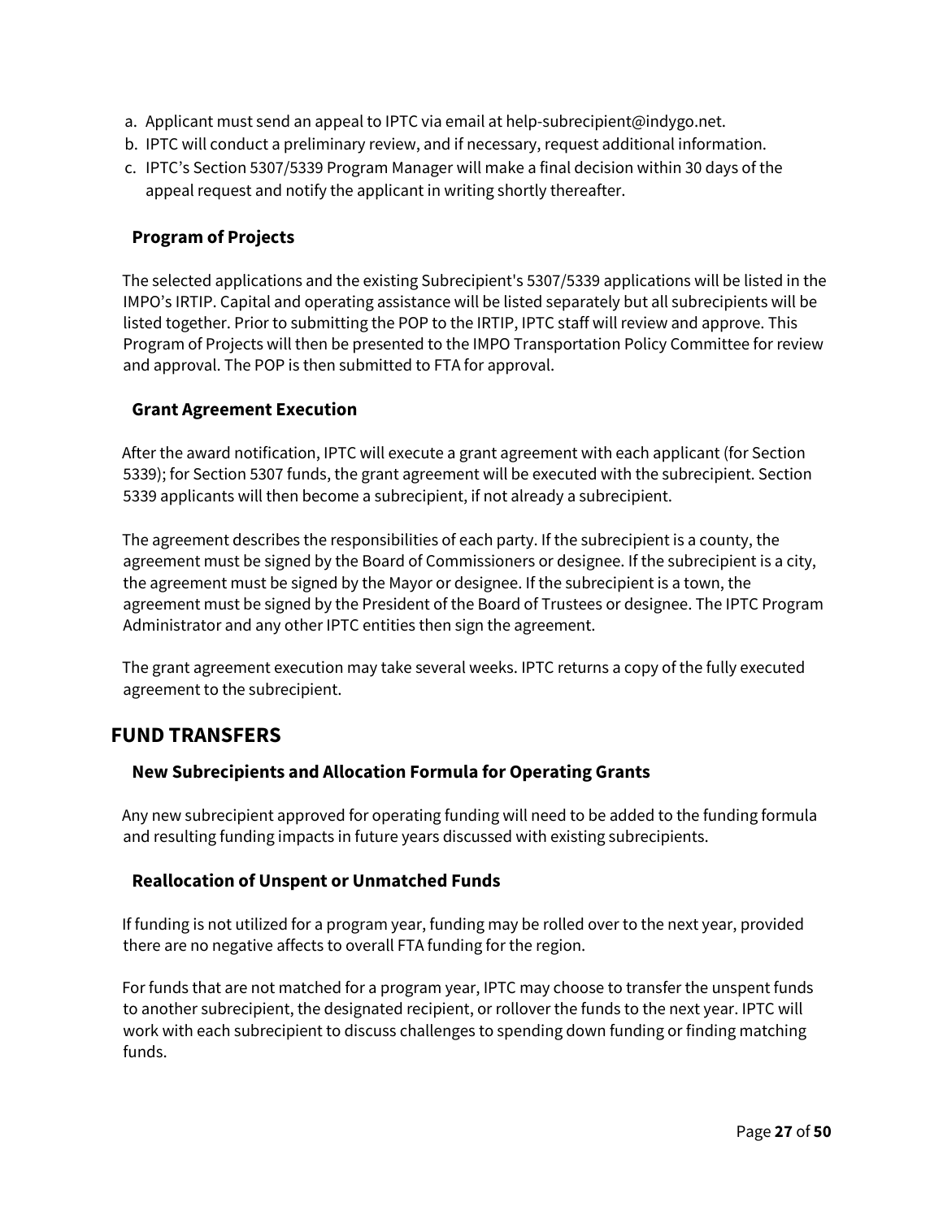a. Applicant must send an appeal to IPTC via email at help-subrecipient@indygo.net.
b. IPTC will conduct a preliminary review, and if necessary, request additional information.
c. IPTC's Section 5307/5339 Program Manager will make a final decision within 30 days of the appeal request and notify the applicant in writing shortly thereafter.

### Program of Projects

The selected applications and the existing Subrecipient's 5307/5339 applications will be listed in the IMPO's IRTIP. Capital and operating assistance will be listed separately but all subrecipients will be listed together. Prior to submitting the POP to the IRTIP, IPTC staff will review and approve. This Program of Projects will then be presented to the IMPO Transportation Policy Committee for review and approval. The POP is then submitted to FTA for approval.

### Grant Agreement Execution

After the award notification, IPTC will execute a grant agreement with each applicant (for Section 5339); for Section 5307 funds, the grant agreement will be executed with the subrecipient. Section 5339 applicants will then become a subrecipient, if not already a subrecipient.

The agreement describes the responsibilities of each party. If the subrecipient is a county, the agreement must be signed by the Board of Commissioners or designee. If the subrecipient is a city, the agreement must be signed by the Mayor or designee. If the subrecipient is a town, the agreement must be signed by the President of the Board of Trustees or designee. The IPTC Program Administrator and any other IPTC entities then sign the agreement.

The grant agreement execution may take several weeks. IPTC returns a copy of the fully executed agreement to the subrecipient.

## FUND TRANSFERS

### New Subrecipients and Allocation Formula for Operating Grants

Any new subrecipient approved for operating funding will need to be added to the funding formula and resulting funding impacts in future years discussed with existing subrecipients.

### Reallocation of Unspent or Unmatched Funds

If funding is not utilized for a program year, funding may be rolled over to the next year, provided there are no negative affects to overall FTA funding for the region.

For funds that are not matched for a program year, IPTC may choose to transfer the unspent funds to another subrecipient, the designated recipient, or rollover the funds to the next year. IPTC will work with each subrecipient to discuss challenges to spending down funding or finding matching funds.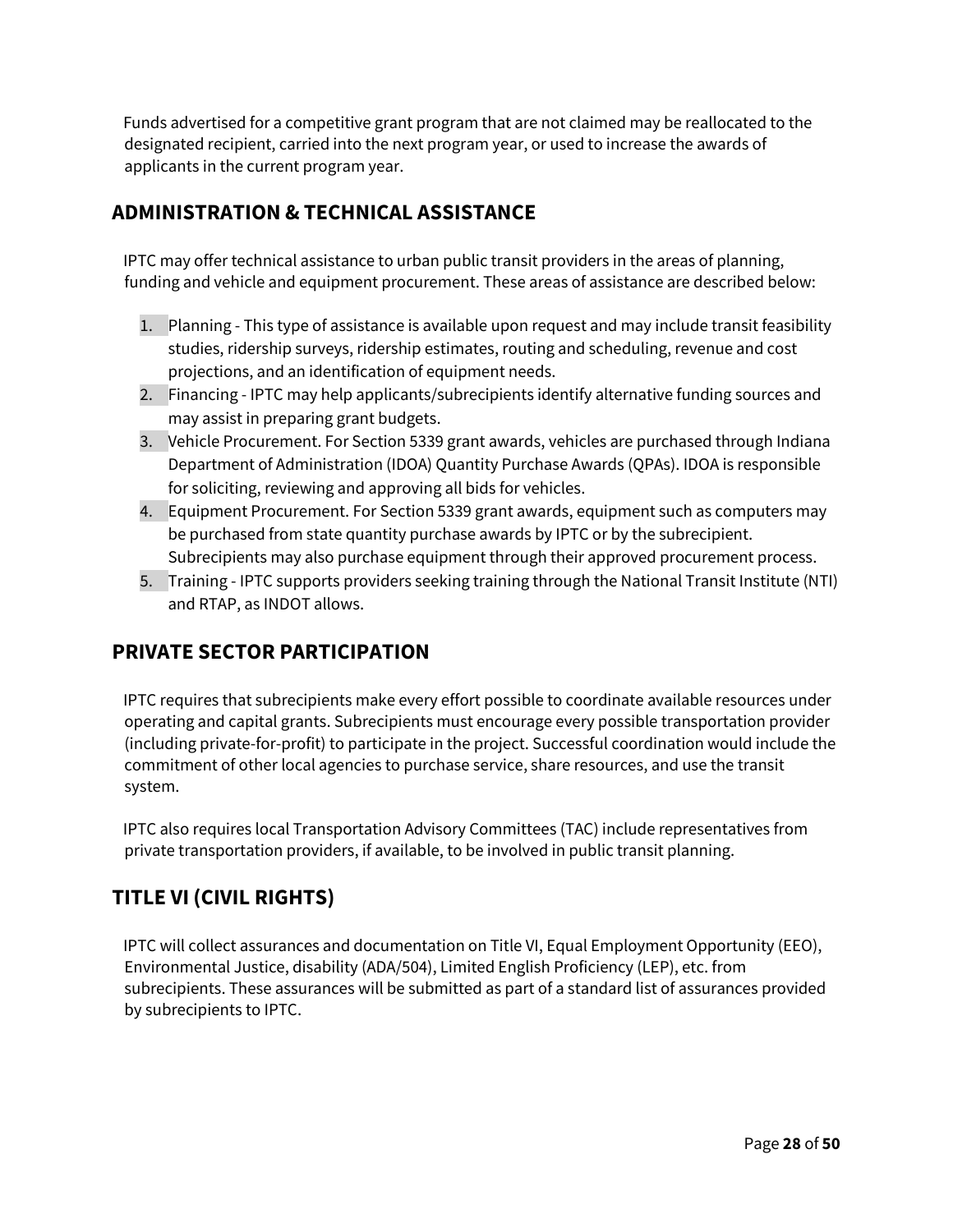Funds advertised for a competitive grant program that are not claimed may be reallocated to the designated recipient, carried into the next program year, or used to increase the awards of applicants in the current program year.

## ADMINISTRATION & TECHNICAL ASSISTANCE

IPTC may offer technical assistance to urban public transit providers in the areas of planning, funding and vehicle and equipment procurement. These areas of assistance are described below:

1. Planning - This type of assistance is available upon request and may include transit feasibility studies, ridership surveys, ridership estimates, routing and scheduling, revenue and cost projections, and an identification of equipment needs.
2. Financing - IPTC may help applicants/subrecipients identify alternative funding sources and may assist in preparing grant budgets.
3. Vehicle Procurement. For Section 5339 grant awards, vehicles are purchased through Indiana Department of Administration (IDOA) Quantity Purchase Awards (QPAs). IDOA is responsible for soliciting, reviewing and approving all bids for vehicles.
4. Equipment Procurement. For Section 5339 grant awards, equipment such as computers may be purchased from state quantity purchase awards by IPTC or by the subrecipient. Subrecipients may also purchase equipment through their approved procurement process.
5. Training - IPTC supports providers seeking training through the National Transit Institute (NTI) and RTAP, as INDOT allows.

## PRIVATE SECTOR PARTICIPATION

IPTC requires that subrecipients make every effort possible to coordinate available resources under operating and capital grants. Subrecipients must encourage every possible transportation provider (including private-for-profit) to participate in the project. Successful coordination would include the commitment of other local agencies to purchase service, share resources, and use the transit system.

IPTC also requires local Transportation Advisory Committees (TAC) include representatives from private transportation providers, if available, to be involved in public transit planning.

## TITLE VI (CIVIL RIGHTS)

IPTC will collect assurances and documentation on Title VI, Equal Employment Opportunity (EEO), Environmental Justice, disability (ADA/504), Limited English Proficiency (LEP), etc. from subrecipients. These assurances will be submitted as part of a standard list of assurances provided by subrecipients to IPTC.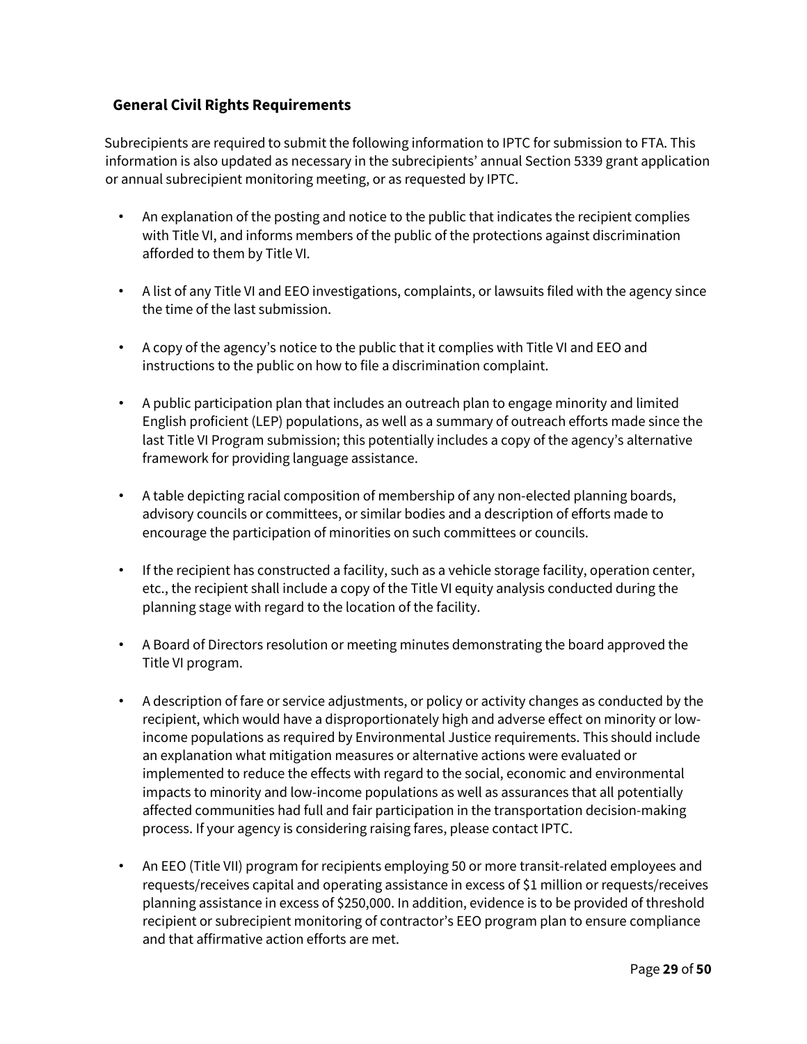### General Civil Rights Requirements

Subrecipients are required to submit the following information to IPTC for submission to FTA. This information is also updated as necessary in the subrecipients' annual Section 5339 grant application or annual subrecipient monitoring meeting, or as requested by IPTC.

- An explanation of the posting and notice to the public that indicates the recipient complies with Title VI, and informs members of the public of the protections against discrimination afforded to them by Title VI.
- A list of any Title VI and EEO investigations, complaints, or lawsuits filed with the agency since the time of the last submission.
- A copy of the agency's notice to the public that it complies with Title VI and EEO and instructions to the public on how to file a discrimination complaint.
- A public participation plan that includes an outreach plan to engage minority and limited English proficient (LEP) populations, as well as a summary of outreach efforts made since the last Title VI Program submission; this potentially includes a copy of the agency's alternative framework for providing language assistance.
- A table depicting racial composition of membership of any non-elected planning boards, advisory councils or committees, or similar bodies and a description of efforts made to encourage the participation of minorities on such committees or councils.
- If the recipient has constructed a facility, such as a vehicle storage facility, operation center, etc., the recipient shall include a copy of the Title VI equity analysis conducted during the planning stage with regard to the location of the facility.
- A Board of Directors resolution or meeting minutes demonstrating the board approved the Title VI program.
- A description of fare or service adjustments, or policy or activity changes as conducted by the recipient, which would have a disproportionately high and adverse effect on minority or low-income populations as required by Environmental Justice requirements. This should include an explanation what mitigation measures or alternative actions were evaluated or implemented to reduce the effects with regard to the social, economic and environmental impacts to minority and low-income populations as well as assurances that all potentially affected communities had full and fair participation in the transportation decision-making process. If your agency is considering raising fares, please contact IPTC.
- An EEO (Title VII) program for recipients employing 50 or more transit-related employees and requests/receives capital and operating assistance in excess of $1 million or requests/receives planning assistance in excess of $250,000. In addition, evidence is to be provided of threshold recipient or subrecipient monitoring of contractor's EEO program plan to ensure compliance and that affirmative action efforts are met.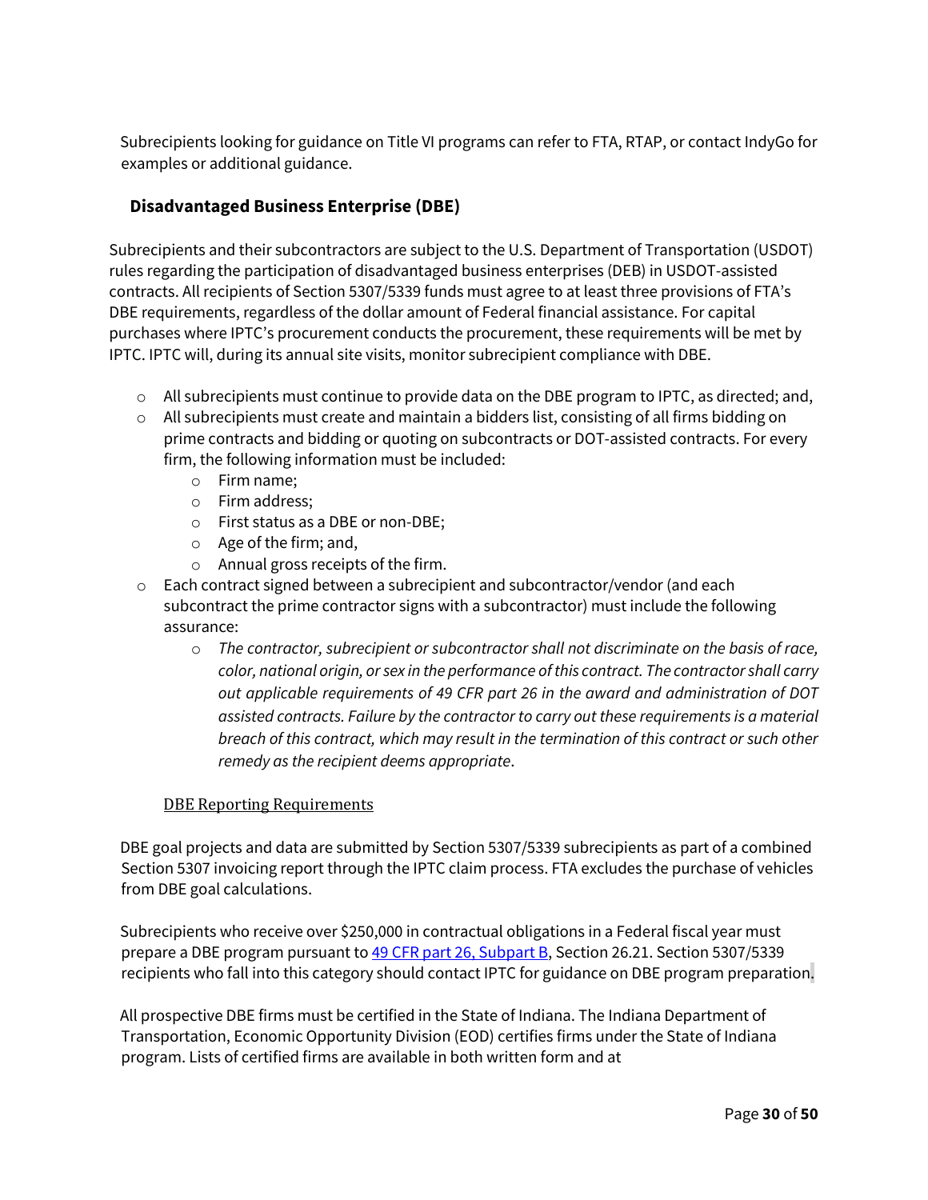Subrecipients looking for guidance on Title VI programs can refer to FTA, RTAP, or contact IndyGo for examples or additional guidance.

## Disadvantaged Business Enterprise (DBE)

Subrecipients and their subcontractors are subject to the U.S. Department of Transportation (USDOT) rules regarding the participation of disadvantaged business enterprises (DEB) in USDOT-assisted contracts. All recipients of Section 5307/5339 funds must agree to at least three provisions of FTA's DBE requirements, regardless of the dollar amount of Federal financial assistance. For capital purchases where IPTC's procurement conducts the procurement, these requirements will be met by IPTC. IPTC will, during its annual site visits, monitor subrecipient compliance with DBE.

- All subrecipients must continue to provide data on the DBE program to IPTC, as directed; and,
- All subrecipients must create and maintain a bidders list, consisting of all firms bidding on prime contracts and bidding or quoting on subcontracts or DOT-assisted contracts. For every firm, the following information must be included:
  - Firm name;
  - Firm address;
  - First status as a DBE or non-DBE;
  - Age of the firm; and,
  - Annual gross receipts of the firm.
- Each contract signed between a subrecipient and subcontractor/vendor (and each subcontract the prime contractor signs with a subcontractor) must include the following assurance:
  - *The contractor, subrecipient or subcontractor shall not discriminate on the basis of race, color, national origin, or sex in the performance of this contract. The contractor shall carry out applicable requirements of 49 CFR part 26 in the award and administration of DOT assisted contracts. Failure by the contractor to carry out these requirements is a material breach of this contract, which may result in the termination of this contract or such other remedy as the recipient deems appropriate*.

### DBE Reporting Requirements

DBE goal projects and data are submitted by Section 5307/5339 subrecipients as part of a combined Section 5307 invoicing report through the IPTC claim process. FTA excludes the purchase of vehicles from DBE goal calculations.

Subrecipients who receive over $250,000 in contractual obligations in a Federal fiscal year must prepare a DBE program pursuant to [49 CFR part 26, Subpart B](), Section 26.21. Section 5307/5339 recipients who fall into this category should contact IPTC for guidance on DBE program preparation.

All prospective DBE firms must be certified in the State of Indiana. The Indiana Department of Transportation, Economic Opportunity Division (EOD) certifies firms under the State of Indiana program. Lists of certified firms are available in both written form and at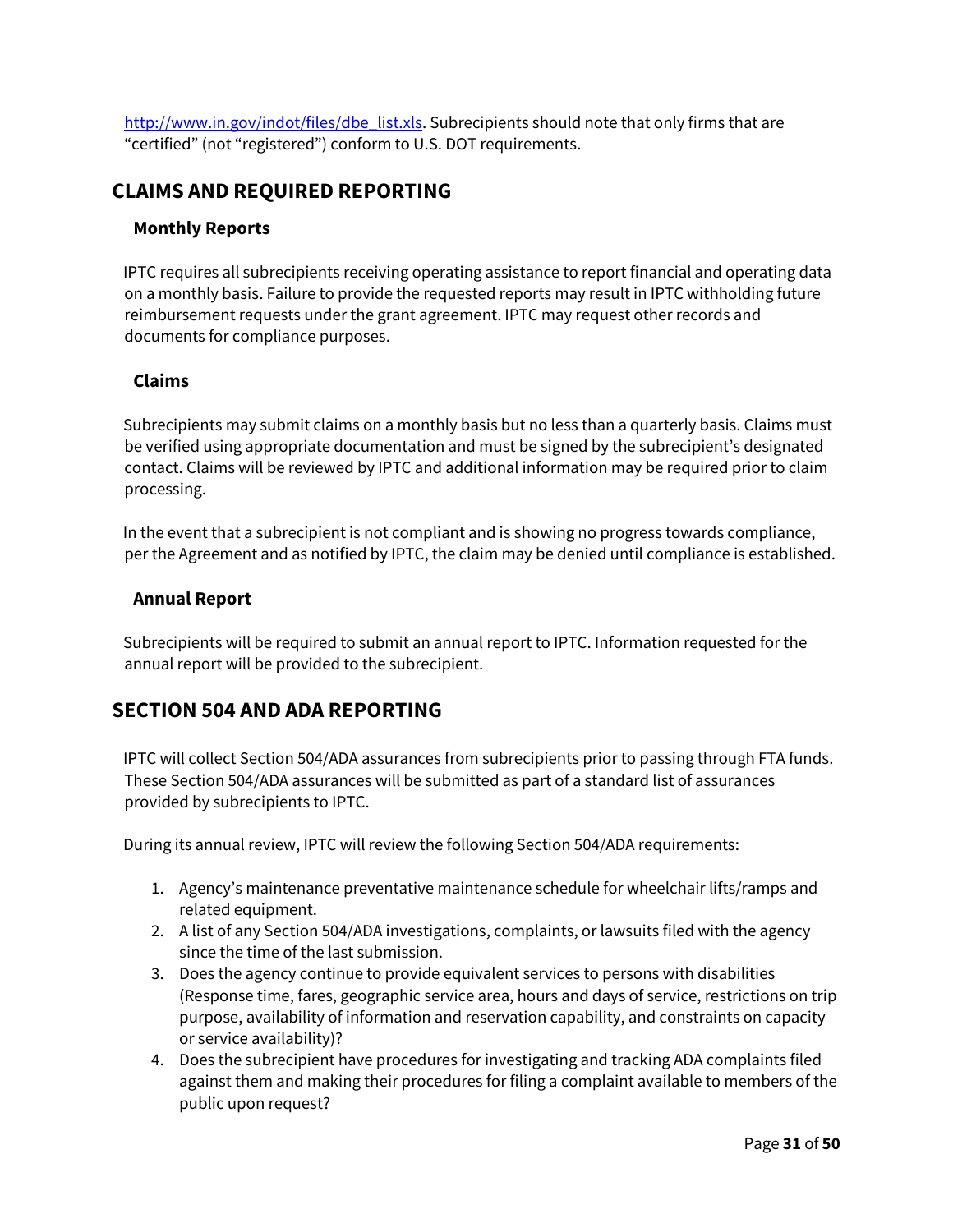http://www.in.gov/indot/files/dbe_list.xls. Subrecipients should note that only firms that are "certified" (not "registered") conform to U.S. DOT requirements.

## CLAIMS AND REQUIRED REPORTING

### Monthly Reports

IPTC requires all subrecipients receiving operating assistance to report financial and operating data on a monthly basis. Failure to provide the requested reports may result in IPTC withholding future reimbursement requests under the grant agreement. IPTC may request other records and documents for compliance purposes.

### Claims

Subrecipients may submit claims on a monthly basis but no less than a quarterly basis. Claims must be verified using appropriate documentation and must be signed by the subrecipient's designated contact. Claims will be reviewed by IPTC and additional information may be required prior to claim processing.

In the event that a subrecipient is not compliant and is showing no progress towards compliance, per the Agreement and as notified by IPTC, the claim may be denied until compliance is established.

### Annual Report

Subrecipients will be required to submit an annual report to IPTC. Information requested for the annual report will be provided to the subrecipient.

## SECTION 504 AND ADA REPORTING

IPTC will collect Section 504/ADA assurances from subrecipients prior to passing through FTA funds. These Section 504/ADA assurances will be submitted as part of a standard list of assurances provided by subrecipients to IPTC.

During its annual review, IPTC will review the following Section 504/ADA requirements:

1. Agency's maintenance preventative maintenance schedule for wheelchair lifts/ramps and related equipment.
2. A list of any Section 504/ADA investigations, complaints, or lawsuits filed with the agency since the time of the last submission.
3. Does the agency continue to provide equivalent services to persons with disabilities (Response time, fares, geographic service area, hours and days of service, restrictions on trip purpose, availability of information and reservation capability, and constraints on capacity or service availability)?
4. Does the subrecipient have procedures for investigating and tracking ADA complaints filed against them and making their procedures for filing a complaint available to members of the public upon request?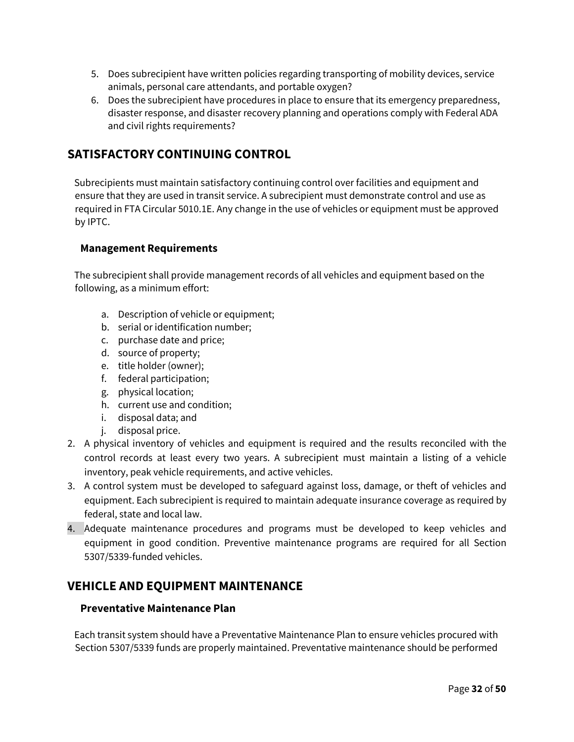5. Does subrecipient have written policies regarding transporting of mobility devices, service animals, personal care attendants, and portable oxygen?
6. Does the subrecipient have procedures in place to ensure that its emergency preparedness, disaster response, and disaster recovery planning and operations comply with Federal ADA and civil rights requirements?

## SATISFACTORY CONTINUING CONTROL

Subrecipients must maintain satisfactory continuing control over facilities and equipment and ensure that they are used in transit service. A subrecipient must demonstrate control and use as required in FTA Circular 5010.1E. Any change in the use of vehicles or equipment must be approved by IPTC.

### Management Requirements

The subrecipient shall provide management records of all vehicles and equipment based on the following, as a minimum effort:

a. Description of vehicle or equipment;
b. serial or identification number;
c. purchase date and price;
d. source of property;
e. title holder (owner);
f. federal participation;
g. physical location;
h. current use and condition;
i. disposal data; and
j. disposal price.

2. A physical inventory of vehicles and equipment is required and the results reconciled with the control records at least every two years. A subrecipient must maintain a listing of a vehicle inventory, peak vehicle requirements, and active vehicles.
3. A control system must be developed to safeguard against loss, damage, or theft of vehicles and equipment. Each subrecipient is required to maintain adequate insurance coverage as required by federal, state and local law.
4. Adequate maintenance procedures and programs must be developed to keep vehicles and equipment in good condition. Preventive maintenance programs are required for all Section 5307/5339-funded vehicles.

## VEHICLE AND EQUIPMENT MAINTENANCE

### Preventative Maintenance Plan

Each transit system should have a Preventative Maintenance Plan to ensure vehicles procured with Section 5307/5339 funds are properly maintained. Preventative maintenance should be performed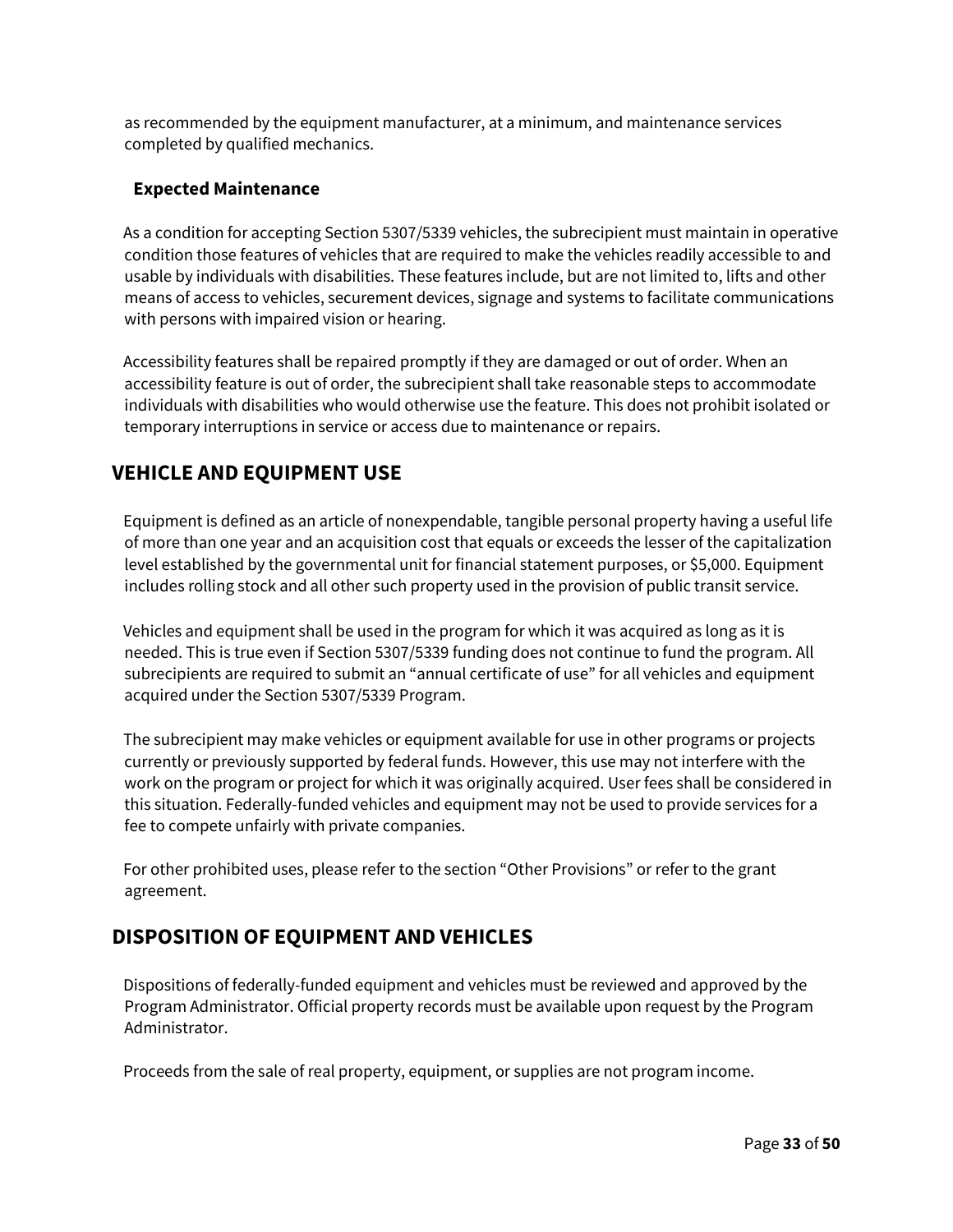as recommended by the equipment manufacturer, at a minimum, and maintenance services completed by qualified mechanics.

### Expected Maintenance

As a condition for accepting Section 5307/5339 vehicles, the subrecipient must maintain in operative condition those features of vehicles that are required to make the vehicles readily accessible to and usable by individuals with disabilities. These features include, but are not limited to, lifts and other means of access to vehicles, securement devices, signage and systems to facilitate communications with persons with impaired vision or hearing.

Accessibility features shall be repaired promptly if they are damaged or out of order. When an accessibility feature is out of order, the subrecipient shall take reasonable steps to accommodate individuals with disabilities who would otherwise use the feature. This does not prohibit isolated or temporary interruptions in service or access due to maintenance or repairs.

## VEHICLE AND EQUIPMENT USE

Equipment is defined as an article of nonexpendable, tangible personal property having a useful life of more than one year and an acquisition cost that equals or exceeds the lesser of the capitalization level established by the governmental unit for financial statement purposes, or $5,000. Equipment includes rolling stock and all other such property used in the provision of public transit service.

Vehicles and equipment shall be used in the program for which it was acquired as long as it is needed. This is true even if Section 5307/5339 funding does not continue to fund the program. All subrecipients are required to submit an "annual certificate of use" for all vehicles and equipment acquired under the Section 5307/5339 Program.

The subrecipient may make vehicles or equipment available for use in other programs or projects currently or previously supported by federal funds. However, this use may not interfere with the work on the program or project for which it was originally acquired. User fees shall be considered in this situation. Federally-funded vehicles and equipment may not be used to provide services for a fee to compete unfairly with private companies.

For other prohibited uses, please refer to the section "Other Provisions" or refer to the grant agreement.

## DISPOSITION OF EQUIPMENT AND VEHICLES

Dispositions of federally-funded equipment and vehicles must be reviewed and approved by the Program Administrator. Official property records must be available upon request by the Program Administrator.

Proceeds from the sale of real property, equipment, or supplies are not program income.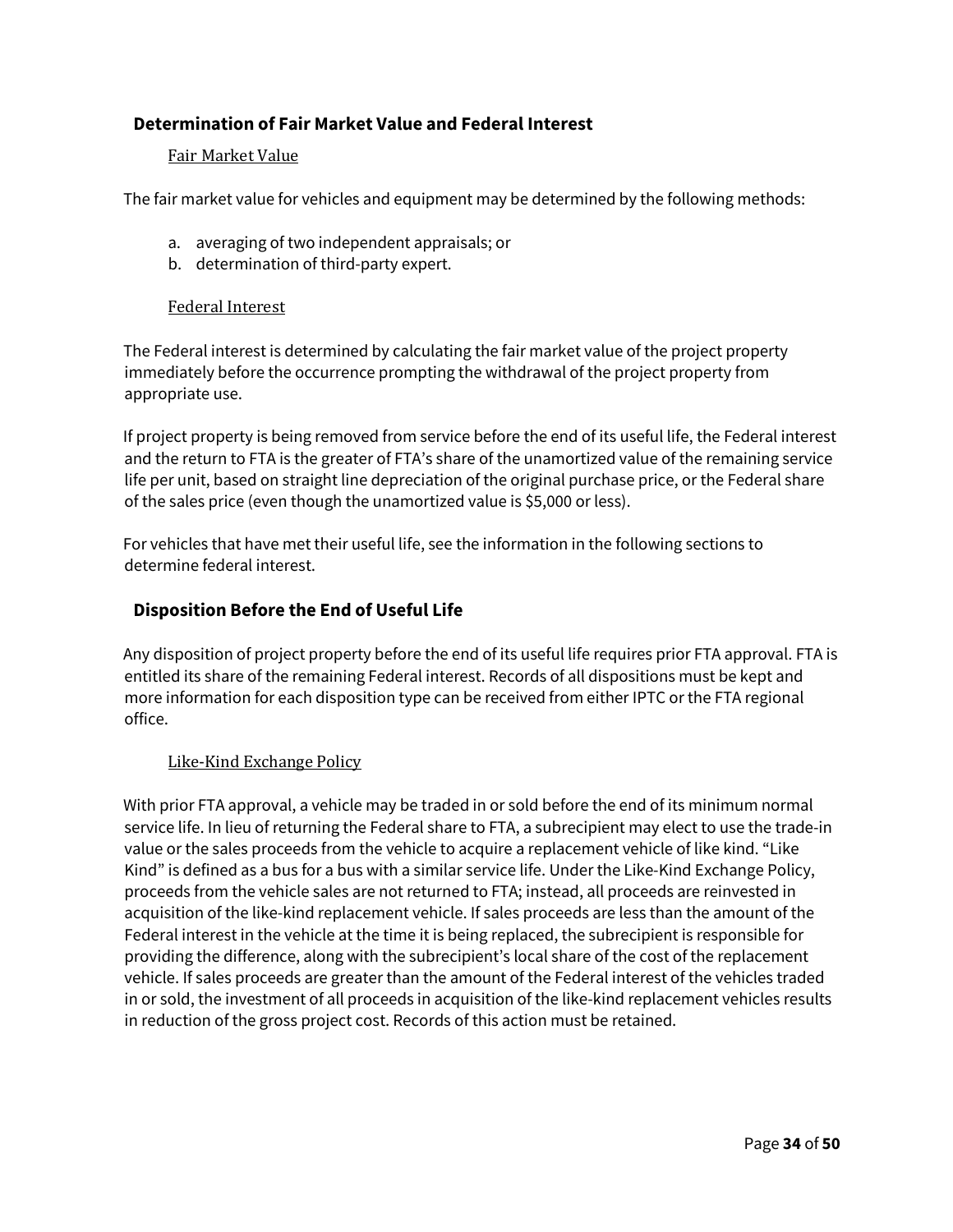## Determination of Fair Market Value and Federal Interest

### Fair Market Value

The fair market value for vehicles and equipment may be determined by the following methods:

a. averaging of two independent appraisals; or
b. determination of third-party expert.

### Federal Interest

The Federal interest is determined by calculating the fair market value of the project property immediately before the occurrence prompting the withdrawal of the project property from appropriate use.

If project property is being removed from service before the end of its useful life, the Federal interest and the return to FTA is the greater of FTA's share of the unamortized value of the remaining service life per unit, based on straight line depreciation of the original purchase price, or the Federal share of the sales price (even though the unamortized value is $5,000 or less).

For vehicles that have met their useful life, see the information in the following sections to determine federal interest.

## Disposition Before the End of Useful Life

Any disposition of project property before the end of its useful life requires prior FTA approval. FTA is entitled its share of the remaining Federal interest. Records of all dispositions must be kept and more information for each disposition type can be received from either IPTC or the FTA regional office.

### Like-Kind Exchange Policy

With prior FTA approval, a vehicle may be traded in or sold before the end of its minimum normal service life. In lieu of returning the Federal share to FTA, a subrecipient may elect to use the trade-in value or the sales proceeds from the vehicle to acquire a replacement vehicle of like kind. "Like Kind" is defined as a bus for a bus with a similar service life. Under the Like-Kind Exchange Policy, proceeds from the vehicle sales are not returned to FTA; instead, all proceeds are reinvested in acquisition of the like-kind replacement vehicle. If sales proceeds are less than the amount of the Federal interest in the vehicle at the time it is being replaced, the subrecipient is responsible for providing the difference, along with the subrecipient's local share of the cost of the replacement vehicle. If sales proceeds are greater than the amount of the Federal interest of the vehicles traded in or sold, the investment of all proceeds in acquisition of the like-kind replacement vehicles results in reduction of the gross project cost. Records of this action must be retained.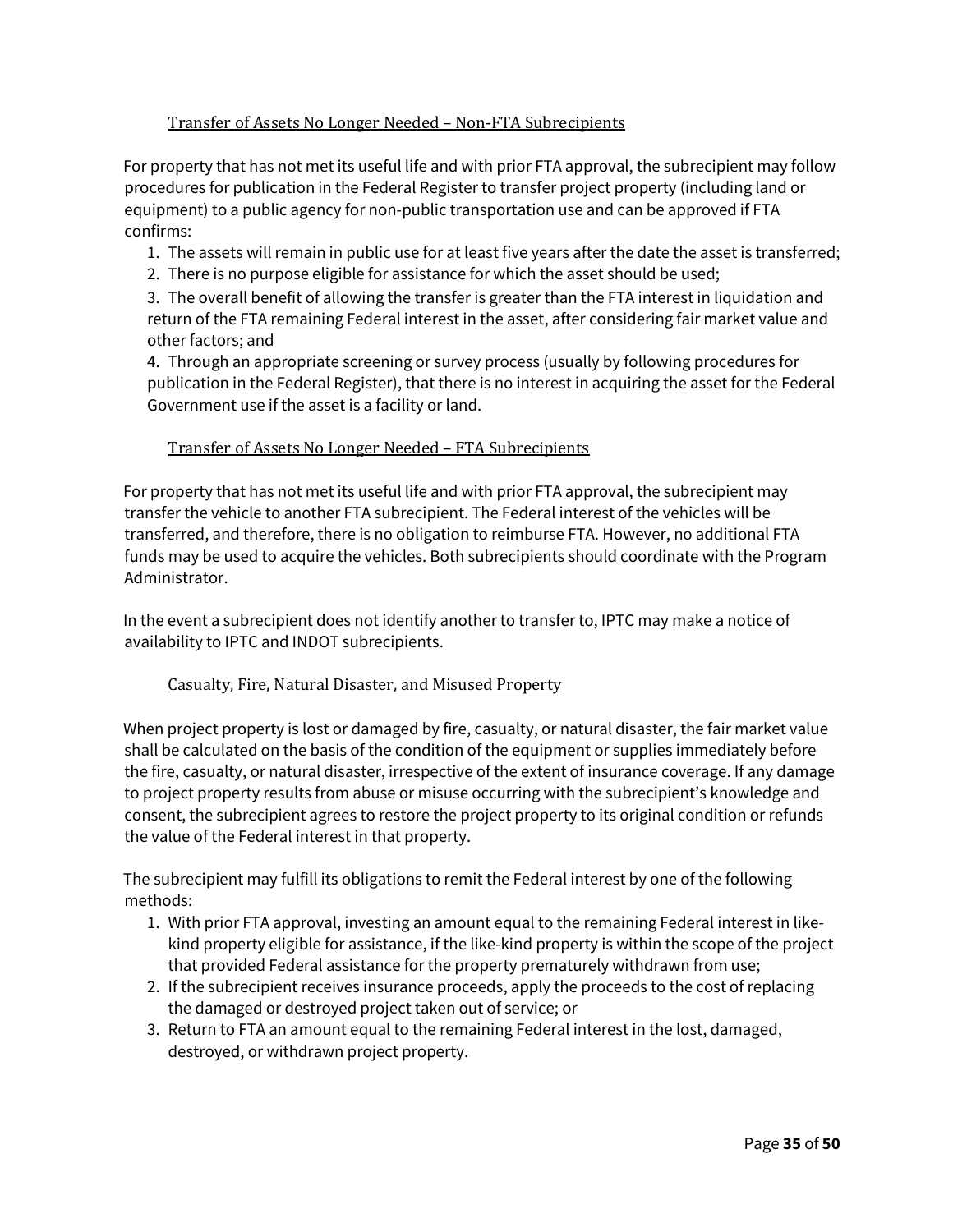### Transfer of Assets No Longer Needed – Non-FTA Subrecipients

For property that has not met its useful life and with prior FTA approval, the subrecipient may follow procedures for publication in the Federal Register to transfer project property (including land or equipment) to a public agency for non-public transportation use and can be approved if FTA confirms:

1. The assets will remain in public use for at least five years after the date the asset is transferred;
2. There is no purpose eligible for assistance for which the asset should be used;
3. The overall benefit of allowing the transfer is greater than the FTA interest in liquidation and return of the FTA remaining Federal interest in the asset, after considering fair market value and other factors; and
4. Through an appropriate screening or survey process (usually by following procedures for publication in the Federal Register), that there is no interest in acquiring the asset for the Federal Government use if the asset is a facility or land.

### Transfer of Assets No Longer Needed – FTA Subrecipients

For property that has not met its useful life and with prior FTA approval, the subrecipient may transfer the vehicle to another FTA subrecipient. The Federal interest of the vehicles will be transferred, and therefore, there is no obligation to reimburse FTA. However, no additional FTA funds may be used to acquire the vehicles. Both subrecipients should coordinate with the Program Administrator.

In the event a subrecipient does not identify another to transfer to, IPTC may make a notice of availability to IPTC and INDOT subrecipients.

### Casualty, Fire, Natural Disaster, and Misused Property

When project property is lost or damaged by fire, casualty, or natural disaster, the fair market value shall be calculated on the basis of the condition of the equipment or supplies immediately before the fire, casualty, or natural disaster, irrespective of the extent of insurance coverage. If any damage to project property results from abuse or misuse occurring with the subrecipient's knowledge and consent, the subrecipient agrees to restore the project property to its original condition or refunds the value of the Federal interest in that property.

The subrecipient may fulfill its obligations to remit the Federal interest by one of the following methods:

1. With prior FTA approval, investing an amount equal to the remaining Federal interest in like-kind property eligible for assistance, if the like-kind property is within the scope of the project that provided Federal assistance for the property prematurely withdrawn from use;
2. If the subrecipient receives insurance proceeds, apply the proceeds to the cost of replacing the damaged or destroyed project taken out of service; or
3. Return to FTA an amount equal to the remaining Federal interest in the lost, damaged, destroyed, or withdrawn project property.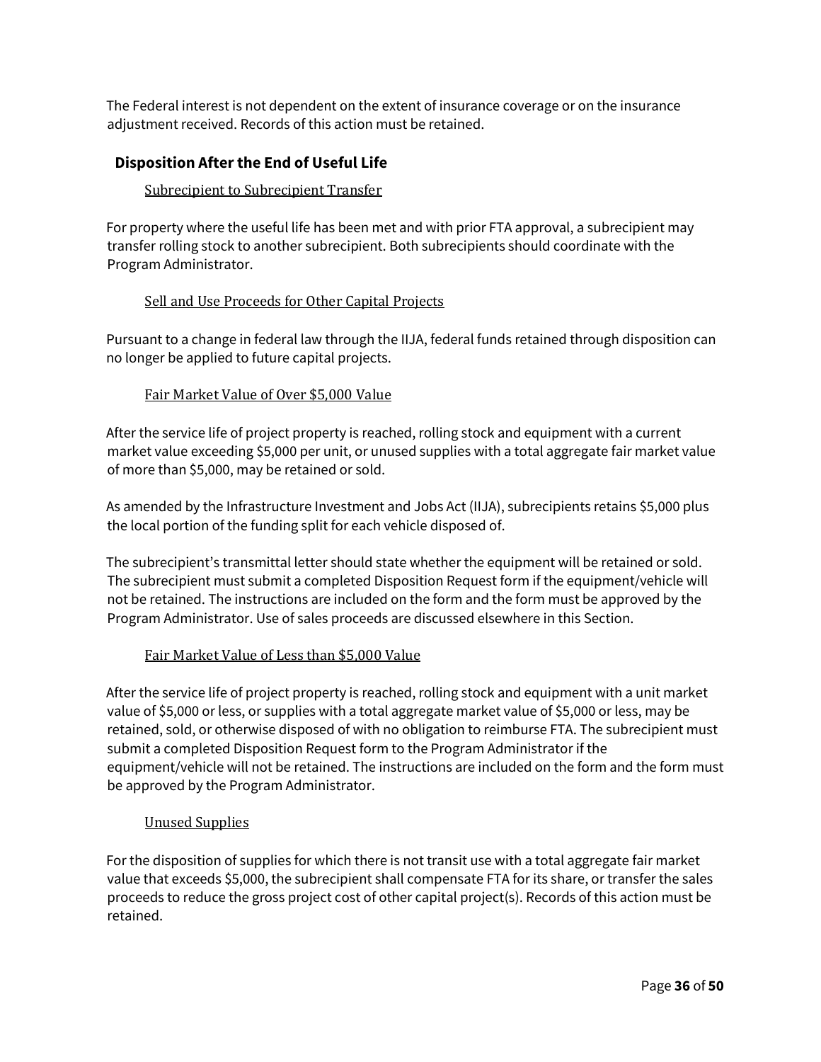The Federal interest is not dependent on the extent of insurance coverage or on the insurance adjustment received. Records of this action must be retained.

## Disposition After the End of Useful Life

### Subrecipient to Subrecipient Transfer

For property where the useful life has been met and with prior FTA approval, a subrecipient may transfer rolling stock to another subrecipient. Both subrecipients should coordinate with the Program Administrator.

### Sell and Use Proceeds for Other Capital Projects

Pursuant to a change in federal law through the IIJA, federal funds retained through disposition can no longer be applied to future capital projects.

### Fair Market Value of Over $5,000 Value

After the service life of project property is reached, rolling stock and equipment with a current market value exceeding $5,000 per unit, or unused supplies with a total aggregate fair market value of more than $5,000, may be retained or sold.

As amended by the Infrastructure Investment and Jobs Act (IIJA), subrecipients retains $5,000 plus the local portion of the funding split for each vehicle disposed of.

The subrecipient's transmittal letter should state whether the equipment will be retained or sold. The subrecipient must submit a completed Disposition Request form if the equipment/vehicle will not be retained. The instructions are included on the form and the form must be approved by the Program Administrator. Use of sales proceeds are discussed elsewhere in this Section.

### Fair Market Value of Less than $5,000 Value

After the service life of project property is reached, rolling stock and equipment with a unit market value of $5,000 or less, or supplies with a total aggregate market value of $5,000 or less, may be retained, sold, or otherwise disposed of with no obligation to reimburse FTA. The subrecipient must submit a completed Disposition Request form to the Program Administrator if the equipment/vehicle will not be retained. The instructions are included on the form and the form must be approved by the Program Administrator.

### Unused Supplies

For the disposition of supplies for which there is not transit use with a total aggregate fair market value that exceeds $5,000, the subrecipient shall compensate FTA for its share, or transfer the sales proceeds to reduce the gross project cost of other capital project(s). Records of this action must be retained.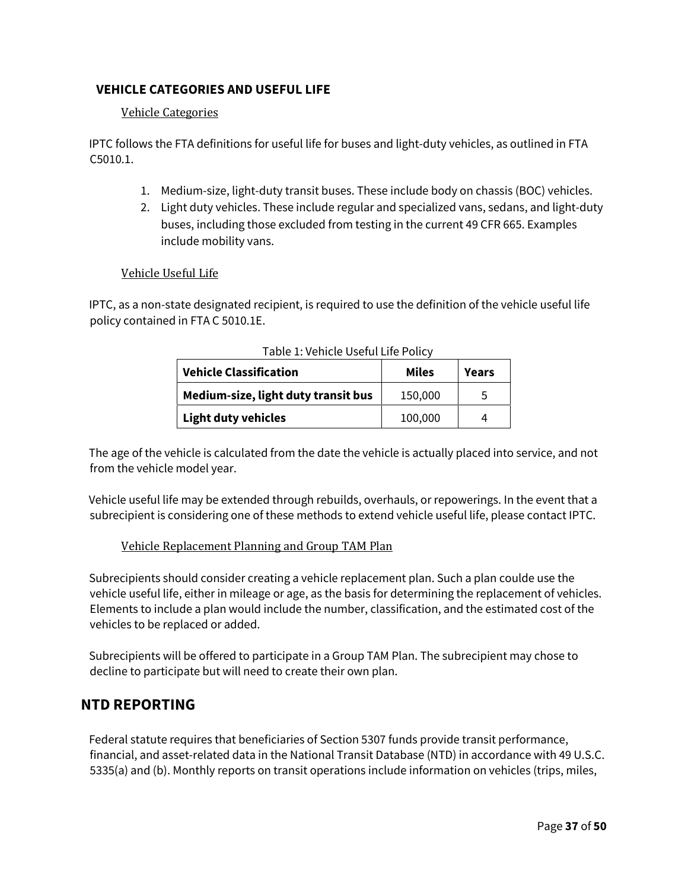### VEHICLE CATEGORIES AND USEFUL LIFE

#### Vehicle Categories

IPTC follows the FTA definitions for useful life for buses and light-duty vehicles, as outlined in FTA C5010.1.

1. Medium-size, light-duty transit buses. These include body on chassis (BOC) vehicles.
2. Light duty vehicles. These include regular and specialized vans, sedans, and light-duty buses, including those excluded from testing in the current 49 CFR 665. Examples include mobility vans.

#### Vehicle Useful Life

IPTC, as a non-state designated recipient, is required to use the definition of the vehicle useful life policy contained in FTA C 5010.1E.

Table 1: Vehicle Useful Life Policy

| Vehicle Classification | Miles | Years |
|---|---|---|
| **Medium-size, light duty transit bus** | 150,000 | 5 |
| **Light duty vehicles** | 100,000 | 4 |

The age of the vehicle is calculated from the date the vehicle is actually placed into service, and not from the vehicle model year.

Vehicle useful life may be extended through rebuilds, overhauls, or repowerings. In the event that a subrecipient is considering one of these methods to extend vehicle useful life, please contact IPTC.

#### Vehicle Replacement Planning and Group TAM Plan

Subrecipients should consider creating a vehicle replacement plan. Such a plan coulde use the vehicle useful life, either in mileage or age, as the basis for determining the replacement of vehicles. Elements to include a plan would include the number, classification, and the estimated cost of the vehicles to be replaced or added.

Subrecipients will be offered to participate in a Group TAM Plan. The subrecipient may chose to decline to participate but will need to create their own plan.

## NTD REPORTING

Federal statute requires that beneficiaries of Section 5307 funds provide transit performance, financial, and asset-related data in the National Transit Database (NTD) in accordance with 49 U.S.C. 5335(a) and (b). Monthly reports on transit operations include information on vehicles (trips, miles,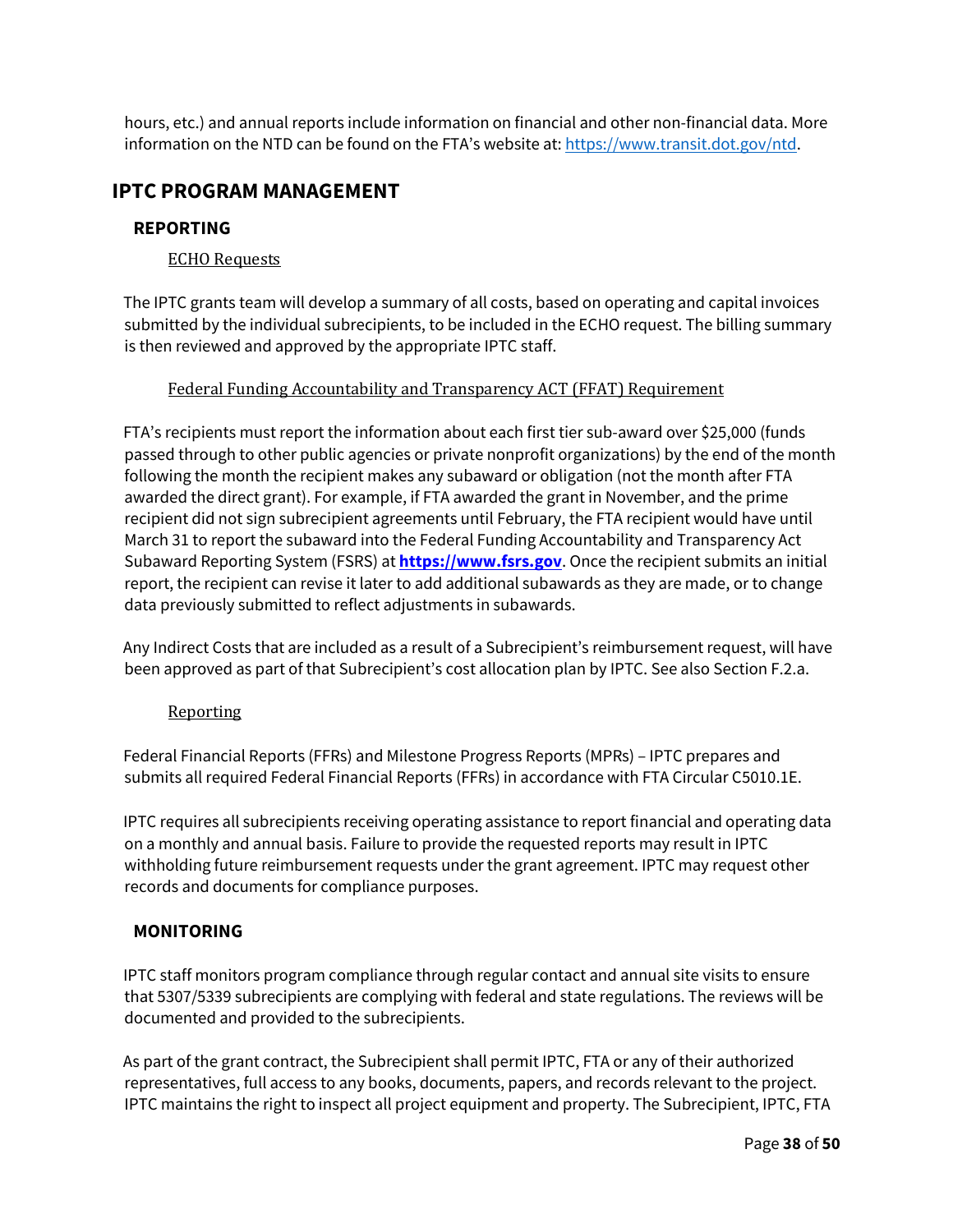hours, etc.) and annual reports include information on financial and other non-financial data. More information on the NTD can be found on the FTA's website at: https://www.transit.dot.gov/ntd.

# IPTC PROGRAM MANAGEMENT

## REPORTING

### ECHO Requests

The IPTC grants team will develop a summary of all costs, based on operating and capital invoices submitted by the individual subrecipients, to be included in the ECHO request. The billing summary is then reviewed and approved by the appropriate IPTC staff.

### Federal Funding Accountability and Transparency ACT (FFAT) Requirement

FTA's recipients must report the information about each first tier sub-award over $25,000 (funds passed through to other public agencies or private nonprofit organizations) by the end of the month following the month the recipient makes any subaward or obligation (not the month after FTA awarded the direct grant). For example, if FTA awarded the grant in November, and the prime recipient did not sign subrecipient agreements until February, the FTA recipient would have until March 31 to report the subaward into the Federal Funding Accountability and Transparency Act Subaward Reporting System (FSRS) at **https://www.fsrs.gov**. Once the recipient submits an initial report, the recipient can revise it later to add additional subawards as they are made, or to change data previously submitted to reflect adjustments in subawards.

Any Indirect Costs that are included as a result of a Subrecipient's reimbursement request, will have been approved as part of that Subrecipient's cost allocation plan by IPTC. See also Section F.2.a.

### Reporting

Federal Financial Reports (FFRs) and Milestone Progress Reports (MPRs) – IPTC prepares and submits all required Federal Financial Reports (FFRs) in accordance with FTA Circular C5010.1E.

IPTC requires all subrecipients receiving operating assistance to report financial and operating data on a monthly and annual basis. Failure to provide the requested reports may result in IPTC withholding future reimbursement requests under the grant agreement. IPTC may request other records and documents for compliance purposes.

## MONITORING

IPTC staff monitors program compliance through regular contact and annual site visits to ensure that 5307/5339 subrecipients are complying with federal and state regulations. The reviews will be documented and provided to the subrecipients.

As part of the grant contract, the Subrecipient shall permit IPTC, FTA or any of their authorized representatives, full access to any books, documents, papers, and records relevant to the project. IPTC maintains the right to inspect all project equipment and property. The Subrecipient, IPTC, FTA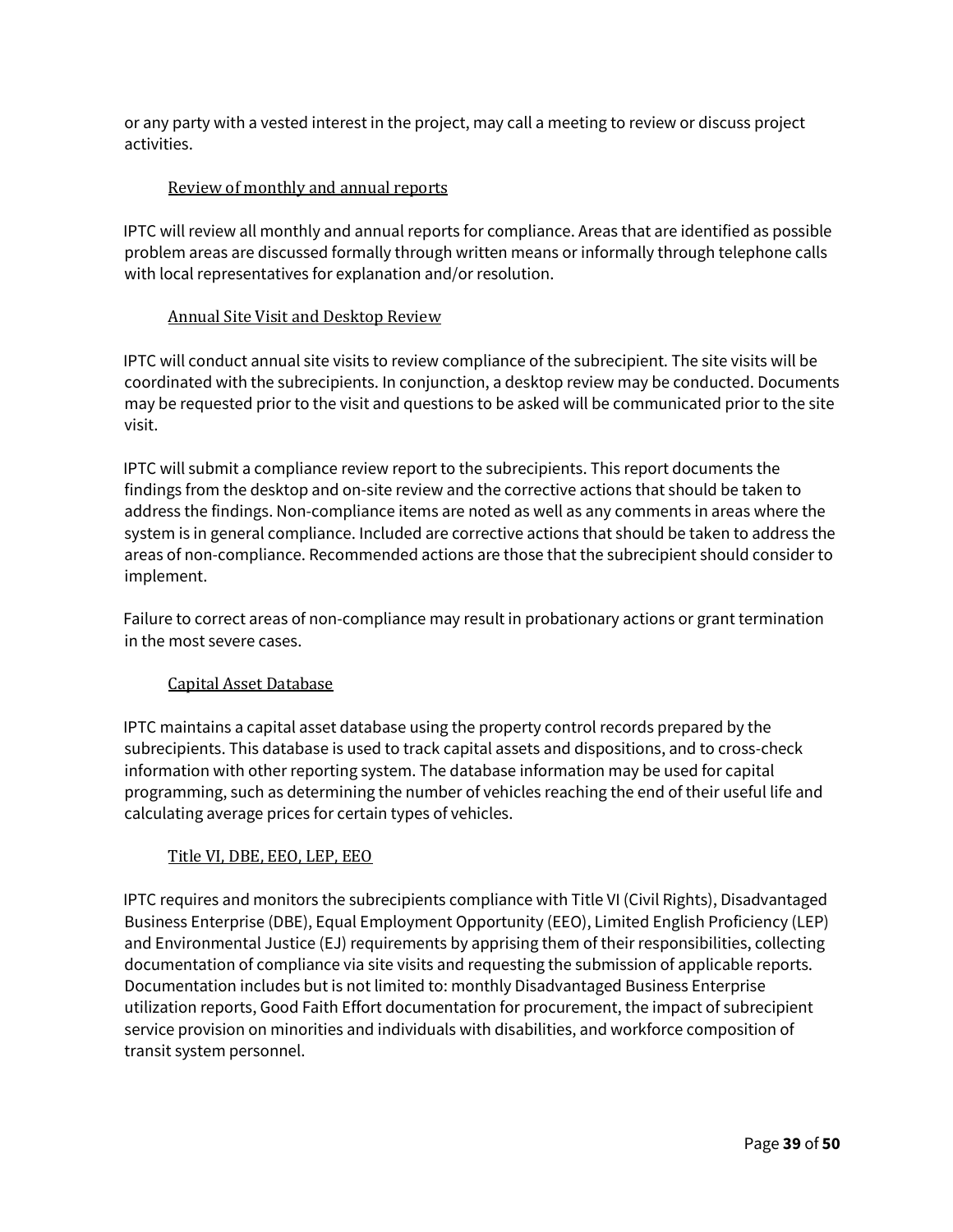or any party with a vested interest in the project, may call a meeting to review or discuss project activities.

### Review of monthly and annual reports

IPTC will review all monthly and annual reports for compliance. Areas that are identified as possible problem areas are discussed formally through written means or informally through telephone calls with local representatives for explanation and/or resolution.

### Annual Site Visit and Desktop Review

IPTC will conduct annual site visits to review compliance of the subrecipient. The site visits will be coordinated with the subrecipients. In conjunction, a desktop review may be conducted. Documents may be requested prior to the visit and questions to be asked will be communicated prior to the site visit.

IPTC will submit a compliance review report to the subrecipients. This report documents the findings from the desktop and on-site review and the corrective actions that should be taken to address the findings. Non-compliance items are noted as well as any comments in areas where the system is in general compliance. Included are corrective actions that should be taken to address the areas of non-compliance. Recommended actions are those that the subrecipient should consider to implement.

Failure to correct areas of non-compliance may result in probationary actions or grant termination in the most severe cases.

### Capital Asset Database

IPTC maintains a capital asset database using the property control records prepared by the subrecipients. This database is used to track capital assets and dispositions, and to cross-check information with other reporting system. The database information may be used for capital programming, such as determining the number of vehicles reaching the end of their useful life and calculating average prices for certain types of vehicles.

### Title VI, DBE, EEO, LEP, EEO

IPTC requires and monitors the subrecipients compliance with Title VI (Civil Rights), Disadvantaged Business Enterprise (DBE), Equal Employment Opportunity (EEO), Limited English Proficiency (LEP) and Environmental Justice (EJ) requirements by apprising them of their responsibilities, collecting documentation of compliance via site visits and requesting the submission of applicable reports. Documentation includes but is not limited to: monthly Disadvantaged Business Enterprise utilization reports, Good Faith Effort documentation for procurement, the impact of subrecipient service provision on minorities and individuals with disabilities, and workforce composition of transit system personnel.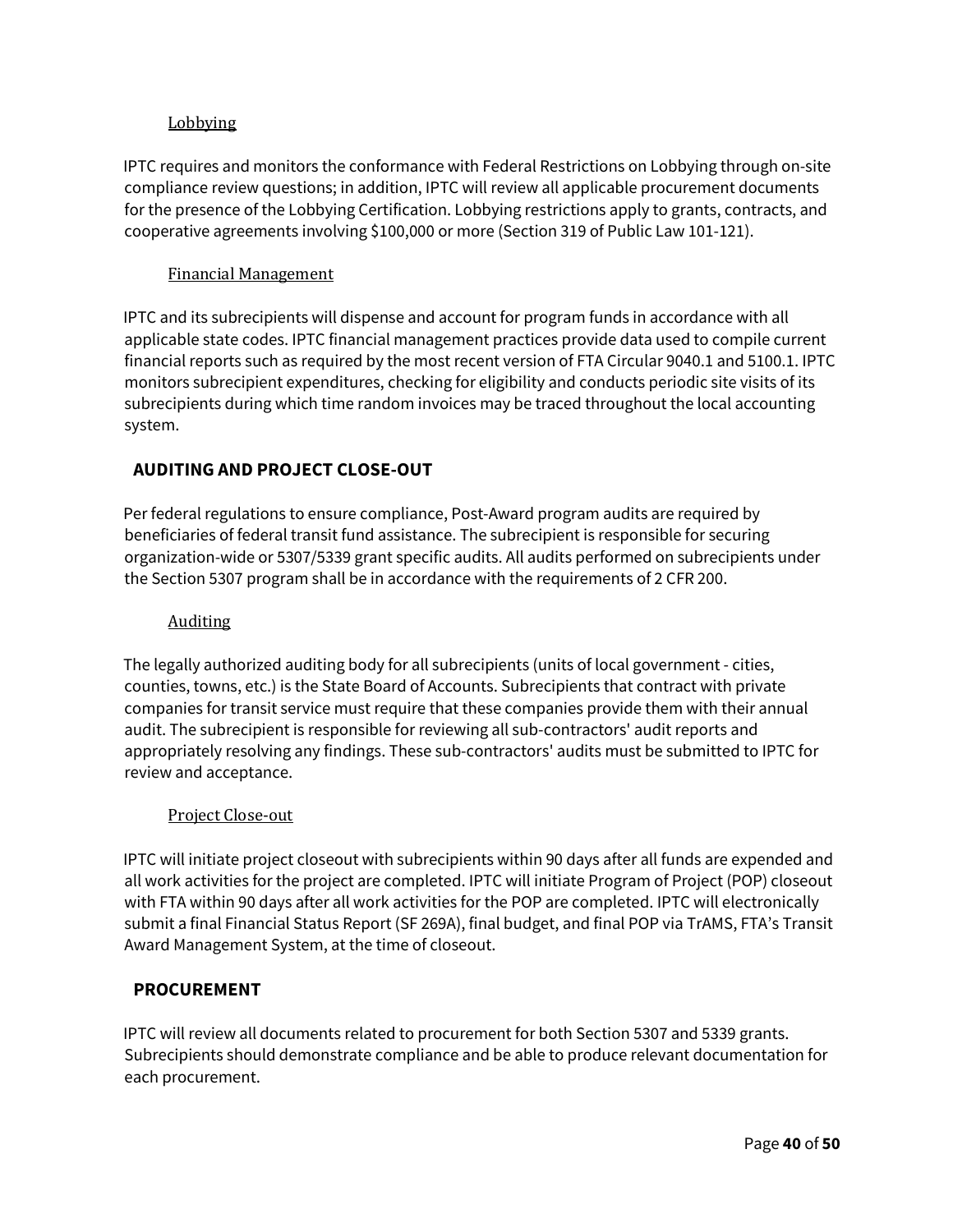### Lobbying

IPTC requires and monitors the conformance with Federal Restrictions on Lobbying through on-site compliance review questions; in addition, IPTC will review all applicable procurement documents for the presence of the Lobbying Certification. Lobbying restrictions apply to grants, contracts, and cooperative agreements involving $100,000 or more (Section 319 of Public Law 101-121).

### Financial Management

IPTC and its subrecipients will dispense and account for program funds in accordance with all applicable state codes. IPTC financial management practices provide data used to compile current financial reports such as required by the most recent version of FTA Circular 9040.1 and 5100.1. IPTC monitors subrecipient expenditures, checking for eligibility and conducts periodic site visits of its subrecipients during which time random invoices may be traced throughout the local accounting system.

## AUDITING AND PROJECT CLOSE-OUT

Per federal regulations to ensure compliance, Post-Award program audits are required by beneficiaries of federal transit fund assistance. The subrecipient is responsible for securing organization-wide or 5307/5339 grant specific audits. All audits performed on subrecipients under the Section 5307 program shall be in accordance with the requirements of 2 CFR 200.

### Auditing

The legally authorized auditing body for all subrecipients (units of local government - cities, counties, towns, etc.) is the State Board of Accounts. Subrecipients that contract with private companies for transit service must require that these companies provide them with their annual audit. The subrecipient is responsible for reviewing all sub-contractors' audit reports and appropriately resolving any findings. These sub-contractors' audits must be submitted to IPTC for review and acceptance.

### Project Close-out

IPTC will initiate project closeout with subrecipients within 90 days after all funds are expended and all work activities for the project are completed. IPTC will initiate Program of Project (POP) closeout with FTA within 90 days after all work activities for the POP are completed. IPTC will electronically submit a final Financial Status Report (SF 269A), final budget, and final POP via TrAMS, FTA's Transit Award Management System, at the time of closeout.

## PROCUREMENT

IPTC will review all documents related to procurement for both Section 5307 and 5339 grants. Subrecipients should demonstrate compliance and be able to produce relevant documentation for each procurement.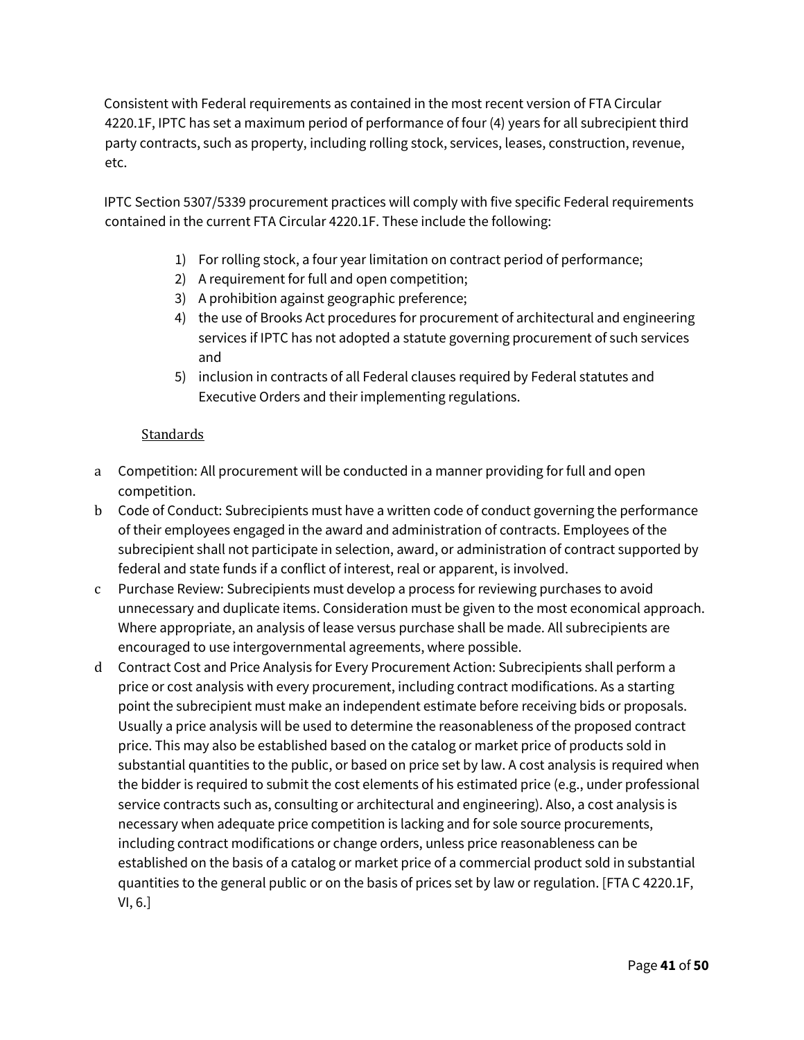Consistent with Federal requirements as contained in the most recent version of FTA Circular 4220.1F, IPTC has set a maximum period of performance of four (4) years for all subrecipient third party contracts, such as property, including rolling stock, services, leases, construction, revenue, etc.

IPTC Section 5307/5339 procurement practices will comply with five specific Federal requirements contained in the current FTA Circular 4220.1F. These include the following:

1) For rolling stock, a four year limitation on contract period of performance;
2) A requirement for full and open competition;
3) A prohibition against geographic preference;
4) the use of Brooks Act procedures for procurement of architectural and engineering services if IPTC has not adopted a statute governing procurement of such services and
5) inclusion in contracts of all Federal clauses required by Federal statutes and Executive Orders and their implementing regulations.

<u>Standards</u>

a Competition: All procurement will be conducted in a manner providing for full and open competition.

b Code of Conduct: Subrecipients must have a written code of conduct governing the performance of their employees engaged in the award and administration of contracts. Employees of the subrecipient shall not participate in selection, award, or administration of contract supported by federal and state funds if a conflict of interest, real or apparent, is involved.

c Purchase Review: Subrecipients must develop a process for reviewing purchases to avoid unnecessary and duplicate items. Consideration must be given to the most economical approach. Where appropriate, an analysis of lease versus purchase shall be made. All subrecipients are encouraged to use intergovernmental agreements, where possible.

d Contract Cost and Price Analysis for Every Procurement Action: Subrecipients shall perform a price or cost analysis with every procurement, including contract modifications. As a starting point the subrecipient must make an independent estimate before receiving bids or proposals. Usually a price analysis will be used to determine the reasonableness of the proposed contract price. This may also be established based on the catalog or market price of products sold in substantial quantities to the public, or based on price set by law. A cost analysis is required when the bidder is required to submit the cost elements of his estimated price (e.g., under professional service contracts such as, consulting or architectural and engineering). Also, a cost analysis is necessary when adequate price competition is lacking and for sole source procurements, including contract modifications or change orders, unless price reasonableness can be established on the basis of a catalog or market price of a commercial product sold in substantial quantities to the general public or on the basis of prices set by law or regulation. [FTA C 4220.1F, VI, 6.]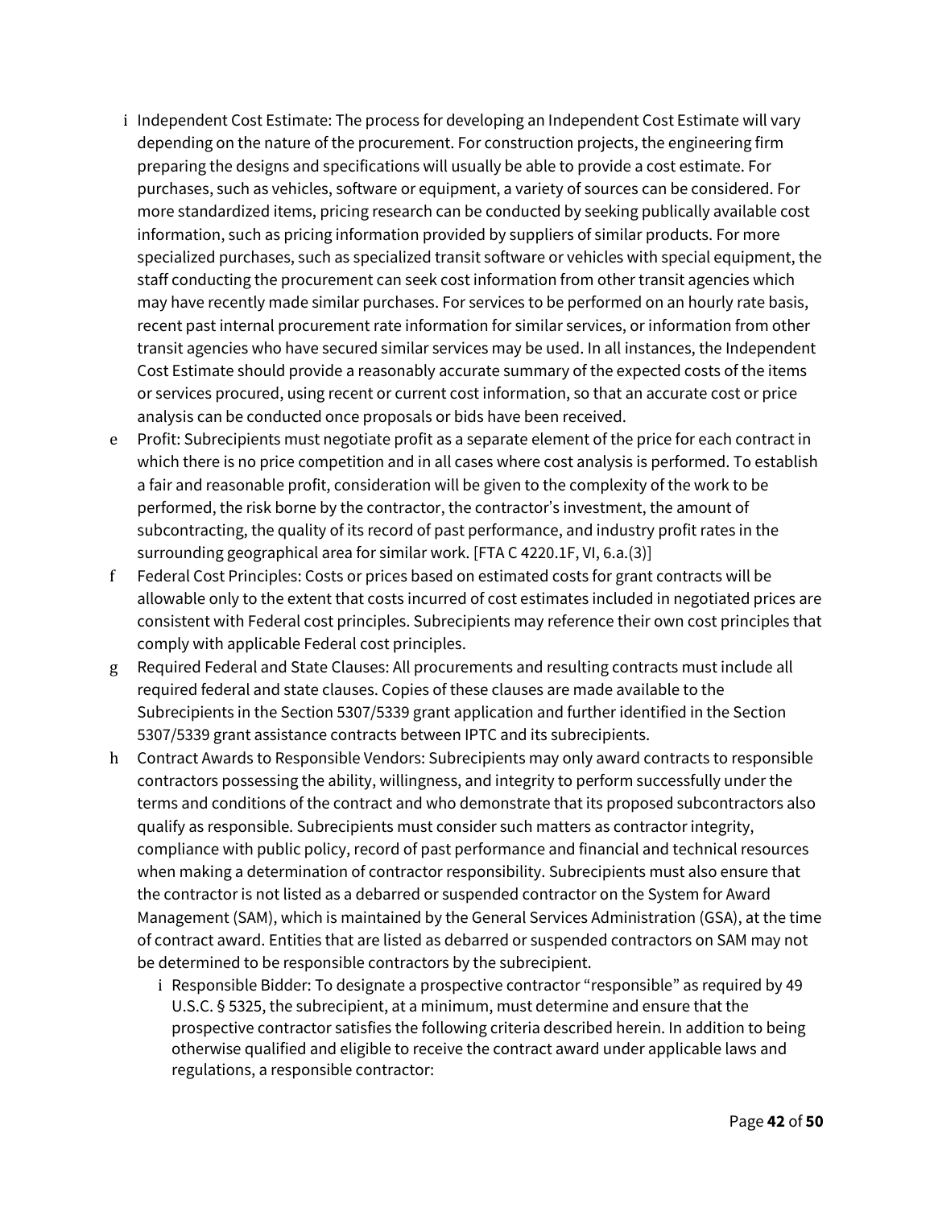i Independent Cost Estimate: The process for developing an Independent Cost Estimate will vary depending on the nature of the procurement. For construction projects, the engineering firm preparing the designs and specifications will usually be able to provide a cost estimate. For purchases, such as vehicles, software or equipment, a variety of sources can be considered. For more standardized items, pricing research can be conducted by seeking publically available cost information, such as pricing information provided by suppliers of similar products. For more specialized purchases, such as specialized transit software or vehicles with special equipment, the staff conducting the procurement can seek cost information from other transit agencies which may have recently made similar purchases. For services to be performed on an hourly rate basis, recent past internal procurement rate information for similar services, or information from other transit agencies who have secured similar services may be used. In all instances, the Independent Cost Estimate should provide a reasonably accurate summary of the expected costs of the items or services procured, using recent or current cost information, so that an accurate cost or price analysis can be conducted once proposals or bids have been received.

e Profit: Subrecipients must negotiate profit as a separate element of the price for each contract in which there is no price competition and in all cases where cost analysis is performed. To establish a fair and reasonable profit, consideration will be given to the complexity of the work to be performed, the risk borne by the contractor, the contractor's investment, the amount of subcontracting, the quality of its record of past performance, and industry profit rates in the surrounding geographical area for similar work. [FTA C 4220.1F, VI, 6.a.(3)]

f Federal Cost Principles: Costs or prices based on estimated costs for grant contracts will be allowable only to the extent that costs incurred of cost estimates included in negotiated prices are consistent with Federal cost principles. Subrecipients may reference their own cost principles that comply with applicable Federal cost principles.

g Required Federal and State Clauses: All procurements and resulting contracts must include all required federal and state clauses. Copies of these clauses are made available to the Subrecipients in the Section 5307/5339 grant application and further identified in the Section 5307/5339 grant assistance contracts between IPTC and its subrecipients.

h Contract Awards to Responsible Vendors: Subrecipients may only award contracts to responsible contractors possessing the ability, willingness, and integrity to perform successfully under the terms and conditions of the contract and who demonstrate that its proposed subcontractors also qualify as responsible. Subrecipients must consider such matters as contractor integrity, compliance with public policy, record of past performance and financial and technical resources when making a determination of contractor responsibility. Subrecipients must also ensure that the contractor is not listed as a debarred or suspended contractor on the System for Award Management (SAM), which is maintained by the General Services Administration (GSA), at the time of contract award. Entities that are listed as debarred or suspended contractors on SAM may not be determined to be responsible contractors by the subrecipient.

i Responsible Bidder: To designate a prospective contractor "responsible" as required by 49 U.S.C. § 5325, the subrecipient, at a minimum, must determine and ensure that the prospective contractor satisfies the following criteria described herein. In addition to being otherwise qualified and eligible to receive the contract award under applicable laws and regulations, a responsible contractor: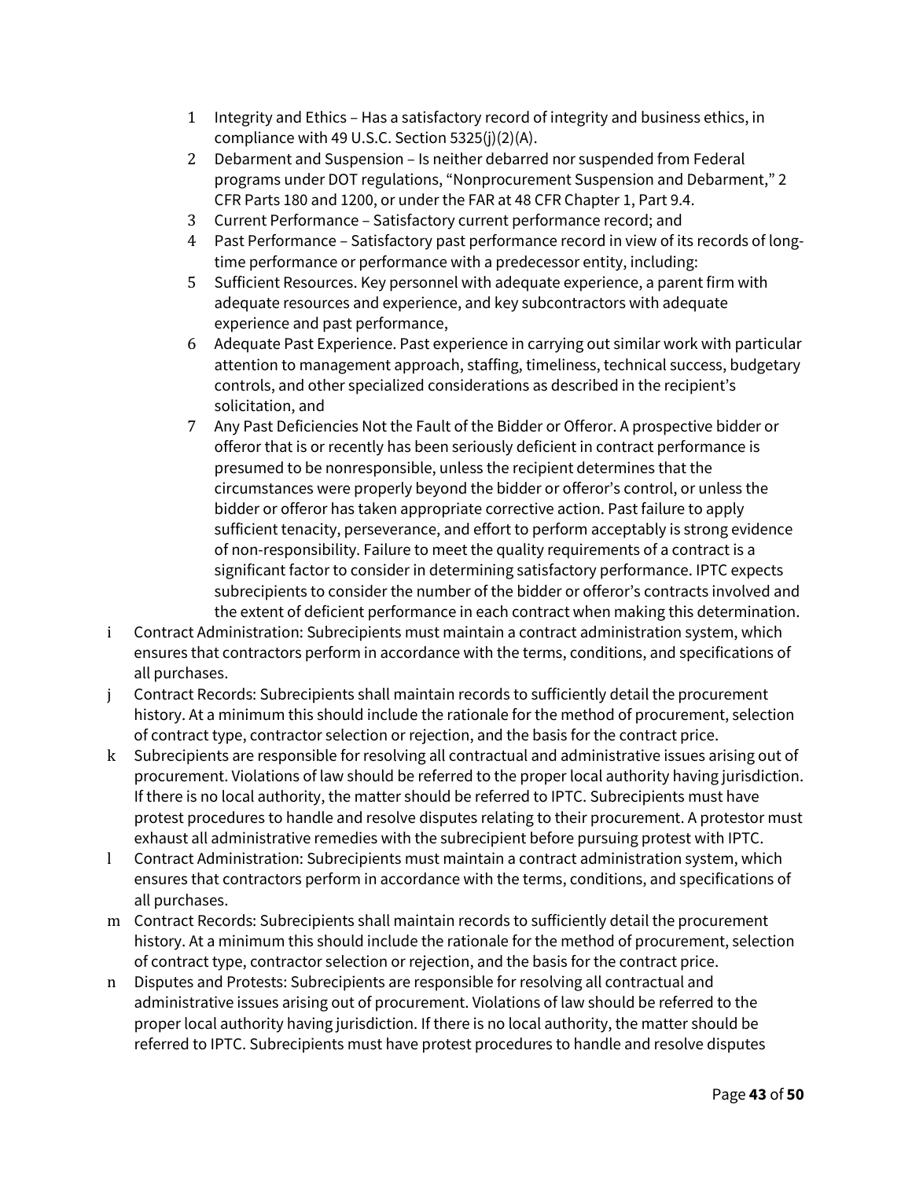1. Integrity and Ethics – Has a satisfactory record of integrity and business ethics, in compliance with 49 U.S.C. Section 5325(j)(2)(A).
2. Debarment and Suspension – Is neither debarred nor suspended from Federal programs under DOT regulations, "Nonprocurement Suspension and Debarment," 2 CFR Parts 180 and 1200, or under the FAR at 48 CFR Chapter 1, Part 9.4.
3. Current Performance – Satisfactory current performance record; and
4. Past Performance – Satisfactory past performance record in view of its records of long-time performance or performance with a predecessor entity, including:
5. Sufficient Resources. Key personnel with adequate experience, a parent firm with adequate resources and experience, and key subcontractors with adequate experience and past performance,
6. Adequate Past Experience. Past experience in carrying out similar work with particular attention to management approach, staffing, timeliness, technical success, budgetary controls, and other specialized considerations as described in the recipient's solicitation, and
7. Any Past Deficiencies Not the Fault of the Bidder or Offeror. A prospective bidder or offeror that is or recently has been seriously deficient in contract performance is presumed to be nonresponsible, unless the recipient determines that the circumstances were properly beyond the bidder or offeror's control, or unless the bidder or offeror has taken appropriate corrective action. Past failure to apply sufficient tenacity, perseverance, and effort to perform acceptably is strong evidence of non-responsibility. Failure to meet the quality requirements of a contract is a significant factor to consider in determining satisfactory performance. IPTC expects subrecipients to consider the number of the bidder or offeror's contracts involved and the extent of deficient performance in each contract when making this determination.

i. Contract Administration: Subrecipients must maintain a contract administration system, which ensures that contractors perform in accordance with the terms, conditions, and specifications of all purchases.

j. Contract Records: Subrecipients shall maintain records to sufficiently detail the procurement history. At a minimum this should include the rationale for the method of procurement, selection of contract type, contractor selection or rejection, and the basis for the contract price.

k. Subrecipients are responsible for resolving all contractual and administrative issues arising out of procurement. Violations of law should be referred to the proper local authority having jurisdiction. If there is no local authority, the matter should be referred to IPTC. Subrecipients must have protest procedures to handle and resolve disputes relating to their procurement. A protestor must exhaust all administrative remedies with the subrecipient before pursuing protest with IPTC.

l. Contract Administration: Subrecipients must maintain a contract administration system, which ensures that contractors perform in accordance with the terms, conditions, and specifications of all purchases.

m. Contract Records: Subrecipients shall maintain records to sufficiently detail the procurement history. At a minimum this should include the rationale for the method of procurement, selection of contract type, contractor selection or rejection, and the basis for the contract price.

n. Disputes and Protests: Subrecipients are responsible for resolving all contractual and administrative issues arising out of procurement. Violations of law should be referred to the proper local authority having jurisdiction. If there is no local authority, the matter should be referred to IPTC. Subrecipients must have protest procedures to handle and resolve disputes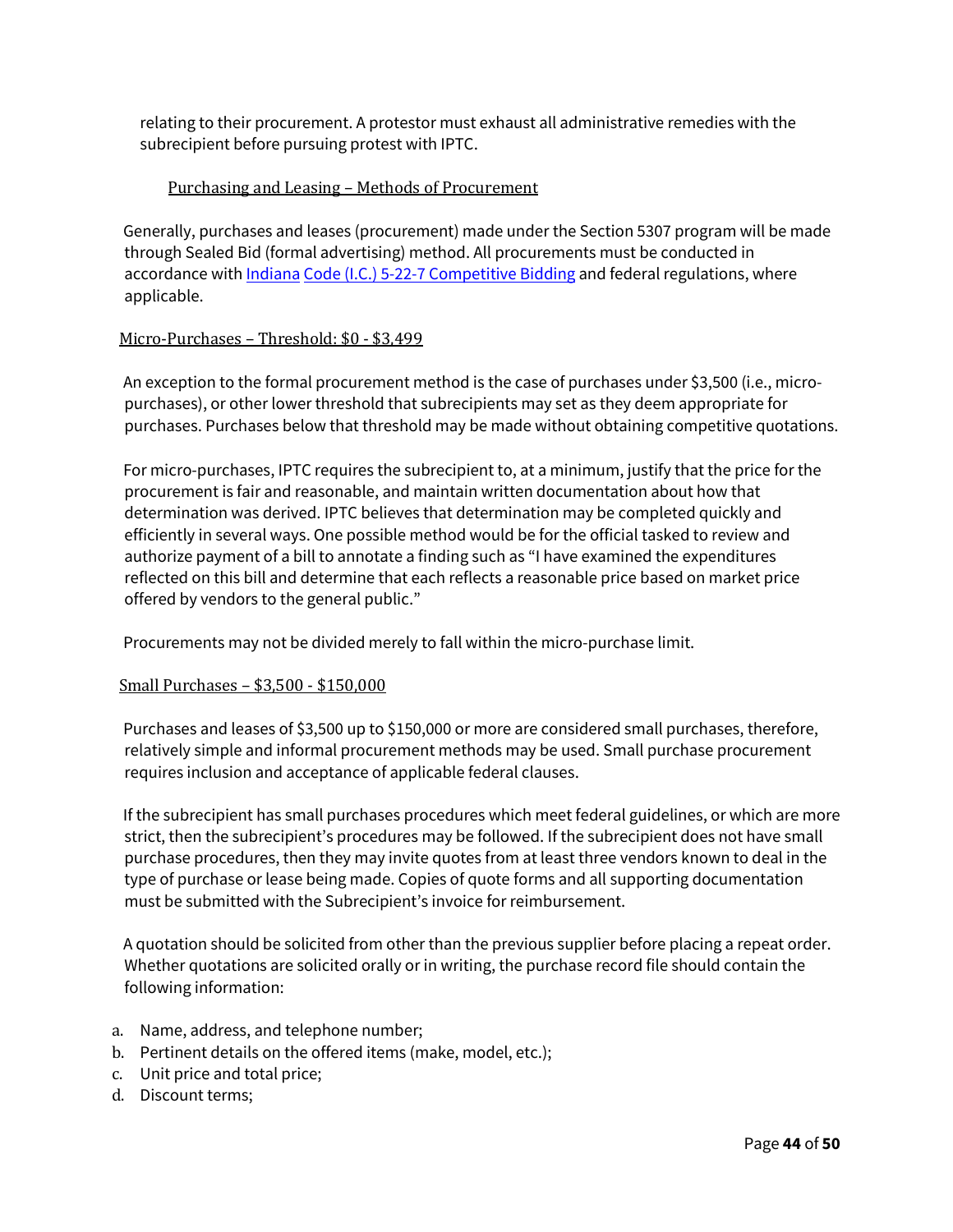relating to their procurement. A protestor must exhaust all administrative remedies with the subrecipient before pursuing protest with IPTC.

### Purchasing and Leasing – Methods of Procurement

Generally, purchases and leases (procurement) made under the Section 5307 program will be made through Sealed Bid (formal advertising) method. All procurements must be conducted in accordance with Indiana Code (I.C.) 5-22-7 Competitive Bidding and federal regulations, where applicable.

#### Micro-Purchases – Threshold: $0 - $3,499

An exception to the formal procurement method is the case of purchases under $3,500 (i.e., micro-purchases), or other lower threshold that subrecipients may set as they deem appropriate for purchases. Purchases below that threshold may be made without obtaining competitive quotations.

For micro-purchases, IPTC requires the subrecipient to, at a minimum, justify that the price for the procurement is fair and reasonable, and maintain written documentation about how that determination was derived. IPTC believes that determination may be completed quickly and efficiently in several ways. One possible method would be for the official tasked to review and authorize payment of a bill to annotate a finding such as "I have examined the expenditures reflected on this bill and determine that each reflects a reasonable price based on market price offered by vendors to the general public."

Procurements may not be divided merely to fall within the micro-purchase limit.

#### Small Purchases – $3,500 - $150,000

Purchases and leases of $3,500 up to $150,000 or more are considered small purchases, therefore, relatively simple and informal procurement methods may be used. Small purchase procurement requires inclusion and acceptance of applicable federal clauses.

If the subrecipient has small purchases procedures which meet federal guidelines, or which are more strict, then the subrecipient's procedures may be followed. If the subrecipient does not have small purchase procedures, then they may invite quotes from at least three vendors known to deal in the type of purchase or lease being made. Copies of quote forms and all supporting documentation must be submitted with the Subrecipient's invoice for reimbursement.

A quotation should be solicited from other than the previous supplier before placing a repeat order. Whether quotations are solicited orally or in writing, the purchase record file should contain the following information:

a. Name, address, and telephone number;
b. Pertinent details on the offered items (make, model, etc.);
c. Unit price and total price;
d. Discount terms;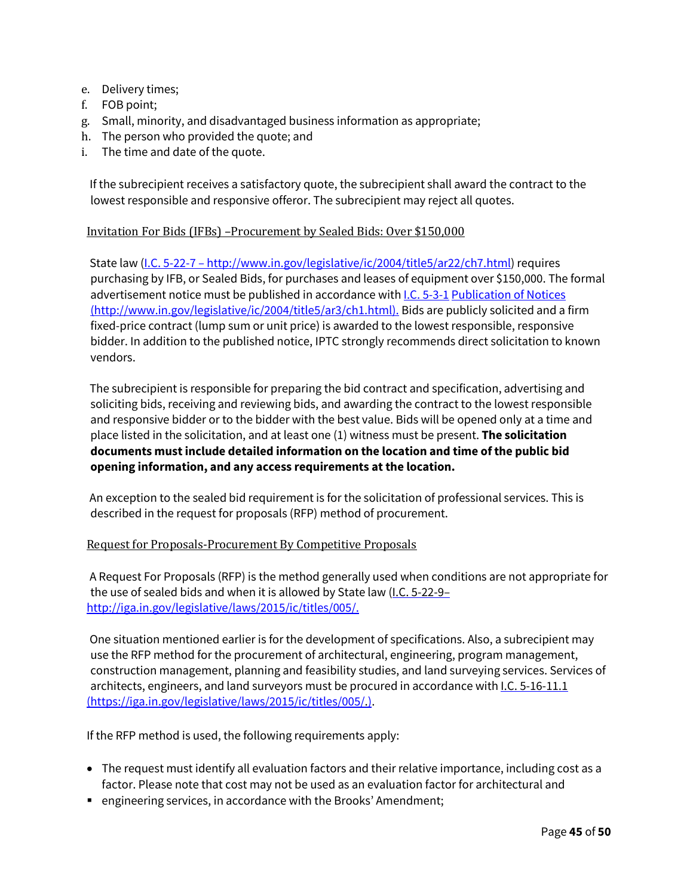e. Delivery times;
f. FOB point;
g. Small, minority, and disadvantaged business information as appropriate;
h. The person who provided the quote; and
i. The time and date of the quote.

If the subrecipient receives a satisfactory quote, the subrecipient shall award the contract to the lowest responsible and responsive offeror. The subrecipient may reject all quotes.

Invitation For Bids (IFBs) –Procurement by Sealed Bids: Over $150,000

State law (I.C. 5-22-7 – http://www.in.gov/legislative/ic/2004/title5/ar22/ch7.html) requires purchasing by IFB, or Sealed Bids, for purchases and leases of equipment over $150,000. The formal advertisement notice must be published in accordance with I.C. 5-3-1 Publication of Notices (http://www.in.gov/legislative/ic/2004/title5/ar3/ch1.html). Bids are publicly solicited and a firm fixed-price contract (lump sum or unit price) is awarded to the lowest responsible, responsive bidder. In addition to the published notice, IPTC strongly recommends direct solicitation to known vendors.

The subrecipient is responsible for preparing the bid contract and specification, advertising and soliciting bids, receiving and reviewing bids, and awarding the contract to the lowest responsible and responsive bidder or to the bidder with the best value. Bids will be opened only at a time and place listed in the solicitation, and at least one (1) witness must be present. **The solicitation documents must include detailed information on the location and time of the public bid opening information, and any access requirements at the location.**

An exception to the sealed bid requirement is for the solicitation of professional services. This is described in the request for proposals (RFP) method of procurement.

Request for Proposals-Procurement By Competitive Proposals

A Request For Proposals (RFP) is the method generally used when conditions are not appropriate for the use of sealed bids and when it is allowed by State law (I.C. 5-22-9– http://iga.in.gov/legislative/laws/2015/ic/titles/005/.

One situation mentioned earlier is for the development of specifications. Also, a subrecipient may use the RFP method for the procurement of architectural, engineering, program management, construction management, planning and feasibility studies, and land surveying services. Services of architects, engineers, and land surveyors must be procured in accordance with I.C. 5-16-11.1 (https://iga.in.gov/legislative/laws/2015/ic/titles/005/.).

If the RFP method is used, the following requirements apply:

- The request must identify all evaluation factors and their relative importance, including cost as a factor. Please note that cost may not be used as an evaluation factor for architectural and
- engineering services, in accordance with the Brooks' Amendment;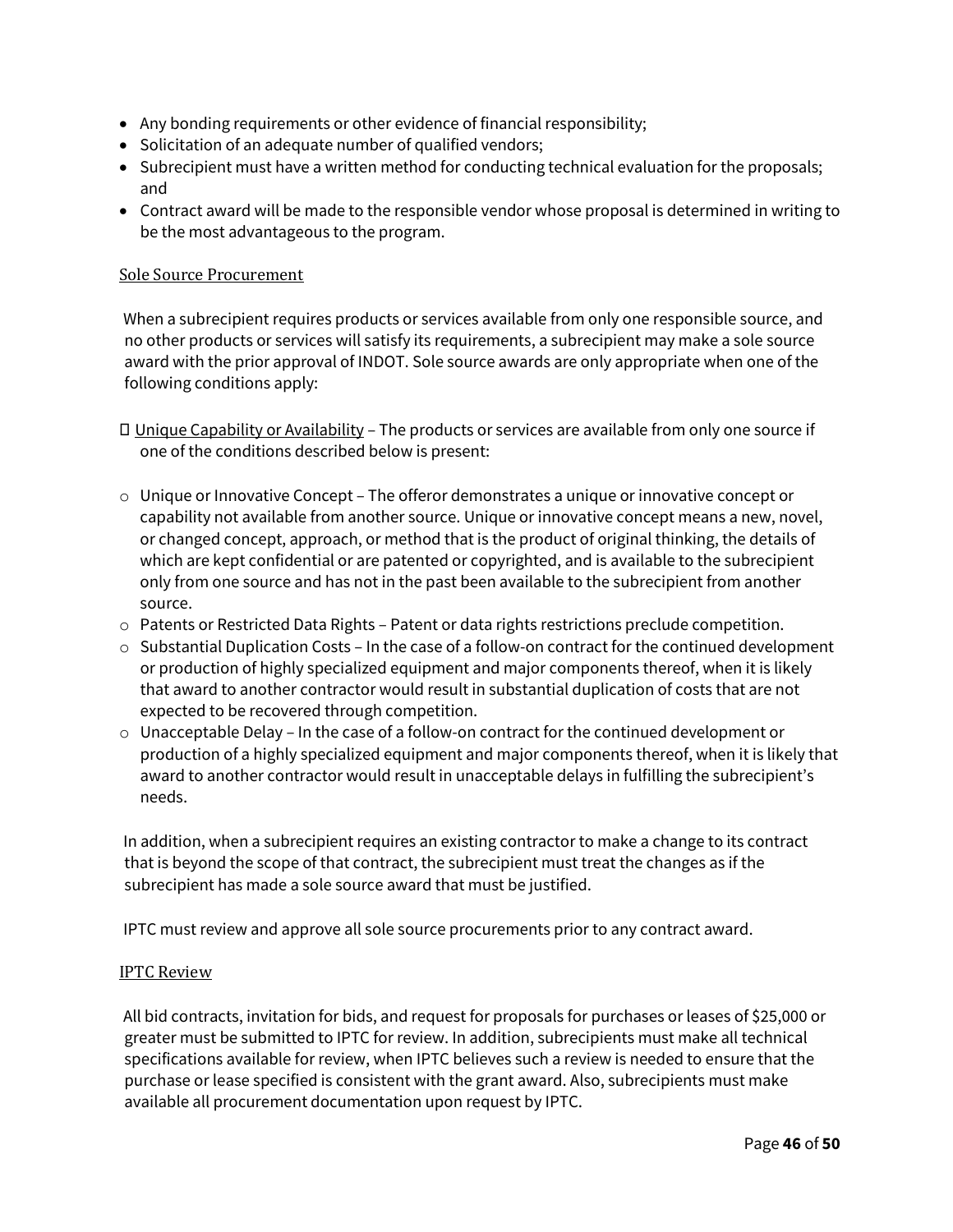- Any bonding requirements or other evidence of financial responsibility;
- Solicitation of an adequate number of qualified vendors;
- Subrecipient must have a written method for conducting technical evaluation for the proposals; and
- Contract award will be made to the responsible vendor whose proposal is determined in writing to be the most advantageous to the program.

### Sole Source Procurement

When a subrecipient requires products or services available from only one responsible source, and no other products or services will satisfy its requirements, a subrecipient may make a sole source award with the prior approval of INDOT. Sole source awards are only appropriate when one of the following conditions apply:

- Unique Capability or Availability – The products or services are available from only one source if one of the conditions described below is present:

  - Unique or Innovative Concept – The offeror demonstrates a unique or innovative concept or capability not available from another source. Unique or innovative concept means a new, novel, or changed concept, approach, or method that is the product of original thinking, the details of which are kept confidential or are patented or copyrighted, and is available to the subrecipient only from one source and has not in the past been available to the subrecipient from another source.
  - Patents or Restricted Data Rights – Patent or data rights restrictions preclude competition.
  - Substantial Duplication Costs – In the case of a follow-on contract for the continued development or production of highly specialized equipment and major components thereof, when it is likely that award to another contractor would result in substantial duplication of costs that are not expected to be recovered through competition.
  - Unacceptable Delay – In the case of a follow-on contract for the continued development or production of a highly specialized equipment and major components thereof, when it is likely that award to another contractor would result in unacceptable delays in fulfilling the subrecipient's needs.

In addition, when a subrecipient requires an existing contractor to make a change to its contract that is beyond the scope of that contract, the subrecipient must treat the changes as if the subrecipient has made a sole source award that must be justified.

IPTC must review and approve all sole source procurements prior to any contract award.

### IPTC Review

All bid contracts, invitation for bids, and request for proposals for purchases or leases of $25,000 or greater must be submitted to IPTC for review. In addition, subrecipients must make all technical specifications available for review, when IPTC believes such a review is needed to ensure that the purchase or lease specified is consistent with the grant award. Also, subrecipients must make available all procurement documentation upon request by IPTC.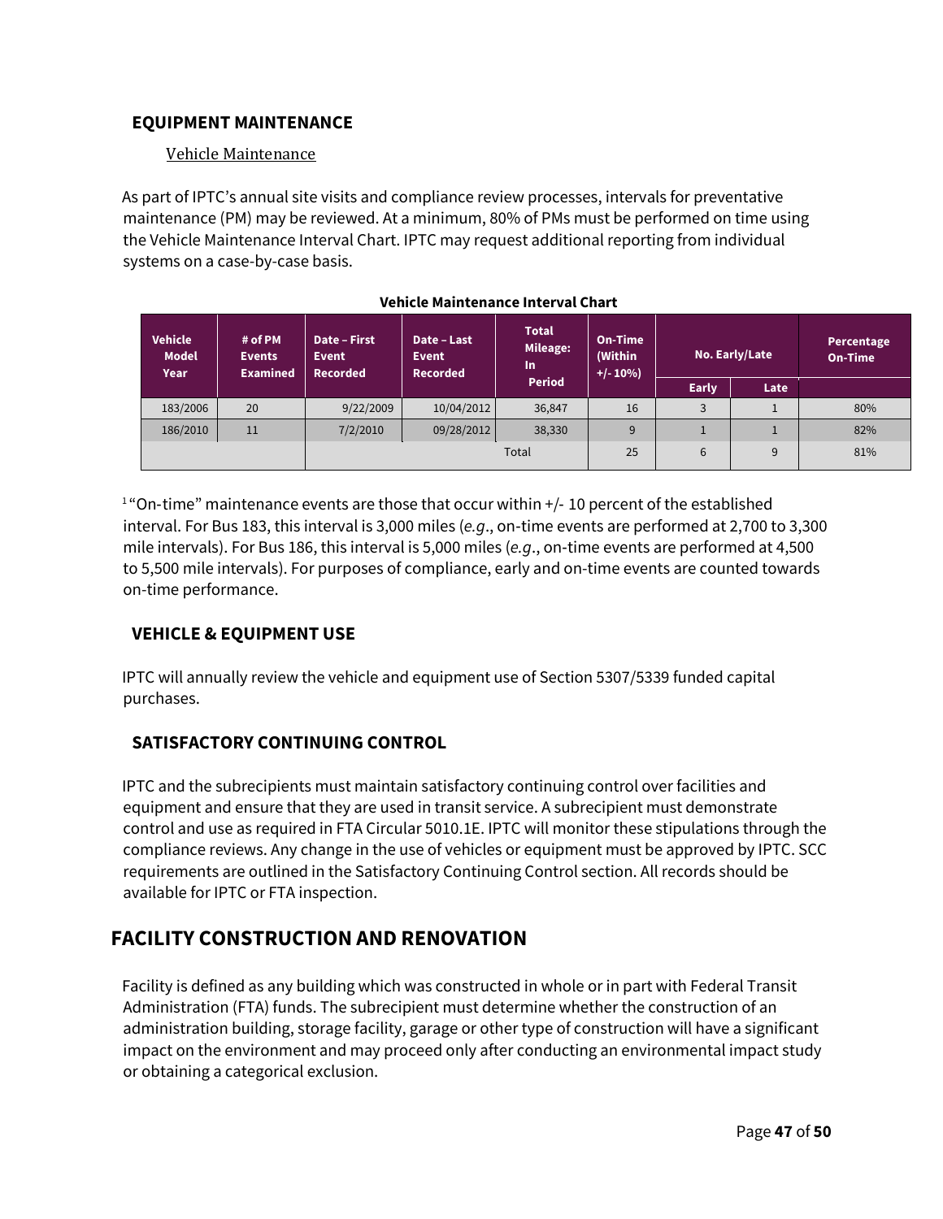## EQUIPMENT MAINTENANCE

### Vehicle Maintenance

As part of IPTC's annual site visits and compliance review processes, intervals for preventative maintenance (PM) may be reviewed. At a minimum, 80% of PMs must be performed on time using the Vehicle Maintenance Interval Chart. IPTC may request additional reporting from individual systems on a case-by-case basis.

**Vehicle Maintenance Interval Chart**

| Vehicle Model Year | # of PM Events Examined | Date – First Event Recorded | Date – Last Event Recorded | Total Mileage: In Period | On-Time (Within +/- 10%) | No. Early/Late | | Percentage On-Time |
|---|---|---|---|---|---|---|---|---|
| | | | | | | Early | Late | |
| 183/2006 | 20 | 9/22/2009 | 10/04/2012 | 36,847 | 16 | 3 | 1 | 80% |
| 186/2010 | 11 | 7/2/2010 | 09/28/2012 | 38,330 | 9 | 1 | 1 | 82% |
| | | Total | | | 25 | 6 | 9 | 81% |

[1] "On-time" maintenance events are those that occur within +/- 10 percent of the established interval. For Bus 183, this interval is 3,000 miles (*e.g*., on-time events are performed at 2,700 to 3,300 mile intervals). For Bus 186, this interval is 5,000 miles (*e.g*., on-time events are performed at 4,500 to 5,500 mile intervals). For purposes of compliance, early and on-time events are counted towards on-time performance.

## VEHICLE & EQUIPMENT USE

IPTC will annually review the vehicle and equipment use of Section 5307/5339 funded capital purchases.

## SATISFACTORY CONTINUING CONTROL

IPTC and the subrecipients must maintain satisfactory continuing control over facilities and equipment and ensure that they are used in transit service. A subrecipient must demonstrate control and use as required in FTA Circular 5010.1E. IPTC will monitor these stipulations through the compliance reviews. Any change in the use of vehicles or equipment must be approved by IPTC. SCC requirements are outlined in the Satisfactory Continuing Control section. All records should be available for IPTC or FTA inspection.

# FACILITY CONSTRUCTION AND RENOVATION

Facility is defined as any building which was constructed in whole or in part with Federal Transit Administration (FTA) funds. The subrecipient must determine whether the construction of an administration building, storage facility, garage or other type of construction will have a significant impact on the environment and may proceed only after conducting an environmental impact study or obtaining a categorical exclusion.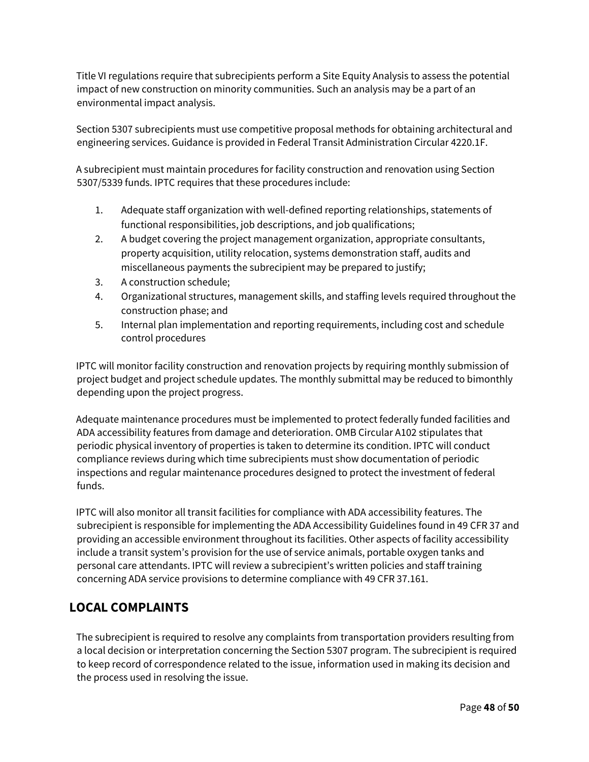Title VI regulations require that subrecipients perform a Site Equity Analysis to assess the potential impact of new construction on minority communities. Such an analysis may be a part of an environmental impact analysis.

Section 5307 subrecipients must use competitive proposal methods for obtaining architectural and engineering services. Guidance is provided in Federal Transit Administration Circular 4220.1F.

A subrecipient must maintain procedures for facility construction and renovation using Section 5307/5339 funds. IPTC requires that these procedures include:

1. Adequate staff organization with well-defined reporting relationships, statements of functional responsibilities, job descriptions, and job qualifications;
2. A budget covering the project management organization, appropriate consultants, property acquisition, utility relocation, systems demonstration staff, audits and miscellaneous payments the subrecipient may be prepared to justify;
3. A construction schedule;
4. Organizational structures, management skills, and staffing levels required throughout the construction phase; and
5. Internal plan implementation and reporting requirements, including cost and schedule control procedures

IPTC will monitor facility construction and renovation projects by requiring monthly submission of project budget and project schedule updates. The monthly submittal may be reduced to bimonthly depending upon the project progress.

Adequate maintenance procedures must be implemented to protect federally funded facilities and ADA accessibility features from damage and deterioration. OMB Circular A102 stipulates that periodic physical inventory of properties is taken to determine its condition. IPTC will conduct compliance reviews during which time subrecipients must show documentation of periodic inspections and regular maintenance procedures designed to protect the investment of federal funds.

IPTC will also monitor all transit facilities for compliance with ADA accessibility features. The subrecipient is responsible for implementing the ADA Accessibility Guidelines found in 49 CFR 37 and providing an accessible environment throughout its facilities. Other aspects of facility accessibility include a transit system's provision for the use of service animals, portable oxygen tanks and personal care attendants. IPTC will review a subrecipient's written policies and staff training concerning ADA service provisions to determine compliance with 49 CFR 37.161.

## LOCAL COMPLAINTS

The subrecipient is required to resolve any complaints from transportation providers resulting from a local decision or interpretation concerning the Section 5307 program. The subrecipient is required to keep record of correspondence related to the issue, information used in making its decision and the process used in resolving the issue.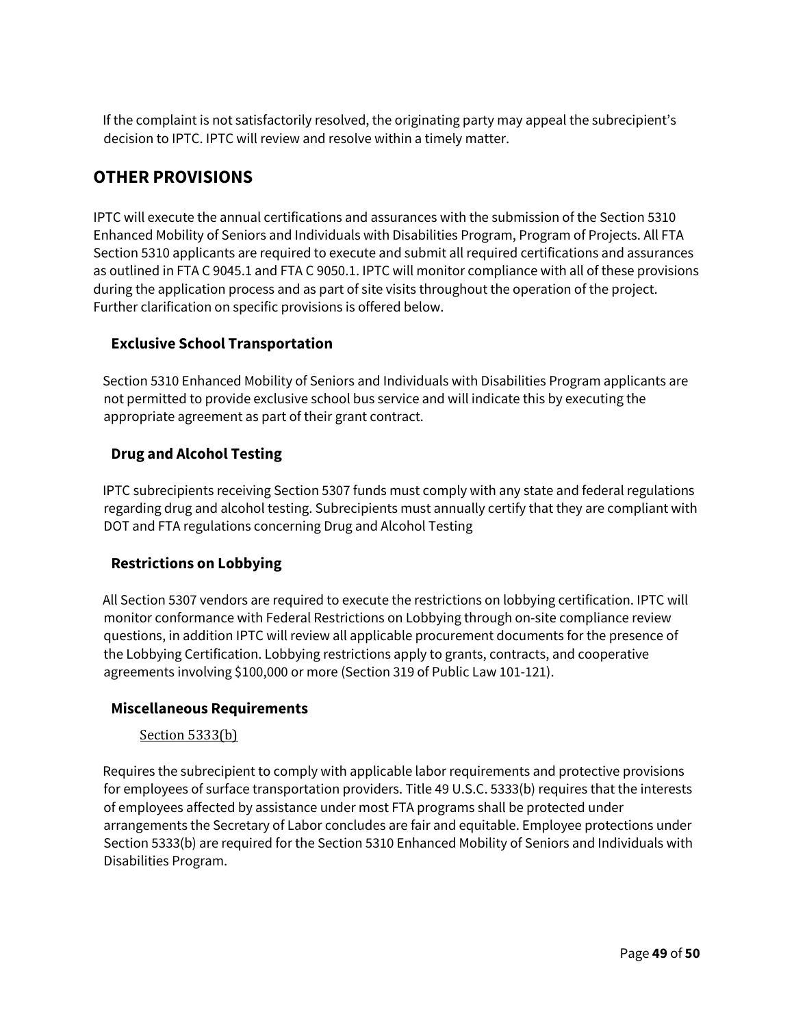If the complaint is not satisfactorily resolved, the originating party may appeal the subrecipient's decision to IPTC. IPTC will review and resolve within a timely matter.

# OTHER PROVISIONS

IPTC will execute the annual certifications and assurances with the submission of the Section 5310 Enhanced Mobility of Seniors and Individuals with Disabilities Program, Program of Projects. All FTA Section 5310 applicants are required to execute and submit all required certifications and assurances as outlined in FTA C 9045.1 and FTA C 9050.1. IPTC will monitor compliance with all of these provisions during the application process and as part of site visits throughout the operation of the project. Further clarification on specific provisions is offered below.

## Exclusive School Transportation

Section 5310 Enhanced Mobility of Seniors and Individuals with Disabilities Program applicants are not permitted to provide exclusive school bus service and will indicate this by executing the appropriate agreement as part of their grant contract.

## Drug and Alcohol Testing

IPTC subrecipients receiving Section 5307 funds must comply with any state and federal regulations regarding drug and alcohol testing. Subrecipients must annually certify that they are compliant with DOT and FTA regulations concerning Drug and Alcohol Testing

## Restrictions on Lobbying

All Section 5307 vendors are required to execute the restrictions on lobbying certification. IPTC will monitor conformance with Federal Restrictions on Lobbying through on-site compliance review questions, in addition IPTC will review all applicable procurement documents for the presence of the Lobbying Certification. Lobbying restrictions apply to grants, contracts, and cooperative agreements involving $100,000 or more (Section 319 of Public Law 101-121).

## Miscellaneous Requirements

### Section 5333(b)

Requires the subrecipient to comply with applicable labor requirements and protective provisions for employees of surface transportation providers. Title 49 U.S.C. 5333(b) requires that the interests of employees affected by assistance under most FTA programs shall be protected under arrangements the Secretary of Labor concludes are fair and equitable. Employee protections under Section 5333(b) are required for the Section 5310 Enhanced Mobility of Seniors and Individuals with Disabilities Program.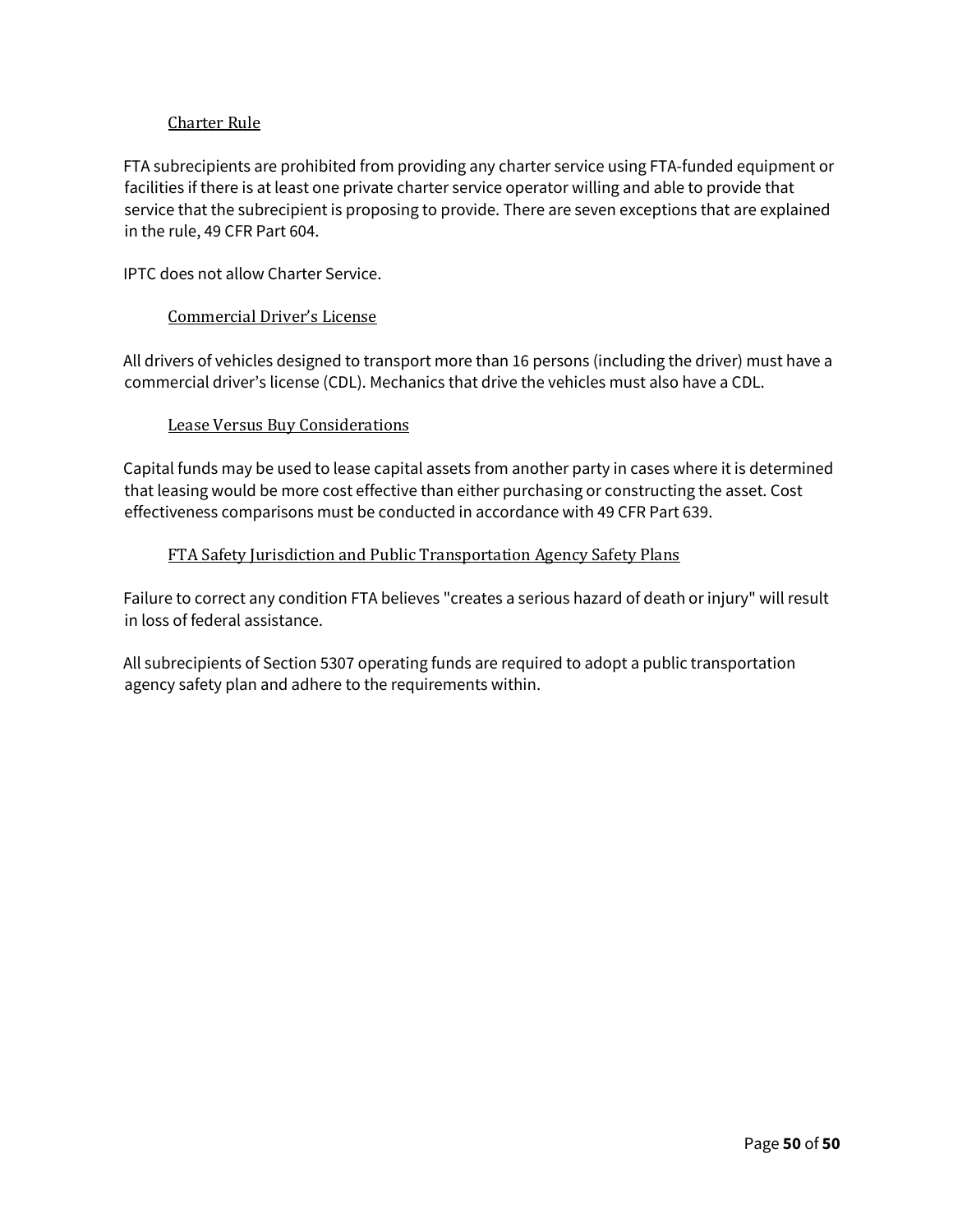## Charter Rule

FTA subrecipients are prohibited from providing any charter service using FTA-funded equipment or facilities if there is at least one private charter service operator willing and able to provide that service that the subrecipient is proposing to provide. There are seven exceptions that are explained in the rule, 49 CFR Part 604.

IPTC does not allow Charter Service.

## Commercial Driver's License

All drivers of vehicles designed to transport more than 16 persons (including the driver) must have a commercial driver's license (CDL). Mechanics that drive the vehicles must also have a CDL.

## Lease Versus Buy Considerations

Capital funds may be used to lease capital assets from another party in cases where it is determined that leasing would be more cost effective than either purchasing or constructing the asset. Cost effectiveness comparisons must be conducted in accordance with 49 CFR Part 639.

## FTA Safety Jurisdiction and Public Transportation Agency Safety Plans

Failure to correct any condition FTA believes "creates a serious hazard of death or injury" will result in loss of federal assistance.

All subrecipients of Section 5307 operating funds are required to adopt a public transportation agency safety plan and adhere to the requirements within.